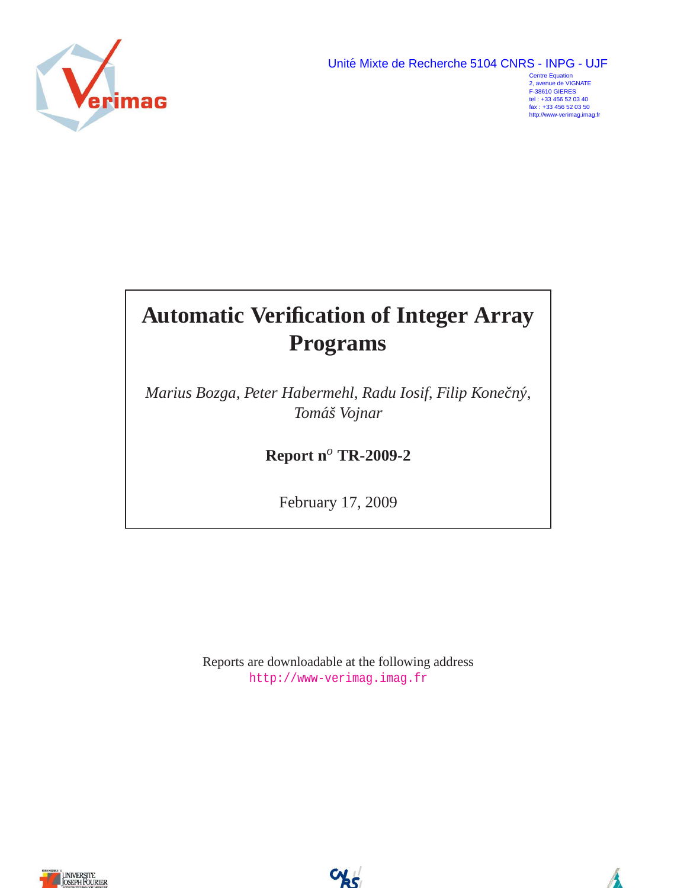Unité Mixte de Recherche 5104 CNRS - INPG - UJF

Centre Equation
2, avenue de VIGNATE
F-38610 GIERES
tel : +33 456 52 03 40
fax : +33 456 52 03 50
http://www-verimag.imag.fr

# Automatic Verification of Integer Array Programs

*Marius Bozga, Peter Habermehl, Radu Iosif, Filip Konečný, Tomáš Vojnar*

**Report n$^{o}$ TR-2009-2**

February 17, 2009

Reports are downloadable at the following address
http://www-verimag.imag.fr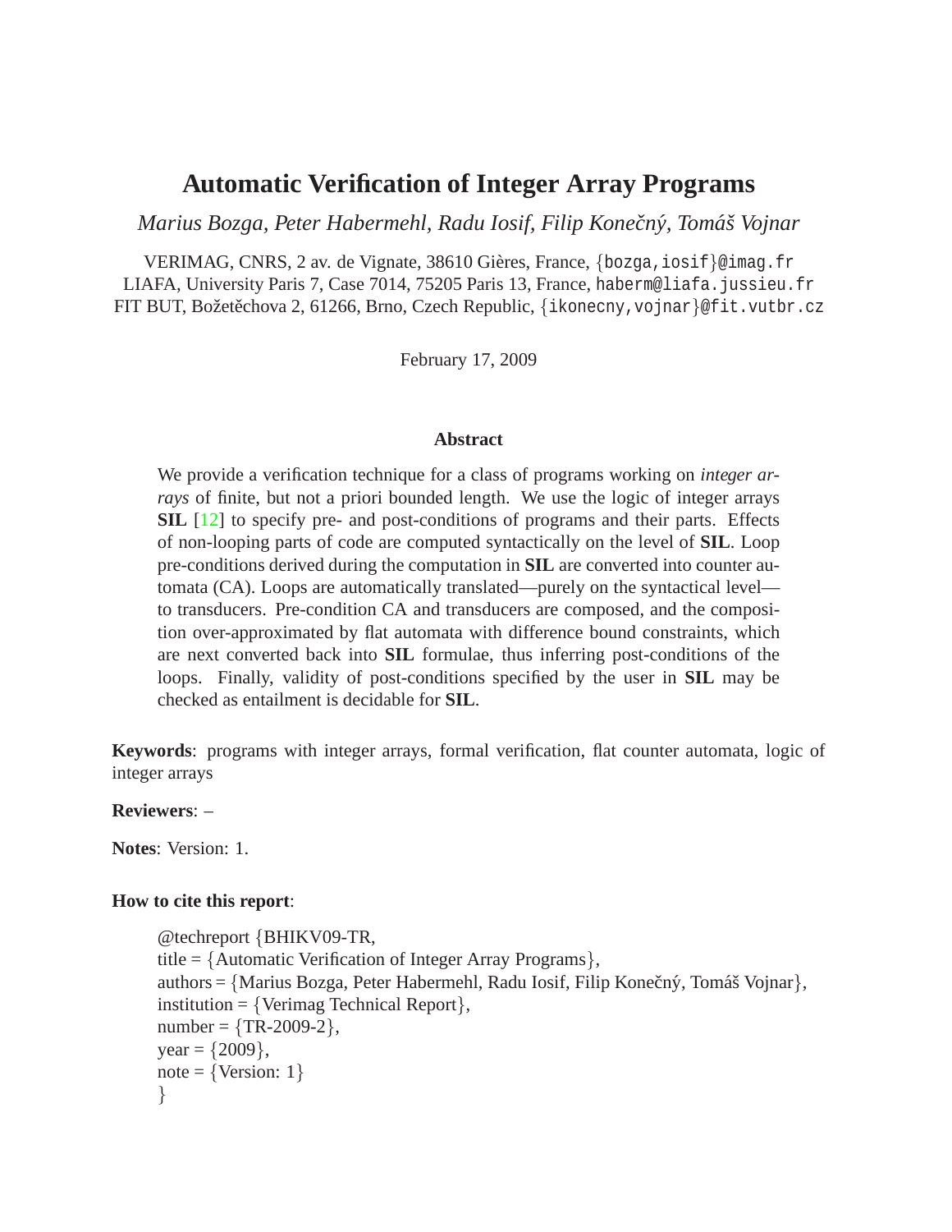# Automatic Verification of Integer Array Programs

*Marius Bozga, Peter Habermehl, Radu Iosif, Filip Konečný, Tomáš Vojnar*

VERIMAG, CNRS, 2 av. de Vignate, 38610 Gières, France, {bozga,iosif}@imag.fr
LIAFA, University Paris 7, Case 7014, 75205 Paris 13, France, haberm@liafa.jussieu.fr
FIT BUT, Božetěchova 2, 61266, Brno, Czech Republic, {ikonecny,vojnar}@fit.vutbr.cz

February 17, 2009

### Abstract

We provide a verification technique for a class of programs working on *integer arrays* of finite, but not a priori bounded length. We use the logic of integer arrays **SIL** [12] to specify pre- and post-conditions of programs and their parts. Effects of non-looping parts of code are computed syntactically on the level of **SIL**. Loop pre-conditions derived during the computation in **SIL** are converted into counter automata (CA). Loops are automatically translated—purely on the syntactical level—to transducers. Pre-condition CA and transducers are composed, and the composition over-approximated by flat automata with difference bound constraints, which are next converted back into **SIL** formulae, thus inferring post-conditions of the loops. Finally, validity of post-conditions specified by the user in **SIL** may be checked as entailment is decidable for **SIL**.

**Keywords**: programs with integer arrays, formal verification, flat counter automata, logic of integer arrays

**Reviewers**: –

**Notes**: Version: 1.

**How to cite this report**:

```
@techreport {BHIKV09-TR,
title = {Automatic Verification of Integer Array Programs},
authors = {Marius Bozga, Peter Habermehl, Radu Iosif, Filip Konečný, Tomáš Vojnar},
institution = {Verimag Technical Report},
number = {TR-2009-2},
year = {2009},
note = {Version: 1}
}
```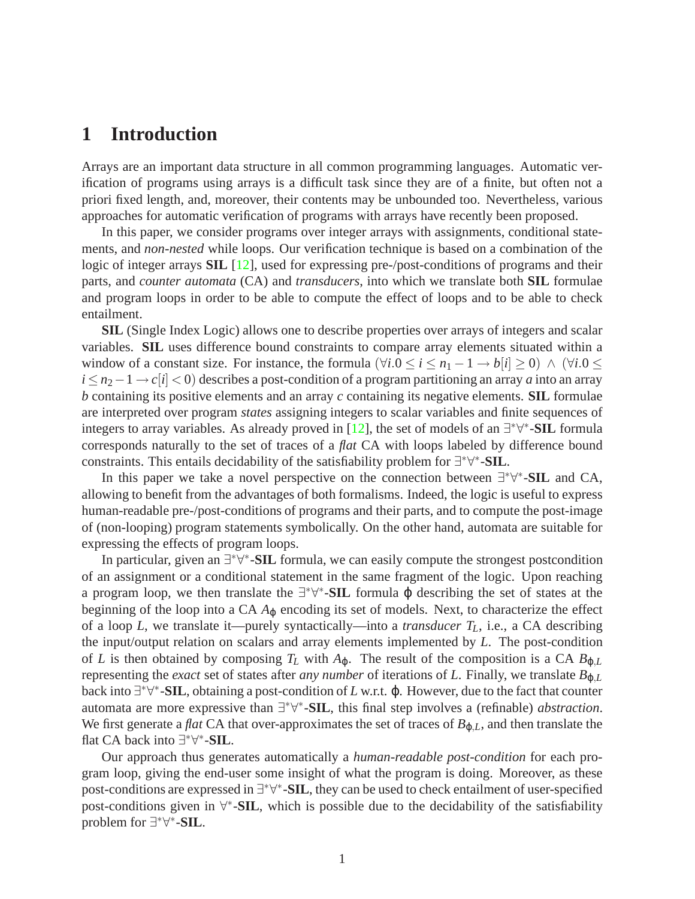# 1 Introduction

Arrays are an important data structure in all common programming languages. Automatic verification of programs using arrays is a difficult task since they are of a finite, but often not a priori fixed length, and, moreover, their contents may be unbounded too. Nevertheless, various approaches for automatic verification of programs with arrays have recently been proposed.

In this paper, we consider programs over integer arrays with assignments, conditional statements, and *non-nested* while loops. Our verification technique is based on a combination of the logic of integer arrays **SIL** [12], used for expressing pre-/post-conditions of programs and their parts, and *counter automata* (CA) and *transducers*, into which we translate both **SIL** formulae and program loops in order to be able to compute the effect of loops and to be able to check entailment.

**SIL** (Single Index Logic) allows one to describe properties over arrays of integers and scalar variables. **SIL** uses difference bound constraints to compare array elements situated within a window of a constant size. For instance, the formula $(\forall i.0 \leq i \leq n_1 - 1 \rightarrow b[i] \geq 0) \wedge (\forall i.0 \leq i \leq n_2 - 1 \rightarrow c[i] < 0)$ describes a post-condition of a program partitioning an array $a$ into an array $b$ containing its positive elements and an array $c$ containing its negative elements. **SIL** formulae are interpreted over program *states* assigning integers to scalar variables and finite sequences of integers to array variables. As already proved in [12], the set of models of an $\exists^*\forall^*$-**SIL** formula corresponds naturally to the set of traces of a *flat* CA with loops labeled by difference bound constraints. This entails decidability of the satisfiability problem for $\exists^*\forall^*$-**SIL**.

In this paper we take a novel perspective on the connection between $\exists^*\forall^*$-**SIL** and CA, allowing to benefit from the advantages of both formalisms. Indeed, the logic is useful to express human-readable pre-/post-conditions of programs and their parts, and to compute the post-image of (non-looping) program statements symbolically. On the other hand, automata are suitable for expressing the effects of program loops.

In particular, given an $\exists^*\forall^*$-**SIL** formula, we can easily compute the strongest postcondition of an assignment or a conditional statement in the same fragment of the logic. Upon reaching a program loop, we then translate the $\exists^*\forall^*$-**SIL** formula $\varphi$ describing the set of states at the beginning of the loop into a CA $A_\varphi$ encoding its set of models. Next, to characterize the effect of a loop $L$, we translate it—purely syntactically—into a *transducer* $T_L$, i.e., a CA describing the input/output relation on scalars and array elements implemented by $L$. The post-condition of $L$ is then obtained by composing $T_L$ with $A_\varphi$. The result of the composition is a CA $B_{\varphi,L}$ representing the *exact* set of states after *any number* of iterations of $L$. Finally, we translate $B_{\varphi,L}$ back into $\exists^*\forall^*$-**SIL**, obtaining a post-condition of $L$ w.r.t. $\varphi$. However, due to the fact that counter automata are more expressive than $\exists^*\forall^*$-**SIL**, this final step involves a (refinable) *abstraction*. We first generate a *flat* CA that over-approximates the set of traces of $B_{\varphi,L}$, and then translate the flat CA back into $\exists^*\forall^*$-**SIL**.

Our approach thus generates automatically a *human-readable post-condition* for each program loop, giving the end-user some insight of what the program is doing. Moreover, as these post-conditions are expressed in $\exists^*\forall^*$-**SIL**, they can be used to check entailment of user-specified post-conditions given in $\forall^*$-**SIL**, which is possible due to the decidability of the satisfiability problem for $\exists^*\forall^*$-**SIL**.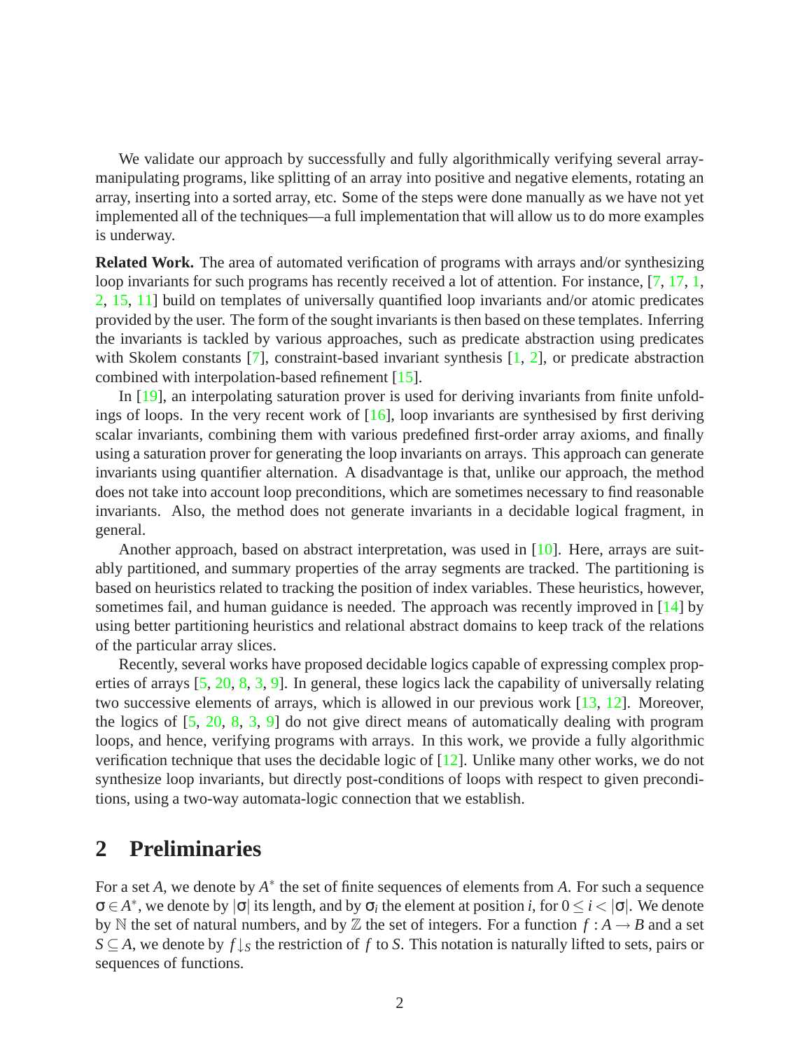We validate our approach by successfully and fully algorithmically verifying several array-manipulating programs, like splitting of an array into positive and negative elements, rotating an array, inserting into a sorted array, etc. Some of the steps were done manually as we have not yet implemented all of the techniques—a full implementation that will allow us to do more examples is underway.

**Related Work.** The area of automated verification of programs with arrays and/or synthesizing loop invariants for such programs has recently received a lot of attention. For instance, [7, 17, 1, 2, 15, 11] build on templates of universally quantified loop invariants and/or atomic predicates provided by the user. The form of the sought invariants is then based on these templates. Inferring the invariants is tackled by various approaches, such as predicate abstraction using predicates with Skolem constants [7], constraint-based invariant synthesis [1, 2], or predicate abstraction combined with interpolation-based refinement [15].

In [19], an interpolating saturation prover is used for deriving invariants from finite unfoldings of loops. In the very recent work of [16], loop invariants are synthesised by first deriving scalar invariants, combining them with various predefined first-order array axioms, and finally using a saturation prover for generating the loop invariants on arrays. This approach can generate invariants using quantifier alternation. A disadvantage is that, unlike our approach, the method does not take into account loop preconditions, which are sometimes necessary to find reasonable invariants. Also, the method does not generate invariants in a decidable logical fragment, in general.

Another approach, based on abstract interpretation, was used in [10]. Here, arrays are suitably partitioned, and summary properties of the array segments are tracked. The partitioning is based on heuristics related to tracking the position of index variables. These heuristics, however, sometimes fail, and human guidance is needed. The approach was recently improved in [14] by using better partitioning heuristics and relational abstract domains to keep track of the relations of the particular array slices.

Recently, several works have proposed decidable logics capable of expressing complex properties of arrays [5, 20, 8, 3, 9]. In general, these logics lack the capability of universally relating two successive elements of arrays, which is allowed in our previous work [13, 12]. Moreover, the logics of [5, 20, 8, 3, 9] do not give direct means of automatically dealing with program loops, and hence, verifying programs with arrays. In this work, we provide a fully algorithmic verification technique that uses the decidable logic of [12]. Unlike many other works, we do not synthesize loop invariants, but directly post-conditions of loops with respect to given preconditions, using a two-way automata-logic connection that we establish.

## 2 Preliminaries

For a set $A$, we denote by $A^*$ the set of finite sequences of elements from $A$. For such a sequence $\sigma \in A^*$, we denote by $|\sigma|$ its length, and by $\sigma_i$ the element at position $i$, for $0 \leq i < |\sigma|$. We denote by $\mathbb{N}$ the set of natural numbers, and by $\mathbb{Z}$ the set of integers. For a function $f : A \to B$ and a set $S \subseteq A$, we denote by $f\downarrow_S$ the restriction of $f$ to $S$. This notation is naturally lifted to sets, pairs or sequences of functions.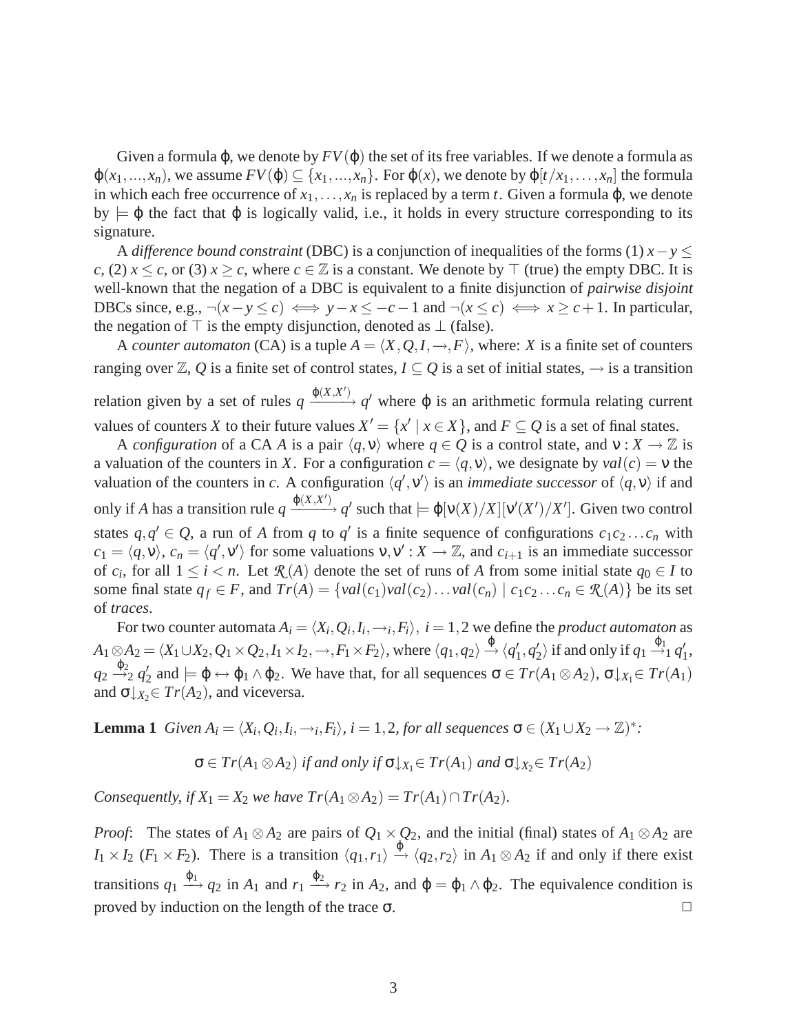Given a formula $\varphi$, we denote by $FV(\varphi)$ the set of its free variables. If we denote a formula as $\varphi(x_1,...,x_n)$, we assume $FV(\varphi) \subseteq \{x_1,...,x_n\}$. For $\varphi(x)$, we denote by $\varphi[t/x_1,\ldots,x_n]$ the formula in which each free occurrence of $x_1,\ldots,x_n$ is replaced by a term $t$. Given a formula $\varphi$, we denote by $\models \varphi$ the fact that $\varphi$ is logically valid, i.e., it holds in every structure corresponding to its signature.

A *difference bound constraint* (DBC) is a conjunction of inequalities of the forms (1) $x-y \leq c$, (2) $x \leq c$, or (3) $x \geq c$, where $c \in \mathbb{Z}$ is a constant. We denote by $\top$ (true) the empty DBC. It is well-known that the negation of a DBC is equivalent to a finite disjunction of *pairwise disjoint* DBCs since, e.g., $\neg(x-y \leq c) \iff y-x \leq -c-1$ and $\neg(x \leq c) \iff x \geq c+1$. In particular, the negation of $\top$ is the empty disjunction, denoted as $\bot$ (false).

A *counter automaton* (CA) is a tuple $A = \langle X, Q, I, \rightarrow, F\rangle$, where: $X$ is a finite set of counters ranging over $\mathbb{Z}$, $Q$ is a finite set of control states, $I \subseteq Q$ is a set of initial states, $\rightarrow$ is a transition relation given by a set of rules $q \xrightarrow{\varphi(X,X')} q'$ where $\varphi$ is an arithmetic formula relating current values of counters $X$ to their future values $X' = \{x' \mid x \in X\}$, and $F \subseteq Q$ is a set of final states.

A *configuration* of a CA $A$ is a pair $\langle q, \nu\rangle$ where $q \in Q$ is a control state, and $\nu : X \rightarrow \mathbb{Z}$ is a valuation of the counters in $X$. For a configuration $c = \langle q, \nu\rangle$, we designate by $val(c) = \nu$ the valuation of the counters in $c$. A configuration $\langle q', \nu'\rangle$ is an *immediate successor* of $\langle q, \nu\rangle$ if and only if $A$ has a transition rule $q \xrightarrow{\varphi(X,X')} q'$ such that $\models \varphi[\nu(X)/X][\nu'(X')/X']$. Given two control states $q, q' \in Q$, a run of $A$ from $q$ to $q'$ is a finite sequence of configurations $c_1c_2\ldots c_n$ with $c_1 = \langle q, \nu\rangle$, $c_n = \langle q', \nu'\rangle$ for some valuations $\nu, \nu' : X \rightarrow \mathbb{Z}$, and $c_{i+1}$ is an immediate successor of $c_i$, for all $1 \leq i < n$. Let $\mathcal{R}(A)$ denote the set of runs of $A$ from some initial state $q_0 \in I$ to some final state $q_f \in F$, and $Tr(A) = \{val(c_1)val(c_2)\ldots val(c_n) \mid c_1c_2\ldots c_n \in \mathcal{R}(A)\}$ be its set of *traces*.

For two counter automata $A_i = \langle X_i, Q_i, I_i, \rightarrow_i, F_i\rangle$, $i = 1,2$ we define the *product automaton* as $A_1 \otimes A_2 = \langle X_1 \cup X_2, Q_1 \times Q_2, I_1 \times I_2, \rightarrow, F_1 \times F_2\rangle$, where $\langle q_1, q_2\rangle \xrightarrow{\varphi} \langle q_1', q_2'\rangle$ if and only if $q_1 \xrightarrow{\varphi_1}_1 q_1'$, $q_2 \xrightarrow{\varphi_2}_2 q_2'$ and $\models \varphi \leftrightarrow \varphi_1 \wedge \varphi_2$. We have that, for all sequences $\sigma \in Tr(A_1 \otimes A_2)$, $\sigma\downarrow_{X_1} \in Tr(A_1)$ and $\sigma\downarrow_{X_2} \in Tr(A_2)$, and viceversa.

**Lemma 1** *Given $A_i = \langle X_i, Q_i, I_i, \rightarrow_i, F_i\rangle$, $i = 1,2$, for all sequences $\sigma \in (X_1 \cup X_2 \rightarrow \mathbb{Z})^*$:*

$$\sigma \in Tr(A_1 \otimes A_2) \textit{ if and only if } \sigma\downarrow_{X_1} \in Tr(A_1) \textit{ and } \sigma\downarrow_{X_2} \in Tr(A_2)$$

*Consequently, if $X_1 = X_2$ we have $Tr(A_1 \otimes A_2) = Tr(A_1) \cap Tr(A_2)$.*

*Proof*: The states of $A_1 \otimes A_2$ are pairs of $Q_1 \times Q_2$, and the initial (final) states of $A_1 \otimes A_2$ are $I_1 \times I_2$ ($F_1 \times F_2$). There is a transition $\langle q_1, r_1\rangle \xrightarrow{\varphi} \langle q_2, r_2\rangle$ in $A_1 \otimes A_2$ if and only if there exist transitions $q_1 \xrightarrow{\varphi_1} q_2$ in $A_1$ and $r_1 \xrightarrow{\varphi_2} r_2$ in $A_2$, and $\varphi = \varphi_1 \wedge \varphi_2$. The equivalence condition is proved by induction on the length of the trace $\sigma$. $\square$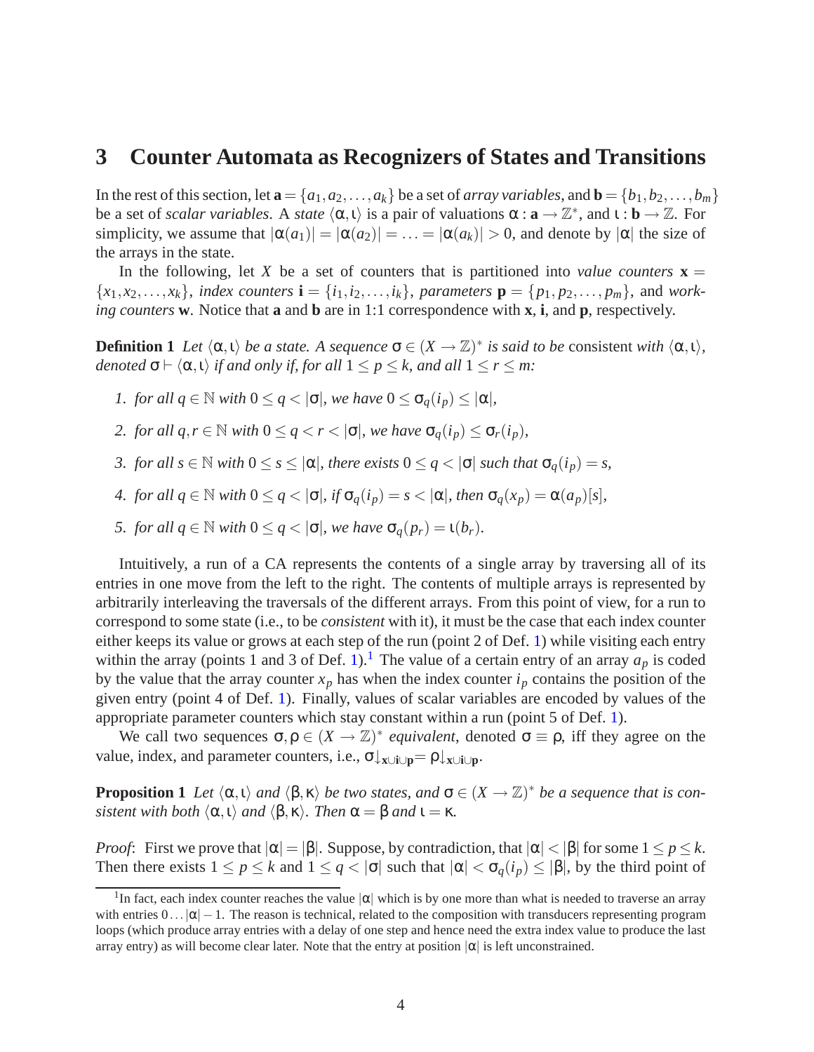## 3 Counter Automata as Recognizers of States and Transitions

In the rest of this section, let $\mathbf{a} = \{a_1, a_2, \ldots, a_k\}$ be a set of *array variables*, and $\mathbf{b} = \{b_1, b_2, \ldots, b_m\}$ be a set of *scalar variables*. A *state* $\langle \alpha, \iota \rangle$ is a pair of valuations $\alpha : \mathbf{a} \to \mathbb{Z}^*$, and $\iota : \mathbf{b} \to \mathbb{Z}$. For simplicity, we assume that $|\alpha(a_1)| = |\alpha(a_2)| = \ldots = |\alpha(a_k)| > 0$, and denote by $|\alpha|$ the size of the arrays in the state.

In the following, let $X$ be a set of counters that is partitioned into *value counters* $\mathbf{x} = \{x_1, x_2, \ldots, x_k\}$, *index counters* $\mathbf{i} = \{i_1, i_2, \ldots, i_k\}$, *parameters* $\mathbf{p} = \{p_1, p_2, \ldots, p_m\}$, and *working counters* $\mathbf{w}$. Notice that $\mathbf{a}$ and $\mathbf{b}$ are in 1:1 correspondence with $\mathbf{x}$, $\mathbf{i}$, and $\mathbf{p}$, respectively.

**Definition 1** *Let $\langle \alpha, \iota \rangle$ be a state. A sequence $\sigma \in (X \to \mathbb{Z})^*$ is said to be* consistent *with $\langle \alpha, \iota \rangle$, denoted $\sigma \vdash \langle \alpha, \iota \rangle$ if and only if, for all $1 \le p \le k$, and all $1 \le r \le m$:*

1. *for all $q \in \mathbb{N}$ with $0 \le q < |\sigma|$, we have $0 \le \sigma_q(i_p) \le |\alpha|$,*
2. *for all $q, r \in \mathbb{N}$ with $0 \le q < r < |\sigma|$, we have $\sigma_q(i_p) \le \sigma_r(i_p)$,*
3. *for all $s \in \mathbb{N}$ with $0 \le s \le |\alpha|$, there exists $0 \le q < |\sigma|$ such that $\sigma_q(i_p) = s$,*
4. *for all $q \in \mathbb{N}$ with $0 \le q < |\sigma|$, if $\sigma_q(i_p) = s < |\alpha|$, then $\sigma_q(x_p) = \alpha(a_p)[s]$,*
5. *for all $q \in \mathbb{N}$ with $0 \le q < |\sigma|$, we have $\sigma_q(p_r) = \iota(b_r)$.*

Intuitively, a run of a CA represents the contents of a single array by traversing all of its entries in one move from the left to the right. The contents of multiple arrays is represented by arbitrarily interleaving the traversals of the different arrays. From this point of view, for a run to correspond to some state (i.e., to be *consistent* with it), it must be the case that each index counter either keeps its value or grows at each step of the run (point 2 of Def. 1) while visiting each entry within the array (points 1 and 3 of Def. 1).[1] The value of a certain entry of an array $a_p$ is coded by the value that the array counter $x_p$ has when the index counter $i_p$ contains the position of the given entry (point 4 of Def. 1). Finally, values of scalar variables are encoded by values of the appropriate parameter counters which stay constant within a run (point 5 of Def. 1).

We call two sequences $\sigma, \rho \in (X \to \mathbb{Z})^*$ *equivalent*, denoted $\sigma \equiv \rho$, iff they agree on the value, index, and parameter counters, i.e., $\sigma\downarrow_{\mathbf{x}\cup\mathbf{i}\cup\mathbf{p}} = \rho\downarrow_{\mathbf{x}\cup\mathbf{i}\cup\mathbf{p}}$.

**Proposition 1** *Let $\langle \alpha, \iota \rangle$ and $\langle \beta, \kappa \rangle$ be two states, and $\sigma \in (X \to \mathbb{Z})^*$ be a sequence that is consistent with both $\langle \alpha, \iota \rangle$ and $\langle \beta, \kappa \rangle$. Then $\alpha = \beta$ and $\iota = \kappa$.*

*Proof*: First we prove that $|\alpha| = |\beta|$. Suppose, by contradiction, that $|\alpha| < |\beta|$ for some $1 \le p \le k$. Then there exists $1 \le p \le k$ and $1 \le q < |\sigma|$ such that $|\alpha| < \sigma_q(i_p) \le |\beta|$, by the third point of

[1] In fact, each index counter reaches the value $|\alpha|$ which is by one more than what is needed to traverse an array with entries $0 \ldots |\alpha| - 1$. The reason is technical, related to the composition with transducers representing program loops (which produce array entries with a delay of one step and hence need the extra index value to produce the last array entry) as will become clear later. Note that the entry at position $|\alpha|$ is left unconstrained.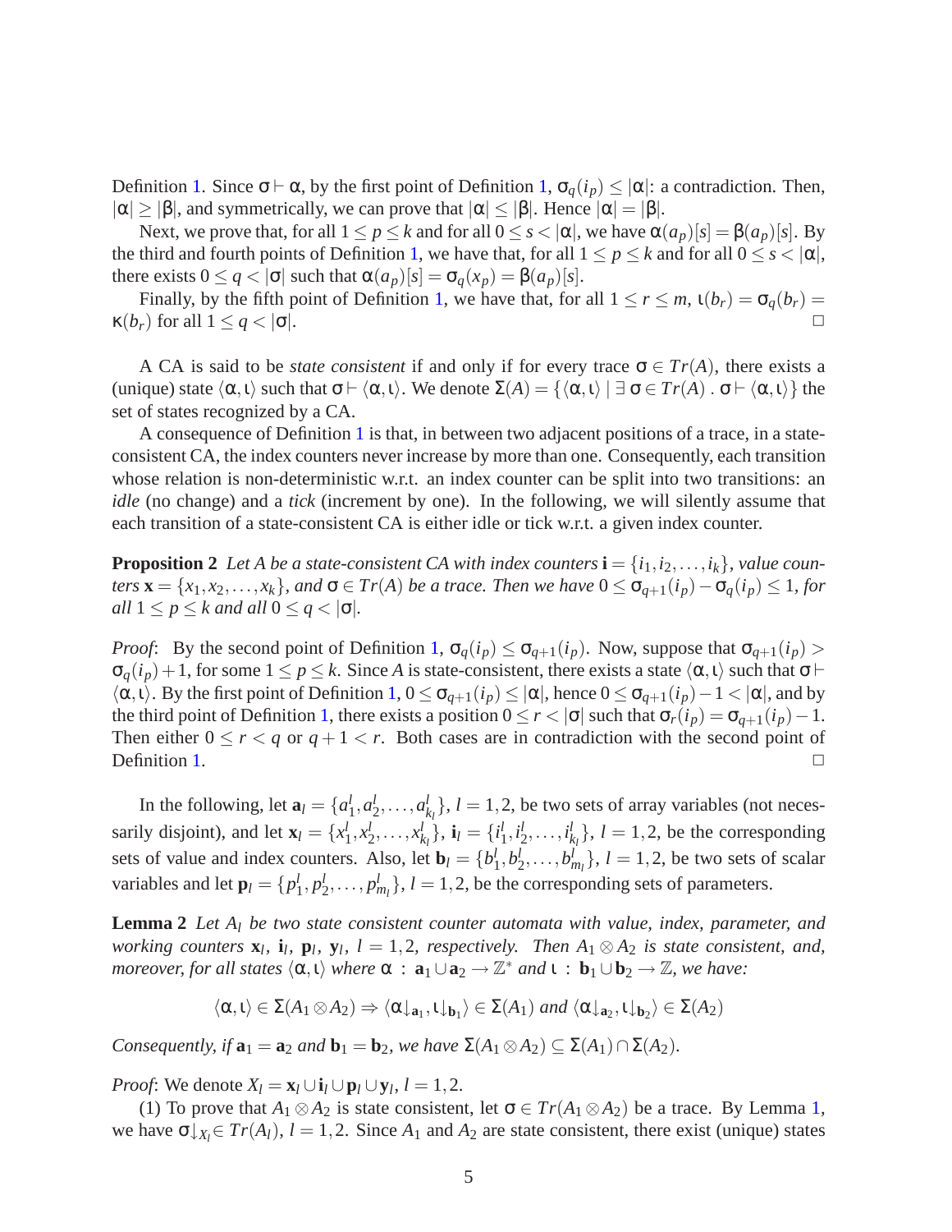Definition 1. Since $\sigma \vdash \alpha$, by the first point of Definition 1, $\sigma_q(i_p) \leq |\alpha|$: a contradiction. Then, $|\alpha| \geq |\beta|$, and symmetrically, we can prove that $|\alpha| \leq |\beta|$. Hence $|\alpha| = |\beta|$.

Next, we prove that, for all $1 \leq p \leq k$ and for all $0 \leq s < |\alpha|$, we have $\alpha(a_p)[s] = \beta(a_p)[s]$. By the third and fourth points of Definition 1, we have that, for all $1 \leq p \leq k$ and for all $0 \leq s < |\alpha|$, there exists $0 \leq q < |\sigma|$ such that $\alpha(a_p)[s] = \sigma_q(x_p) = \beta(a_p)[s]$.

Finally, by the fifth point of Definition 1, we have that, for all $1 \leq r \leq m$, $\iota(b_r) = \sigma_q(b_r) = \kappa(b_r)$ for all $1 \leq q < |\sigma|$. □

A CA is said to be *state consistent* if and only if for every trace $\sigma \in Tr(A)$, there exists a (unique) state $\langle \alpha, \iota \rangle$ such that $\sigma \vdash \langle \alpha, \iota \rangle$. We denote $\Sigma(A) = \{\langle \alpha, \iota \rangle \mid \exists\, \sigma \in Tr(A) \,.\, \sigma \vdash \langle \alpha, \iota \rangle\}$ the set of states recognized by a CA.

A consequence of Definition 1 is that, in between two adjacent positions of a trace, in a state-consistent CA, the index counters never increase by more than one. Consequently, each transition whose relation is non-deterministic w.r.t. an index counter can be split into two transitions: an *idle* (no change) and a *tick* (increment by one). In the following, we will silently assume that each transition of a state-consistent CA is either idle or tick w.r.t. a given index counter.

**Proposition 2** *Let $A$ be a state-consistent CA with index counters $\mathbf{i} = \{i_1, i_2, \ldots, i_k\}$, value counters $\mathbf{x} = \{x_1, x_2, \ldots, x_k\}$, and $\sigma \in Tr(A)$ be a trace. Then we have $0 \leq \sigma_{q+1}(i_p) - \sigma_q(i_p) \leq 1$, for all $1 \leq p \leq k$ and all $0 \leq q < |\sigma|$.*

*Proof*: By the second point of Definition 1, $\sigma_q(i_p) \leq \sigma_{q+1}(i_p)$. Now, suppose that $\sigma_{q+1}(i_p) > \sigma_q(i_p) + 1$, for some $1 \leq p \leq k$. Since $A$ is state-consistent, there exists a state $\langle \alpha, \iota \rangle$ such that $\sigma \vdash \langle \alpha, \iota \rangle$. By the first point of Definition 1, $0 \leq \sigma_{q+1}(i_p) \leq |\alpha|$, hence $0 \leq \sigma_{q+1}(i_p) - 1 < |\alpha|$, and by the third point of Definition 1, there exists a position $0 \leq r < |\sigma|$ such that $\sigma_r(i_p) = \sigma_{q+1}(i_p) - 1$. Then either $0 \leq r < q$ or $q + 1 < r$. Both cases are in contradiction with the second point of Definition 1. □

In the following, let $\mathbf{a}_l = \{a^l_1, a^l_2, \ldots, a^l_{k_l}\}$, $l = 1, 2$, be two sets of array variables (not necessarily disjoint), and let $\mathbf{x}_l = \{x^l_1, x^l_2, \ldots, x^l_{k_l}\}$, $\mathbf{i}_l = \{i^l_1, i^l_2, \ldots, i^l_{k_l}\}$, $l = 1, 2$, be the corresponding sets of value and index counters. Also, let $\mathbf{b}_l = \{b^l_1, b^l_2, \ldots, b^l_{m_l}\}$, $l = 1, 2$, be two sets of scalar variables and let $\mathbf{p}_l = \{p^l_1, p^l_2, \ldots, p^l_{m_l}\}$, $l = 1, 2$, be the corresponding sets of parameters.

**Lemma 2** *Let $A_l$ be two state consistent counter automata with value, index, parameter, and working counters $\mathbf{x}_l$, $\mathbf{i}_l$, $\mathbf{p}_l$, $\mathbf{y}_l$, $l = 1, 2$, respectively. Then $A_1 \otimes A_2$ is state consistent, and, moreover, for all states $\langle \alpha, \iota \rangle$ where $\alpha : \mathbf{a}_1 \cup \mathbf{a}_2 \rightarrow \mathbb{Z}^*$ and $\iota : \mathbf{b}_1 \cup \mathbf{b}_2 \rightarrow \mathbb{Z}$, we have:*

$$\langle \alpha, \iota \rangle \in \Sigma(A_1 \otimes A_2) \Rightarrow \langle \alpha\downarrow_{\mathbf{a}_1}, \iota\downarrow_{\mathbf{b}_1} \rangle \in \Sigma(A_1) \text{ and } \langle \alpha\downarrow_{\mathbf{a}_2}, \iota\downarrow_{\mathbf{b}_2} \rangle \in \Sigma(A_2)$$

*Consequently, if $\mathbf{a}_1 = \mathbf{a}_2$ and $\mathbf{b}_1 = \mathbf{b}_2$, we have $\Sigma(A_1 \otimes A_2) \subseteq \Sigma(A_1) \cap \Sigma(A_2)$.*

*Proof*: We denote $X_l = \mathbf{x}_l \cup \mathbf{i}_l \cup \mathbf{p}_l \cup \mathbf{y}_l$, $l = 1, 2$.

(1) To prove that $A_1 \otimes A_2$ is state consistent, let $\sigma \in Tr(A_1 \otimes A_2)$ be a trace. By Lemma 1, we have $\sigma\downarrow_{X_l} \in Tr(A_l)$, $l = 1, 2$. Since $A_1$ and $A_2$ are state consistent, there exist (unique) states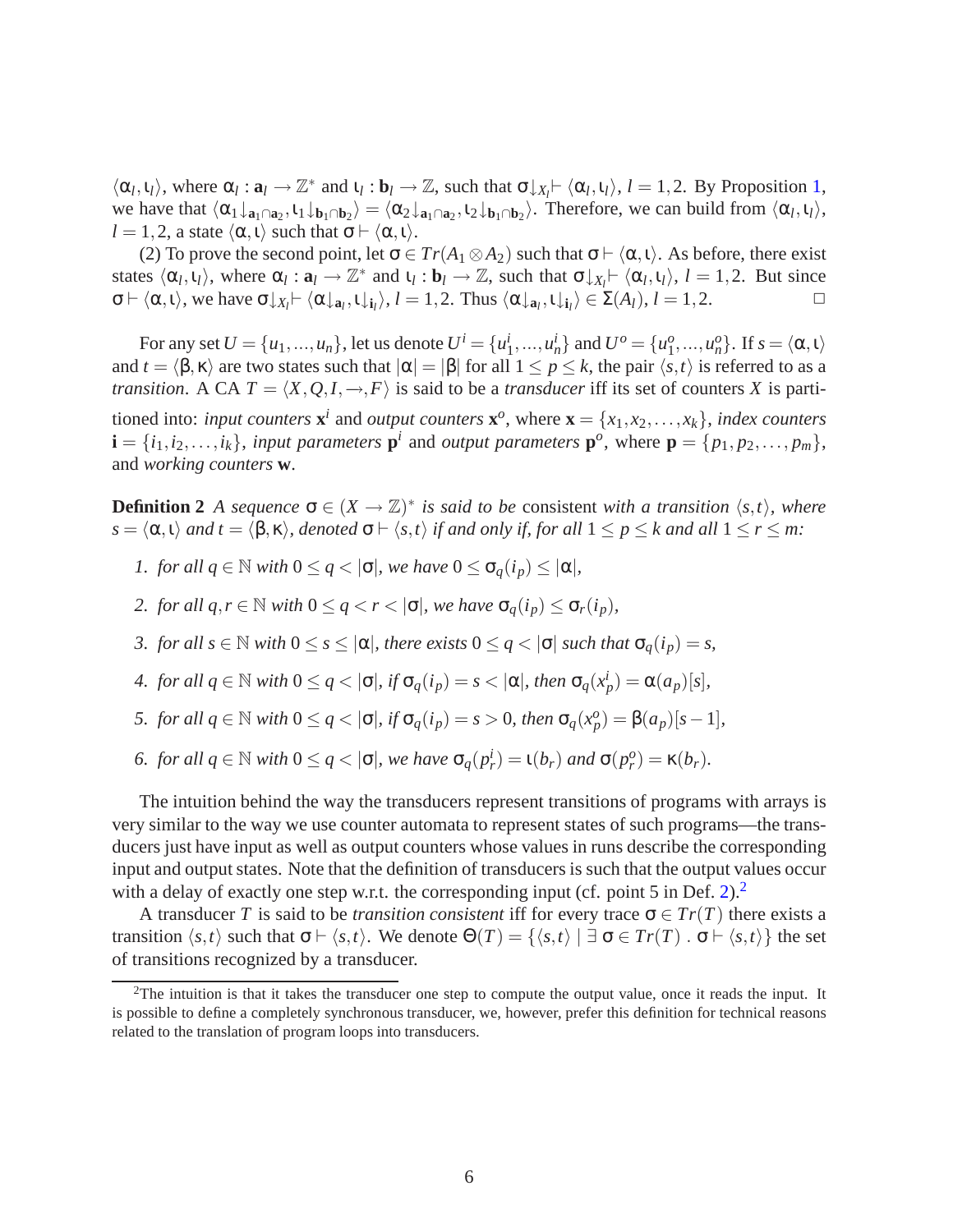$\langle \alpha_l, \iota_l \rangle$, where $\alpha_l : \mathbf{a}_l \rightarrow \mathbb{Z}^*$ and $\iota_l : \mathbf{b}_l \rightarrow \mathbb{Z}$, such that $\sigma\downarrow_{X_l} \vdash \langle \alpha_l, \iota_l \rangle$, $l = 1,2$. By Proposition 1, we have that $\langle \alpha_1\downarrow_{\mathbf{a}_1 \cap \mathbf{a}_2}, \iota_1\downarrow_{\mathbf{b}_1 \cap \mathbf{b}_2} \rangle = \langle \alpha_2\downarrow_{\mathbf{a}_1 \cap \mathbf{a}_2}, \iota_2\downarrow_{\mathbf{b}_1 \cap \mathbf{b}_2} \rangle$. Therefore, we can build from $\langle \alpha_l, \iota_l \rangle$, $l = 1,2$, a state $\langle \alpha, \iota \rangle$ such that $\sigma \vdash \langle \alpha, \iota \rangle$.

(2) To prove the second point, let $\sigma \in Tr(A_1 \otimes A_2)$ such that $\sigma \vdash \langle \alpha, \iota \rangle$. As before, there exist states $\langle \alpha_l, \iota_l \rangle$, where $\alpha_l : \mathbf{a}_l \rightarrow \mathbb{Z}^*$ and $\iota_l : \mathbf{b}_l \rightarrow \mathbb{Z}$, such that $\sigma\downarrow_{X_l} \vdash \langle \alpha_l, \iota_l \rangle$, $l = 1,2$. But since $\sigma \vdash \langle \alpha, \iota \rangle$, we have $\sigma\downarrow_{X_l} \vdash \langle \alpha\downarrow_{\mathbf{a}_l}, \iota\downarrow_{\mathbf{i}_l} \rangle$, $l = 1,2$. Thus $\langle \alpha\downarrow_{\mathbf{a}_l}, \iota\downarrow_{\mathbf{i}_l} \rangle \in \Sigma(A_l)$, $l = 1,2$. □

For any set $U = \{u_1, ..., u_n\}$, let us denote $U^i = \{u_1^i, ..., u_n^i\}$ and $U^o = \{u_1^o, ..., u_n^o\}$. If $s = \langle \alpha, \iota \rangle$ and $t = \langle \beta, \kappa \rangle$ are two states such that $|\alpha| = |\beta|$ for all $1 \leq p \leq k$, the pair $\langle s, t \rangle$ is referred to as a *transition*. A CA $T = \langle X, Q, I, \rightarrow, F \rangle$ is said to be a *transducer* iff its set of counters $X$ is partitioned into: *input counters* $\mathbf{x}^i$ and *output counters* $\mathbf{x}^o$, where $\mathbf{x} = \{x_1, x_2, \ldots, x_k\}$, *index counters* $\mathbf{i} = \{i_1, i_2, \ldots, i_k\}$, *input parameters* $\mathbf{p}^i$ and *output parameters* $\mathbf{p}^o$, where $\mathbf{p} = \{p_1, p_2, \ldots, p_m\}$, and *working counters* $\mathbf{w}$.

**Definition 2** *A sequence $\sigma \in (X \rightarrow \mathbb{Z})^*$ is said to be* consistent *with a transition $\langle s, t \rangle$, where $s = \langle \alpha, \iota \rangle$ and $t = \langle \beta, \kappa \rangle$, denoted $\sigma \vdash \langle s, t \rangle$ if and only if, for all $1 \leq p \leq k$ and all $1 \leq r \leq m$:*

1. *for all $q \in \mathbb{N}$ with $0 \leq q < |\sigma|$, we have $0 \leq \sigma_q(i_p) \leq |\alpha|$,*
2. *for all $q, r \in \mathbb{N}$ with $0 \leq q < r < |\sigma|$, we have $\sigma_q(i_p) \leq \sigma_r(i_p)$,*
3. *for all $s \in \mathbb{N}$ with $0 \leq s \leq |\alpha|$, there exists $0 \leq q < |\sigma|$ such that $\sigma_q(i_p) = s$,*
4. *for all $q \in \mathbb{N}$ with $0 \leq q < |\sigma|$, if $\sigma_q(i_p) = s < |\alpha|$, then $\sigma_q(x_p^i) = \alpha(a_p)[s]$,*
5. *for all $q \in \mathbb{N}$ with $0 \leq q < |\sigma|$, if $\sigma_q(i_p) = s > 0$, then $\sigma_q(x_p^o) = \beta(a_p)[s-1]$,*
6. *for all $q \in \mathbb{N}$ with $0 \leq q < |\sigma|$, we have $\sigma_q(p_r^i) = \iota(b_r)$ and $\sigma(p_r^o) = \kappa(b_r)$.*

The intuition behind the way the transducers represent transitions of programs with arrays is very similar to the way we use counter automata to represent states of such programs—the transducers just have input as well as output counters whose values in runs describe the corresponding input and output states. Note that the definition of transducers is such that the output values occur with a delay of exactly one step w.r.t. the corresponding input (cf. point 5 in Def. 2).[2]

A transducer $T$ is said to be *transition consistent* iff for every trace $\sigma \in Tr(T)$ there exists a transition $\langle s, t \rangle$ such that $\sigma \vdash \langle s, t \rangle$. We denote $\Theta(T) = \{\langle s, t \rangle \mid \exists\ \sigma \in Tr(T)\ .\ \sigma \vdash \langle s, t \rangle\}$ the set of transitions recognized by a transducer.

[2] The intuition is that it takes the transducer one step to compute the output value, once it reads the input. It is possible to define a completely synchronous transducer, we, however, prefer this definition for technical reasons related to the translation of program loops into transducers.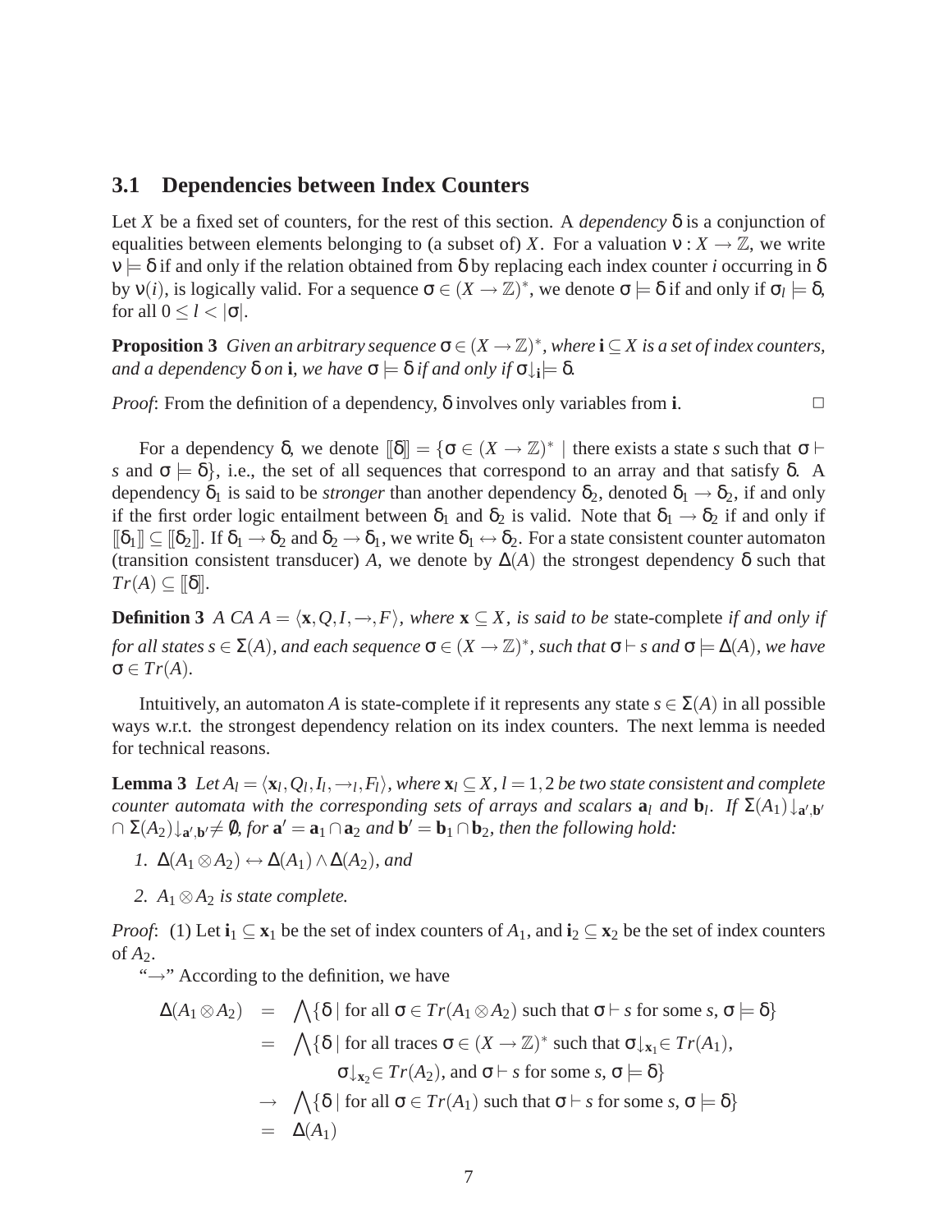### 3.1 Dependencies between Index Counters

Let $X$ be a fixed set of counters, for the rest of this section. A *dependency* $\delta$ is a conjunction of equalities between elements belonging to (a subset of) $X$. For a valuation $\nu : X \rightarrow \mathbb{Z}$, we write $\nu \models \delta$ if and only if the relation obtained from $\delta$ by replacing each index counter $i$ occurring in $\delta$ by $\nu(i)$, is logically valid. For a sequence $\sigma \in (X \rightarrow \mathbb{Z})^*$, we denote $\sigma \models \delta$ if and only if $\sigma_l \models \delta$, for all $0 \leq l < |\sigma|$.

**Proposition 3** *Given an arbitrary sequence $\sigma \in (X \rightarrow \mathbb{Z})^*$, where $\mathbf{i} \subseteq X$ is a set of index counters, and a dependency $\delta$ on $\mathbf{i}$, we have $\sigma \models \delta$ if and only if $\sigma\!\downarrow_{\mathbf{i}} \models \delta$.*

*Proof*: From the definition of a dependency, $\delta$ involves only variables from $\mathbf{i}$. $\square$

For a dependency $\delta$, we denote $[\![\delta]\!] = \{\sigma \in (X \rightarrow \mathbb{Z})^* \mid$ there exists a state $s$ such that $\sigma \vdash s$ and $\sigma \models \delta\}$, i.e., the set of all sequences that correspond to an array and that satisfy $\delta$. A dependency $\delta_1$ is said to be *stronger* than another dependency $\delta_2$, denoted $\delta_1 \rightarrow \delta_2$, if and only if the first order logic entailment between $\delta_1$ and $\delta_2$ is valid. Note that $\delta_1 \rightarrow \delta_2$ if and only if $[\![\delta_1]\!] \subseteq [\![\delta_2]\!]$. If $\delta_1 \rightarrow \delta_2$ and $\delta_2 \rightarrow \delta_1$, we write $\delta_1 \leftrightarrow \delta_2$. For a state consistent counter automaton (transition consistent transducer) $A$, we denote by $\Delta(A)$ the strongest dependency $\delta$ such that $Tr(A) \subseteq [\![\delta]\!]$.

**Definition 3** *A CA $A = \langle \mathbf{x}, Q, I, \rightarrow, F \rangle$, where $\mathbf{x} \subseteq X$, is said to be* state-complete *if and only if for all states $s \in \Sigma(A)$, and each sequence $\sigma \in (X \rightarrow \mathbb{Z})^*$, such that $\sigma \vdash s$ and $\sigma \models \Delta(A)$, we have $\sigma \in Tr(A)$.*

Intuitively, an automaton $A$ is state-complete if it represents any state $s \in \Sigma(A)$ in all possible ways w.r.t. the strongest dependency relation on its index counters. The next lemma is needed for technical reasons.

**Lemma 3** *Let $A_l = \langle \mathbf{x}_l, Q_l, I_l, \rightarrow_l, F_l \rangle$, where $\mathbf{x}_l \subseteq X$, $l = 1,2$ be two state consistent and complete counter automata with the corresponding sets of arrays and scalars $\mathbf{a}_l$ and $\mathbf{b}_l$. If $\Sigma(A_1)\!\downarrow_{\mathbf{a}',\mathbf{b}'} \cap\, \Sigma(A_2)\!\downarrow_{\mathbf{a}',\mathbf{b}'} \neq \emptyset$, for $\mathbf{a}' = \mathbf{a}_1 \cap \mathbf{a}_2$ and $\mathbf{b}' = \mathbf{b}_1 \cap \mathbf{b}_2$, then the following hold:*

1. *$\Delta(A_1 \otimes A_2) \leftrightarrow \Delta(A_1) \wedge \Delta(A_2)$, and*
2. *$A_1 \otimes A_2$ is state complete.*

*Proof*: (1) Let $\mathbf{i}_1 \subseteq \mathbf{x}_1$ be the set of index counters of $A_1$, and $\mathbf{i}_2 \subseteq \mathbf{x}_2$ be the set of index counters of $A_2$.

"$\rightarrow$" According to the definition, we have

$$
\begin{aligned}
\Delta(A_1 \otimes A_2) &= \bigwedge\{\delta \mid \text{for all } \sigma \in Tr(A_1 \otimes A_2) \text{ such that } \sigma \vdash s \text{ for some } s, \sigma \models \delta\} \\
&= \bigwedge\{\delta \mid \text{for all traces } \sigma \in (X \rightarrow \mathbb{Z})^* \text{ such that } \sigma\!\downarrow_{\mathbf{x}_1} \in Tr(A_1), \\
&\qquad \sigma\!\downarrow_{\mathbf{x}_2} \in Tr(A_2), \text{ and } \sigma \vdash s \text{ for some } s, \sigma \models \delta\} \\
&\rightarrow \bigwedge\{\delta \mid \text{for all } \sigma \in Tr(A_1) \text{ such that } \sigma \vdash s \text{ for some } s, \sigma \models \delta\} \\
&= \Delta(A_1)
\end{aligned}
$$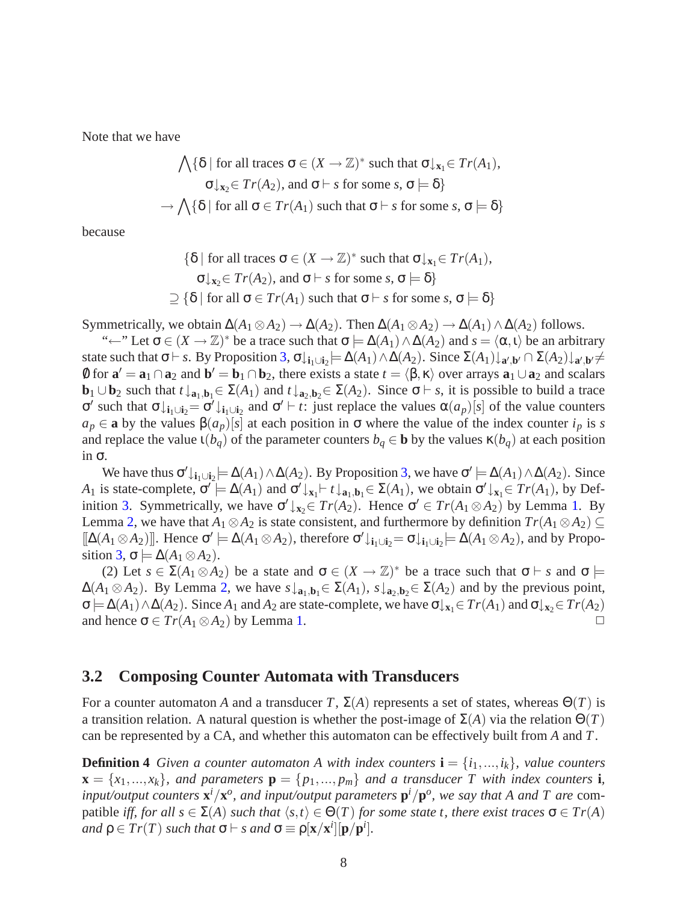Note that we have

$$\bigwedge\{\delta \mid \text{for all traces } \sigma \in (X \to \mathbb{Z})^* \text{ such that } \sigma{\downarrow_{\mathbf{x}_1}} \in Tr(A_1),$$
$$\sigma{\downarrow_{\mathbf{x}_2}} \in Tr(A_2), \text{ and } \sigma \vdash s \text{ for some } s, \sigma \models \delta\}$$
$$\to \bigwedge\{\delta \mid \text{for all } \sigma \in Tr(A_1) \text{ such that } \sigma \vdash s \text{ for some } s, \sigma \models \delta\}$$

because

$$\{\delta \mid \text{for all traces } \sigma \in (X \to \mathbb{Z})^* \text{ such that } \sigma{\downarrow_{\mathbf{x}_1}} \in Tr(A_1),$$
$$\sigma{\downarrow_{\mathbf{x}_2}} \in Tr(A_2), \text{ and } \sigma \vdash s \text{ for some } s, \sigma \models \delta\}$$
$$\supseteq \{\delta \mid \text{for all } \sigma \in Tr(A_1) \text{ such that } \sigma \vdash s \text{ for some } s, \sigma \models \delta\}$$

Symmetrically, we obtain $\Delta(A_1 \otimes A_2) \to \Delta(A_2)$. Then $\Delta(A_1 \otimes A_2) \to \Delta(A_1) \wedge \Delta(A_2)$ follows.

"$\leftarrow$" Let $\sigma \in (X \to \mathbb{Z})^*$ be a trace such that $\sigma \models \Delta(A_1) \wedge \Delta(A_2)$ and $s = \langle \alpha, \iota \rangle$ be an arbitrary state such that $\sigma \vdash s$. By Proposition 3, $\sigma{\downarrow_{\mathbf{i}_1 \cup \mathbf{i}_2}} \models \Delta(A_1) \wedge \Delta(A_2)$. Since $\Sigma(A_1){\downarrow_{\mathbf{a}',\mathbf{b}'}} \cap \Sigma(A_2){\downarrow_{\mathbf{a}',\mathbf{b}'}} \neq \emptyset$ for $\mathbf{a}' = \mathbf{a}_1 \cap \mathbf{a}_2$ and $\mathbf{b}' = \mathbf{b}_1 \cap \mathbf{b}_2$, there exists a state $t = \langle \beta, \kappa \rangle$ over arrays $\mathbf{a}_1 \cup \mathbf{a}_2$ and scalars $\mathbf{b}_1 \cup \mathbf{b}_2$ such that $t{\downarrow_{\mathbf{a}_1,\mathbf{b}_1}} \in \Sigma(A_1)$ and $t{\downarrow_{\mathbf{a}_2,\mathbf{b}_2}} \in \Sigma(A_2)$. Since $\sigma \vdash s$, it is possible to build a trace $\sigma'$ such that $\sigma{\downarrow_{\mathbf{i}_1 \cup \mathbf{i}_2}} = \sigma'{\downarrow_{\mathbf{i}_1 \cup \mathbf{i}_2}}$ and $\sigma' \vdash t$: just replace the values $\alpha(a_p)[s]$ of the value counters $a_p \in \mathbf{a}$ by the values $\beta(a_p)[s]$ at each position in $\sigma$ where the value of the index counter $i_p$ is $s$ and replace the value $\iota(b_q)$ of the parameter counters $b_q \in \mathbf{b}$ by the values $\kappa(b_q)$ at each position in $\sigma$.

We have thus $\sigma'{\downarrow_{\mathbf{i}_1 \cup \mathbf{i}_2}} \models \Delta(A_1) \wedge \Delta(A_2)$. By Proposition 3, we have $\sigma' \models \Delta(A_1) \wedge \Delta(A_2)$. Since $A_1$ is state-complete, $\sigma' \models \Delta(A_1)$ and $\sigma'{\downarrow_{\mathbf{x}_1}} \vdash t{\downarrow_{\mathbf{a}_1,\mathbf{b}_1}} \in \Sigma(A_1)$, we obtain $\sigma'{\downarrow_{\mathbf{x}_1}} \in Tr(A_1)$, by Definition 3. Symmetrically, we have $\sigma'{\downarrow_{\mathbf{x}_2}} \in Tr(A_2)$. Hence $\sigma' \in Tr(A_1 \otimes A_2)$ by Lemma 1. By Lemma 2, we have that $A_1 \otimes A_2$ is state consistent, and furthermore by definition $Tr(A_1 \otimes A_2) \subseteq [\![\Delta(A_1 \otimes A_2)]\!]$. Hence $\sigma' \models \Delta(A_1 \otimes A_2)$, therefore $\sigma'{\downarrow_{\mathbf{i}_1 \cup \mathbf{i}_2}} = \sigma{\downarrow_{\mathbf{i}_1 \cup \mathbf{i}_2}} \models \Delta(A_1 \otimes A_2)$, and by Proposition 3, $\sigma \models \Delta(A_1 \otimes A_2)$.

(2) Let $s \in \Sigma(A_1 \otimes A_2)$ be a state and $\sigma \in (X \to \mathbb{Z})^*$ be a trace such that $\sigma \vdash s$ and $\sigma \models \Delta(A_1 \otimes A_2)$. By Lemma 2, we have $s{\downarrow_{\mathbf{a}_1,\mathbf{b}_1}} \in \Sigma(A_1)$, $s{\downarrow_{\mathbf{a}_2,\mathbf{b}_2}} \in \Sigma(A_2)$ and by the previous point, $\sigma \models \Delta(A_1) \wedge \Delta(A_2)$. Since $A_1$ and $A_2$ are state-complete, we have $\sigma{\downarrow_{\mathbf{x}_1}} \in Tr(A_1)$ and $\sigma{\downarrow_{\mathbf{x}_2}} \in Tr(A_2)$ and hence $\sigma \in Tr(A_1 \otimes A_2)$ by Lemma 1. □

## 3.2 Composing Counter Automata with Transducers

For a counter automaton $A$ and a transducer $T$, $\Sigma(A)$ represents a set of states, whereas $\Theta(T)$ is a transition relation. A natural question is whether the post-image of $\Sigma(A)$ via the relation $\Theta(T)$ can be represented by a CA, and whether this automaton can be effectively built from $A$ and $T$.

**Definition 4** *Given a counter automaton $A$ with index counters $\mathbf{i} = \{i_1, \ldots, i_k\}$, value counters $\mathbf{x} = \{x_1, \ldots, x_k\}$, and parameters $\mathbf{p} = \{p_1, \ldots, p_m\}$ and a transducer $T$ with index counters $\mathbf{i}$, input/output counters $\mathbf{x}^i/\mathbf{x}^o$, and input/output parameters $\mathbf{p}^i/\mathbf{p}^o$, we say that $A$ and $T$ are* compatible *iff, for all $s \in \Sigma(A)$ such that $\langle s, t \rangle \in \Theta(T)$ for some state $t$, there exist traces $\sigma \in Tr(A)$ and $\rho \in Tr(T)$ such that $\sigma \vdash s$ and $\sigma \equiv \rho[\mathbf{x}/\mathbf{x}^i][\mathbf{p}/\mathbf{p}^i]$.*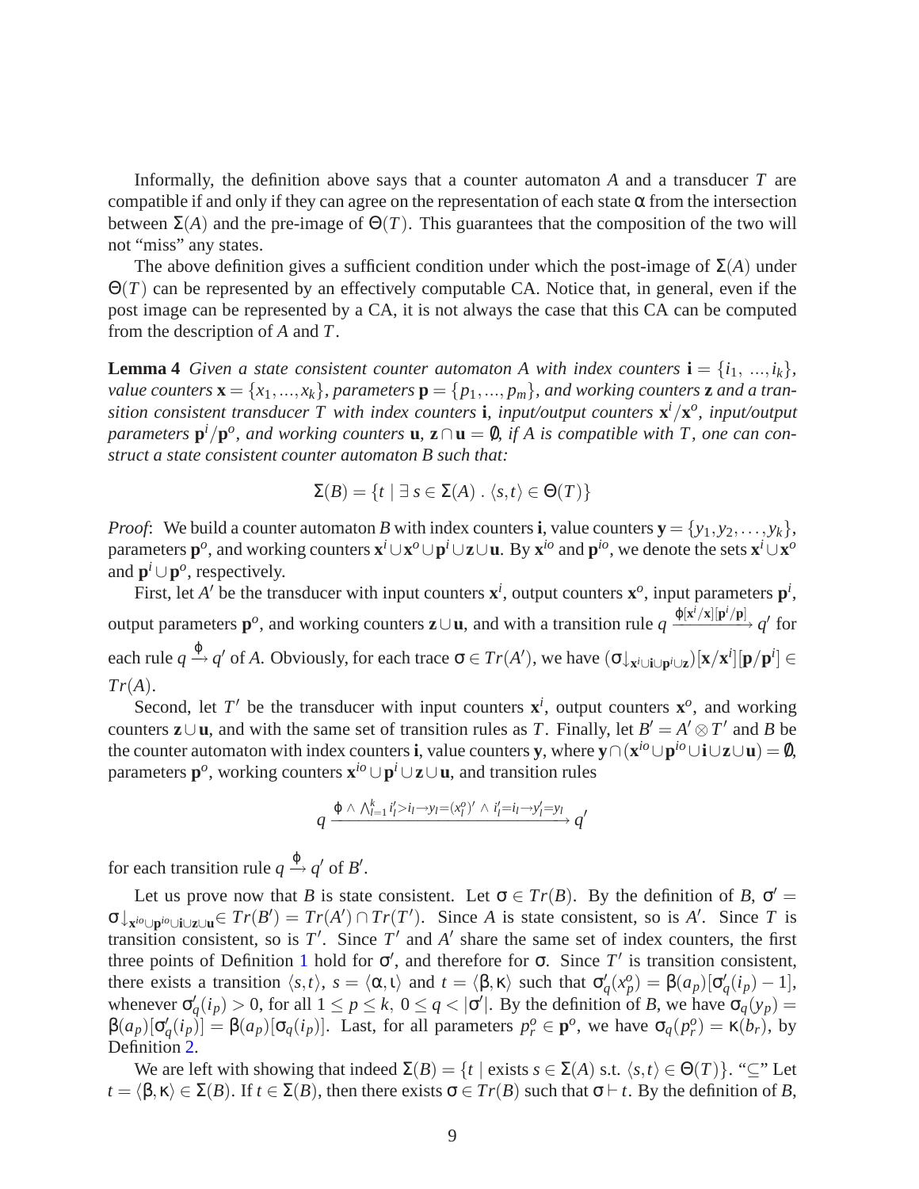Informally, the definition above says that a counter automaton $A$ and a transducer $T$ are compatible if and only if they can agree on the representation of each state $\alpha$ from the intersection between $\Sigma(A)$ and the pre-image of $\Theta(T)$. This guarantees that the composition of the two will not "miss" any states.

The above definition gives a sufficient condition under which the post-image of $\Sigma(A)$ under $\Theta(T)$ can be represented by an effectively computable CA. Notice that, in general, even if the post image can be represented by a CA, it is not always the case that this CA can be computed from the description of $A$ and $T$.

**Lemma 4** *Given a state consistent counter automaton $A$ with index counters $\mathbf{i} = \{i_1, \ldots, i_k\}$, value counters $\mathbf{x} = \{x_1, \ldots, x_k\}$, parameters $\mathbf{p} = \{p_1, \ldots, p_m\}$, and working counters $\mathbf{z}$ and a transition consistent transducer $T$ with index counters $\mathbf{i}$, input/output counters $\mathbf{x}^i/\mathbf{x}^o$, input/output parameters $\mathbf{p}^i/\mathbf{p}^o$, and working counters $\mathbf{u}$, $\mathbf{z} \cap \mathbf{u} = \emptyset$, if $A$ is compatible with $T$, one can construct a state consistent counter automaton $B$ such that:*

$$\Sigma(B) = \{t \mid \exists\, s \in \Sigma(A) \,.\, \langle s,t \rangle \in \Theta(T)\}$$

*Proof*: We build a counter automaton $B$ with index counters $\mathbf{i}$, value counters $\mathbf{y} = \{y_1, y_2, \ldots, y_k\}$, parameters $\mathbf{p}^o$, and working counters $\mathbf{x}^i \cup \mathbf{x}^o \cup \mathbf{p}^i \cup \mathbf{z} \cup \mathbf{u}$. By $\mathbf{x}^{io}$ and $\mathbf{p}^{io}$, we denote the sets $\mathbf{x}^i \cup \mathbf{x}^o$ and $\mathbf{p}^i \cup \mathbf{p}^o$, respectively.

First, let $A'$ be the transducer with input counters $\mathbf{x}^i$, output counters $\mathbf{x}^o$, input parameters $\mathbf{p}^i$, output parameters $\mathbf{p}^o$, and working counters $\mathbf{z} \cup \mathbf{u}$, and with a transition rule $q \xrightarrow{\varphi[\mathbf{x}^i/\mathbf{x}][\mathbf{p}^i/\mathbf{p}]} q'$ for each rule $q \xrightarrow{\varphi} q'$ of $A$. Obviously, for each trace $\sigma \in Tr(A')$, we have $(\sigma\downarrow_{\mathbf{x}^i \cup \mathbf{i} \cup \mathbf{p}^i \cup \mathbf{z}})[\mathbf{x}/\mathbf{x}^i][\mathbf{p}/\mathbf{p}^i] \in Tr(A)$.

Second, let $T'$ be the transducer with input counters $\mathbf{x}^i$, output counters $\mathbf{x}^o$, and working counters $\mathbf{z} \cup \mathbf{u}$, and with the same set of transition rules as $T$. Finally, let $B' = A' \otimes T'$ and $B$ be the counter automaton with index counters $\mathbf{i}$, value counters $\mathbf{y}$, where $\mathbf{y} \cap (\mathbf{x}^{io} \cup \mathbf{p}^{io} \cup \mathbf{i} \cup \mathbf{z} \cup \mathbf{u}) = \emptyset$, parameters $\mathbf{p}^o$, working counters $\mathbf{x}^{io} \cup \mathbf{p}^i \cup \mathbf{z} \cup \mathbf{u}$, and transition rules

$$q \xrightarrow{\varphi \,\wedge\, \bigwedge_{l=1}^{k} i'_l > i_l \rightarrow y_l = (x^o_l)' \,\wedge\, i'_l = i_l \rightarrow y'_l = y_l} q'$$

for each transition rule $q \xrightarrow{\varphi} q'$ of $B'$.

Let us prove now that $B$ is state consistent. Let $\sigma \in Tr(B)$. By the definition of $B$, $\sigma' = \sigma\downarrow_{\mathbf{x}^{io} \cup \mathbf{p}^{io} \cup \mathbf{i} \cup \mathbf{z} \cup \mathbf{u}} \in Tr(B') = Tr(A') \cap Tr(T')$. Since $A$ is state consistent, so is $A'$. Since $T$ is transition consistent, so is $T'$. Since $T'$ and $A'$ share the same set of index counters, the first three points of Definition 1 hold for $\sigma'$, and therefore for $\sigma$. Since $T'$ is transition consistent, there exists a transition $\langle s,t \rangle$, $s = \langle \alpha, \iota \rangle$ and $t = \langle \beta, \kappa \rangle$ such that $\sigma'_q(x^o_p) = \beta(a_p)[\sigma'_q(i_p) - 1]$, whenever $\sigma'_q(i_p) > 0$, for all $1 \leq p \leq k$, $0 \leq q < |\sigma'|$. By the definition of $B$, we have $\sigma_q(y_p) = \beta(a_p)[\sigma'_q(i_p)] = \beta(a_p)[\sigma_q(i_p)]$. Last, for all parameters $p^o_r \in \mathbf{p}^o$, we have $\sigma_q(p^o_r) = \kappa(b_r)$, by Definition 2.

We are left with showing that indeed $\Sigma(B) = \{t \mid \text{exists } s \in \Sigma(A) \text{ s.t. } \langle s,t \rangle \in \Theta(T)\}$. "$\subseteq$" Let $t = \langle \beta, \kappa \rangle \in \Sigma(B)$. If $t \in \Sigma(B)$, then there exists $\sigma \in Tr(B)$ such that $\sigma \vdash t$. By the definition of $B$,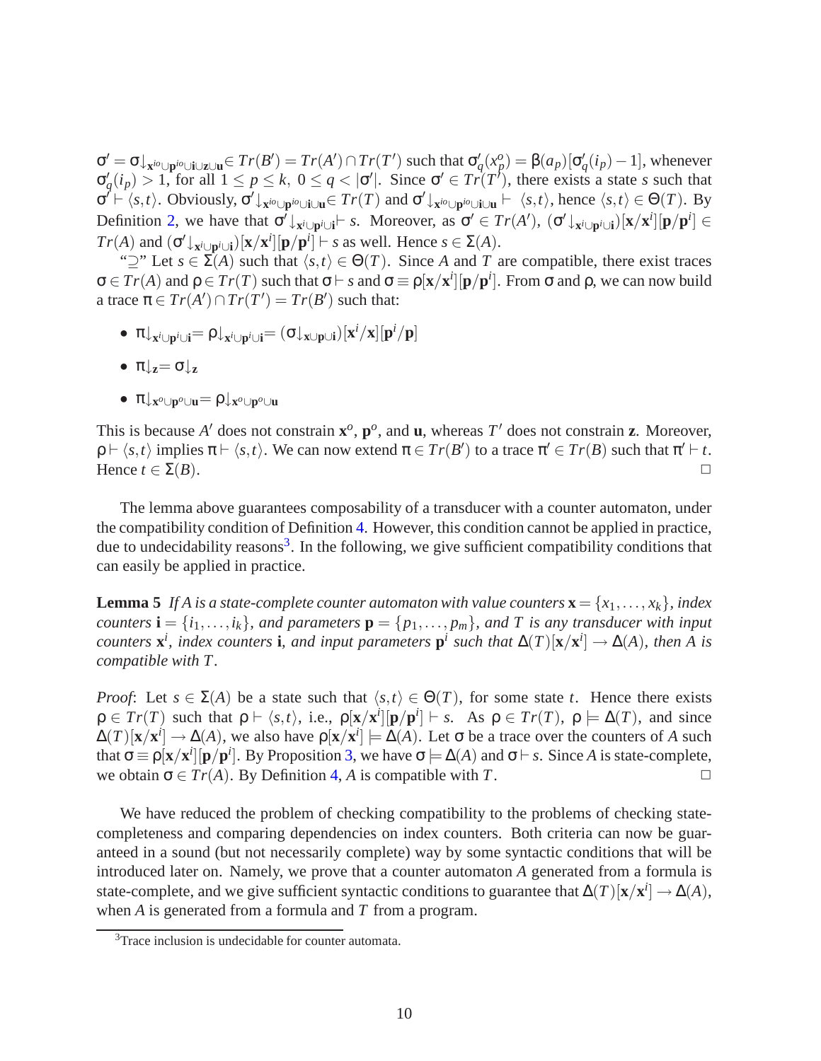$\sigma' = \sigma\downarrow_{\mathbf{x}^{io}\cup\mathbf{p}^{io}\cup\mathbf{i}\cup\mathbf{z}\cup\mathbf{u}} \in Tr(B') = Tr(A') \cap Tr(T')$ such that $\sigma'_q(x_p^o) = \beta(a_p)[\sigma'_q(i_p) - 1]$, whenever $\sigma'_q(i_p) > 1$, for all $1 \leq p \leq k$, $0 \leq q < |\sigma'|$. Since $\sigma' \in Tr(T')$, there exists a state $s$ such that $\sigma' \vdash \langle s,t \rangle$. Obviously, $\sigma'\downarrow_{\mathbf{x}^{io}\cup\mathbf{p}^{io}\cup\mathbf{i}\cup\mathbf{u}} \in Tr(T)$ and $\sigma'\downarrow_{\mathbf{x}^{io}\cup\mathbf{p}^{io}\cup\mathbf{i}\cup\mathbf{u}} \vdash \langle s,t \rangle$, hence $\langle s,t \rangle \in \Theta(T)$. By Definition 2, we have that $\sigma'\downarrow_{\mathbf{x}^i\cup\mathbf{p}^i\cup\mathbf{i}} \vdash s$. Moreover, as $\sigma' \in Tr(A')$, $(\sigma'\downarrow_{\mathbf{x}^i\cup\mathbf{p}^i\cup\mathbf{i}})[\mathbf{x}/\mathbf{x}^i][\mathbf{p}/\mathbf{p}^i] \in Tr(A)$ and $(\sigma'\downarrow_{\mathbf{x}^i\cup\mathbf{p}^i\cup\mathbf{i}})[\mathbf{x}/\mathbf{x}^i][\mathbf{p}/\mathbf{p}^i] \vdash s$ as well. Hence $s \in \Sigma(A)$.

"$\supseteq$" Let $s \in \Sigma(A)$ such that $\langle s,t \rangle \in \Theta(T)$. Since $A$ and $T$ are compatible, there exist traces $\sigma \in Tr(A)$ and $\rho \in Tr(T)$ such that $\sigma \vdash s$ and $\sigma \equiv \rho[\mathbf{x}/\mathbf{x}^i][\mathbf{p}/\mathbf{p}^i]$. From $\sigma$ and $\rho$, we can now build a trace $\pi \in Tr(A') \cap Tr(T') = Tr(B')$ such that:

- $\pi\downarrow_{\mathbf{x}^i\cup\mathbf{p}^i\cup\mathbf{i}} = \rho\downarrow_{\mathbf{x}^i\cup\mathbf{p}^i\cup\mathbf{i}} = (\sigma\downarrow_{\mathbf{x}\cup\mathbf{p}\cup\mathbf{i}})[\mathbf{x}^i/\mathbf{x}][\mathbf{p}^i/\mathbf{p}]$
- $\pi\downarrow_{\mathbf{z}} = \sigma\downarrow_{\mathbf{z}}$
- $\pi\downarrow_{\mathbf{x}^o\cup\mathbf{p}^o\cup\mathbf{u}} = \rho\downarrow_{\mathbf{x}^o\cup\mathbf{p}^o\cup\mathbf{u}}$

This is because $A'$ does not constrain $\mathbf{x}^o$, $\mathbf{p}^o$, and $\mathbf{u}$, whereas $T'$ does not constrain $\mathbf{z}$. Moreover, $\rho \vdash \langle s,t \rangle$ implies $\pi \vdash \langle s,t \rangle$. We can now extend $\pi \in Tr(B')$ to a trace $\pi' \in Tr(B)$ such that $\pi' \vdash t$. Hence $t \in \Sigma(B)$. □

The lemma above guarantees composability of a transducer with a counter automaton, under the compatibility condition of Definition 4. However, this condition cannot be applied in practice, due to undecidability reasons[3]. In the following, we give sufficient compatibility conditions that can easily be applied in practice.

**Lemma 5** *If $A$ is a state-complete counter automaton with value counters $\mathbf{x} = \{x_1, \ldots, x_k\}$, index counters $\mathbf{i} = \{i_1, \ldots, i_k\}$, and parameters $\mathbf{p} = \{p_1, \ldots, p_m\}$, and $T$ is any transducer with input counters $\mathbf{x}^i$, index counters $\mathbf{i}$, and input parameters $\mathbf{p}^i$ such that $\Delta(T)[\mathbf{x}/\mathbf{x}^i] \rightarrow \Delta(A)$, then $A$ is compatible with $T$.*

*Proof*: Let $s \in \Sigma(A)$ be a state such that $\langle s,t \rangle \in \Theta(T)$, for some state $t$. Hence there exists $\rho \in Tr(T)$ such that $\rho \vdash \langle s,t \rangle$, i.e., $\rho[\mathbf{x}/\mathbf{x}^i][\mathbf{p}/\mathbf{p}^i] \vdash s$. As $\rho \in Tr(T)$, $\rho \models \Delta(T)$, and since $\Delta(T)[\mathbf{x}/\mathbf{x}^i] \rightarrow \Delta(A)$, we also have $\rho[\mathbf{x}/\mathbf{x}^i] \models \Delta(A)$. Let $\sigma$ be a trace over the counters of $A$ such that $\sigma \equiv \rho[\mathbf{x}/\mathbf{x}^i][\mathbf{p}/\mathbf{p}^i]$. By Proposition 3, we have $\sigma \models \Delta(A)$ and $\sigma \vdash s$. Since $A$ is state-complete, we obtain $\sigma \in Tr(A)$. By Definition 4, $A$ is compatible with $T$. □

We have reduced the problem of checking compatibility to the problems of checking state-completeness and comparing dependencies on index counters. Both criteria can now be guaranteed in a sound (but not necessarily complete) way by some syntactic conditions that will be introduced later on. Namely, we prove that a counter automaton $A$ generated from a formula is state-complete, and we give sufficient syntactic conditions to guarantee that $\Delta(T)[\mathbf{x}/\mathbf{x}^i] \rightarrow \Delta(A)$, when $A$ is generated from a formula and $T$ from a program.

---

[3] Trace inclusion is undecidable for counter automata.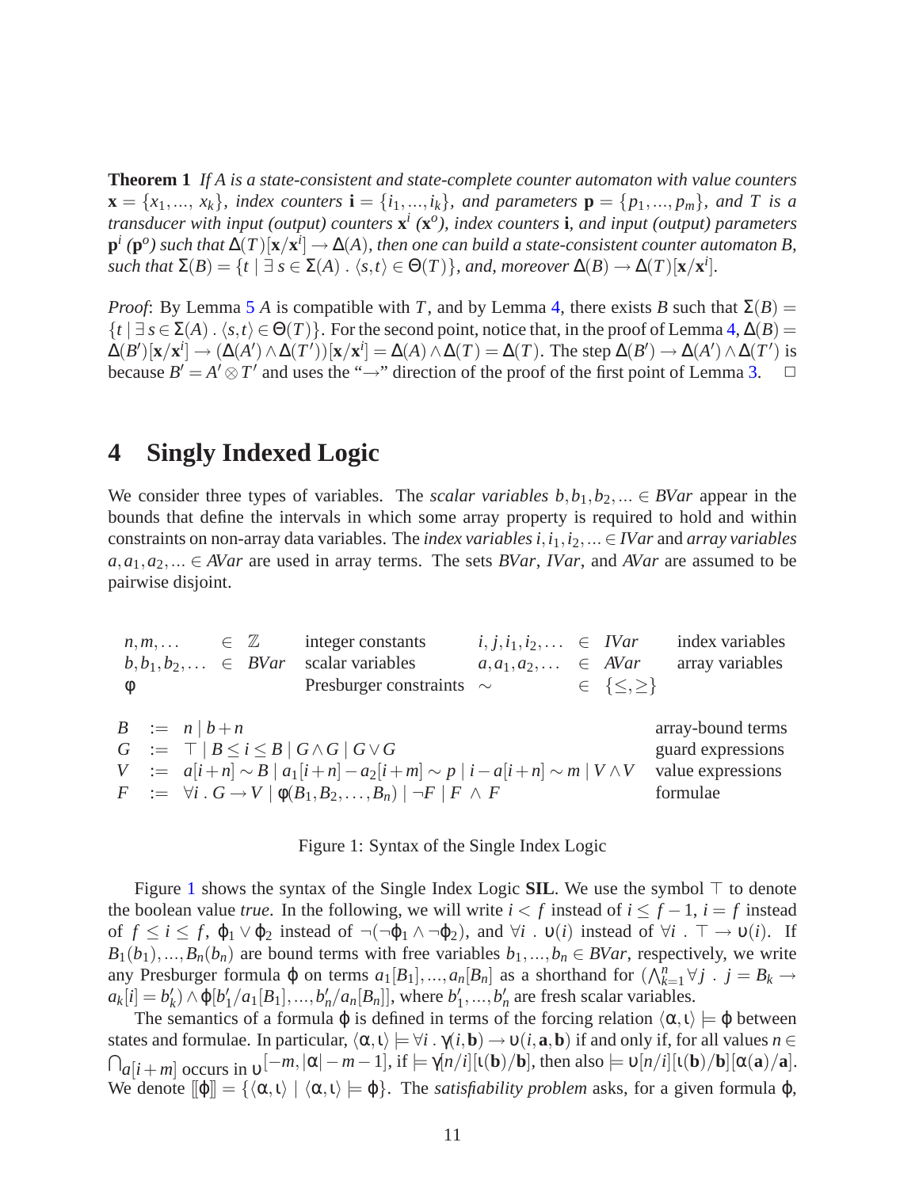**Theorem 1** *If $A$ is a state-consistent and state-complete counter automaton with value counters $\mathbf{x} = \{x_1,..., x_k\}$, index counters $\mathbf{i} = \{i_1,...,i_k\}$, and parameters $\mathbf{p} = \{p_1,...,p_m\}$, and $T$ is a transducer with input (output) counters $\mathbf{x}^i$ ($\mathbf{x}^o$), index counters $\mathbf{i}$, and input (output) parameters $\mathbf{p}^i$ ($\mathbf{p}^o$) such that $\Delta(T)[\mathbf{x}/\mathbf{x}^i] \rightarrow \Delta(A)$, then one can build a state-consistent counter automaton $B$, such that $\Sigma(B) = \{t \mid \exists\, s \in \Sigma(A)\,.\,\langle s,t\rangle \in \Theta(T)\}$, and, moreover $\Delta(B) \rightarrow \Delta(T)[\mathbf{x}/\mathbf{x}^i]$.*

*Proof*: By Lemma 5 $A$ is compatible with $T$, and by Lemma 4, there exists $B$ such that $\Sigma(B) = \{t \mid \exists\, s \in \Sigma(A)\,.\,\langle s,t\rangle \in \Theta(T)\}$. For the second point, notice that, in the proof of Lemma 4, $\Delta(B) = \Delta(B')[\mathbf{x}/\mathbf{x}^i] \rightarrow (\Delta(A') \wedge \Delta(T'))[\mathbf{x}/\mathbf{x}^i] = \Delta(A) \wedge \Delta(T) = \Delta(T)$. The step $\Delta(B') \rightarrow \Delta(A') \wedge \Delta(T')$ is because $B' = A' \otimes T'$ and uses the "$\rightarrow$" direction of the proof of the first point of Lemma 3. $\square$

## 4 Singly Indexed Logic

We consider three types of variables. The *scalar variables* $b, b_1, b_2, ... \in BVar$ appear in the bounds that define the intervals in which some array property is required to hold and within constraints on non-array data variables. The *index variables* $i, i_1, i_2, ... \in IVar$ and *array variables* $a, a_1, a_2, ... \in AVar$ are used in array terms. The sets $BVar$, $IVar$, and $AVar$ are assumed to be pairwise disjoint.

$$
\begin{array}{lllllll}
n, m, \ldots & \in & \mathbb{Z} & \text{integer constants} & i, j, i_1, i_2, \ldots & \in & IVar \quad \text{index variables} \\
b, b_1, b_2, \ldots & \in & BVar & \text{scalar variables} & a, a_1, a_2, \ldots & \in & AVar \quad \text{array variables} \\
\varphi & & & \text{Presburger constraints} & \sim & \in & \{\leq, \geq\}
\end{array}
$$

$$
\begin{array}{lcll}
B & := & n \mid b + n & \text{array-bound terms} \\
G & := & \top \mid B \leq i \leq B \mid G \wedge G \mid G \vee G & \text{guard expressions} \\
V & := & a[i+n] \sim B \mid a_1[i+n] - a_2[i+m] \sim p \mid i - a[i+n] \sim m \mid V \wedge V & \text{value expressions} \\
F & := & \forall i\,.\, G \rightarrow V \mid \varphi(B_1, B_2, \ldots, B_n) \mid \neg F \mid F \wedge F & \text{formulae}
\end{array}
$$

Figure 1: Syntax of the Single Index Logic

Figure 1 shows the syntax of the Single Index Logic **SIL**. We use the symbol $\top$ to denote the boolean value *true*. In the following, we will write $i < f$ instead of $i \leq f - 1$, $i = f$ instead of $f \leq i \leq f$, $\varphi_1 \vee \varphi_2$ instead of $\neg(\neg\varphi_1 \wedge \neg\varphi_2)$, and $\forall i\,.\,\upsilon(i)$ instead of $\forall i\,.\,\top \rightarrow \upsilon(i)$. If $B_1(b_1), ..., B_n(b_n)$ are bound terms with free variables $b_1, ..., b_n \in BVar$, respectively, we write any Presburger formula $\varphi$ on terms $a_1[B_1], ..., a_n[B_n]$ as a shorthand for $(\bigwedge_{k=1}^{n} \forall j\,.\, j = B_k \rightarrow a_k[i] = b'_k) \wedge \varphi[b'_1/a_1[B_1], ..., b'_n/a_n[B_n]]$, where $b'_1, ..., b'_n$ are fresh scalar variables.

The semantics of a formula $\varphi$ is defined in terms of the forcing relation $\langle \alpha, \iota \rangle \models \varphi$ between states and formulae. In particular, $\langle \alpha, \iota \rangle \models \forall i\,.\,\gamma(i, \mathbf{b}) \rightarrow \upsilon(i, \mathbf{a}, \mathbf{b})$ if and only if, for all values $n \in \bigcap_{a[i+m] \text{ occurs in } \upsilon} [-m, |\alpha| - m - 1]$, if $\models \gamma[n/i][\iota(\mathbf{b})/\mathbf{b}]$, then also $\models \upsilon[n/i][\iota(\mathbf{b})/\mathbf{b}][\alpha(\mathbf{a})/\mathbf{a}]$. We denote $[\![\varphi]\!] = \{\langle \alpha, \iota \rangle \mid \langle \alpha, \iota \rangle \models \varphi\}$. The *satisfiability problem* asks, for a given formula $\varphi$,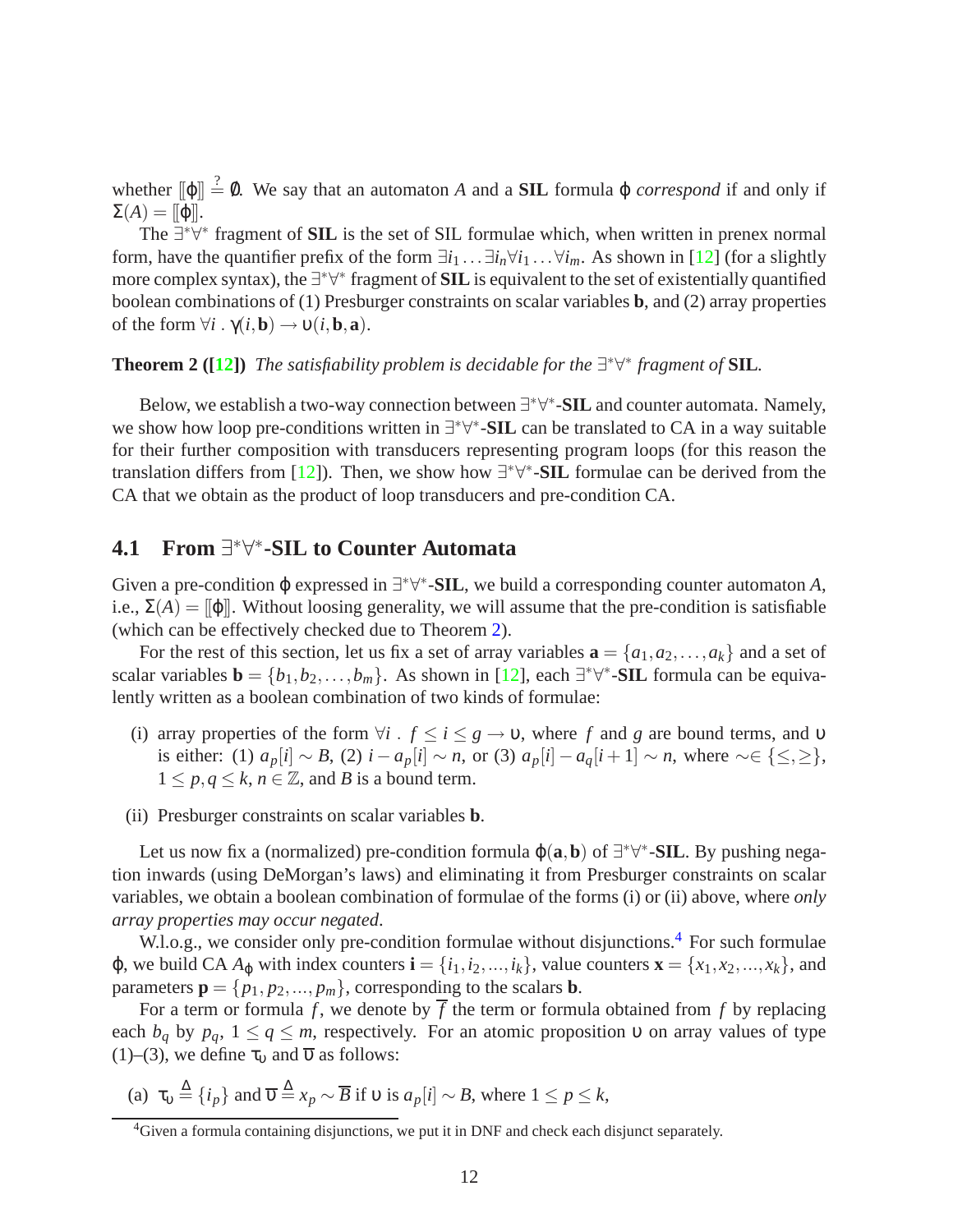whether $[\![\varphi]\!] \stackrel{?}{=} \emptyset$. We say that an automaton $A$ and a **SIL** formula $\varphi$ *correspond* if and only if $\Sigma(A) = [\![\varphi]\!]$.

The $\exists^*\forall^*$ fragment of **SIL** is the set of SIL formulae which, when written in prenex normal form, have the quantifier prefix of the form $\exists i_1 \ldots \exists i_n \forall i_1 \ldots \forall i_m$. As shown in [12] (for a slightly more complex syntax), the $\exists^*\forall^*$ fragment of **SIL** is equivalent to the set of existentially quantified boolean combinations of (1) Presburger constraints on scalar variables $\mathbf{b}$, and (2) array properties of the form $\forall i \,.\, \gamma(i, \mathbf{b}) \rightarrow \upsilon(i, \mathbf{b}, \mathbf{a})$.

**Theorem 2 ([12])** *The satisfiability problem is decidable for the $\exists^*\forall^*$ fragment of* **SIL**.

Below, we establish a two-way connection between $\exists^*\forall^*$-**SIL** and counter automata. Namely, we show how loop pre-conditions written in $\exists^*\forall^*$-**SIL** can be translated to CA in a way suitable for their further composition with transducers representing program loops (for this reason the translation differs from [12]). Then, we show how $\exists^*\forall^*$-**SIL** formulae can be derived from the CA that we obtain as the product of loop transducers and pre-condition CA.

## 4.1 From $\exists^*\forall^*$-SIL to Counter Automata

Given a pre-condition $\varphi$ expressed in $\exists^*\forall^*$-**SIL**, we build a corresponding counter automaton $A$, i.e., $\Sigma(A) = [\![\varphi]\!]$. Without loosing generality, we will assume that the pre-condition is satisfiable (which can be effectively checked due to Theorem 2).

For the rest of this section, let us fix a set of array variables $\mathbf{a} = \{a_1, a_2, \ldots, a_k\}$ and a set of scalar variables $\mathbf{b} = \{b_1, b_2, \ldots, b_m\}$. As shown in [12], each $\exists^*\forall^*$-**SIL** formula can be equivalently written as a boolean combination of two kinds of formulae:

- (i) array properties of the form $\forall i \,.\, f \leq i \leq g \rightarrow \upsilon$, where $f$ and $g$ are bound terms, and $\upsilon$ is either: (1) $a_p[i] \sim B$, (2) $i - a_p[i] \sim n$, or (3) $a_p[i] - a_q[i+1] \sim n$, where $\sim \in \{\leq, \geq\}$, $1 \leq p, q \leq k$, $n \in \mathbb{Z}$, and $B$ is a bound term.
- (ii) Presburger constraints on scalar variables $\mathbf{b}$.

Let us now fix a (normalized) pre-condition formula $\varphi(\mathbf{a}, \mathbf{b})$ of $\exists^*\forall^*$-**SIL**. By pushing negation inwards (using DeMorgan's laws) and eliminating it from Presburger constraints on scalar variables, we obtain a boolean combination of formulae of the forms (i) or (ii) above, where *only array properties may occur negated*.

W.l.o.g., we consider only pre-condition formulae without disjunctions.[4] For such formulae $\varphi$, we build CA $A_\varphi$ with index counters $\mathbf{i} = \{i_1, i_2, ..., i_k\}$, value counters $\mathbf{x} = \{x_1, x_2, ..., x_k\}$, and parameters $\mathbf{p} = \{p_1, p_2, ..., p_m\}$, corresponding to the scalars $\mathbf{b}$.

For a term or formula $f$, we denote by $\overline{f}$ the term or formula obtained from $f$ by replacing each $b_q$ by $p_q$, $1 \leq q \leq m$, respectively. For an atomic proposition $\upsilon$ on array values of type (1)–(3), we define $\tau_\upsilon$ and $\overline{\upsilon}$ as follows:

(a) $\tau_\upsilon \stackrel{\Delta}{=} \{i_p\}$ and $\overline{\upsilon} \stackrel{\Delta}{=} x_p \sim \overline{B}$ if $\upsilon$ is $a_p[i] \sim B$, where $1 \leq p \leq k$,

[4] Given a formula containing disjunctions, we put it in DNF and check each disjunct separately.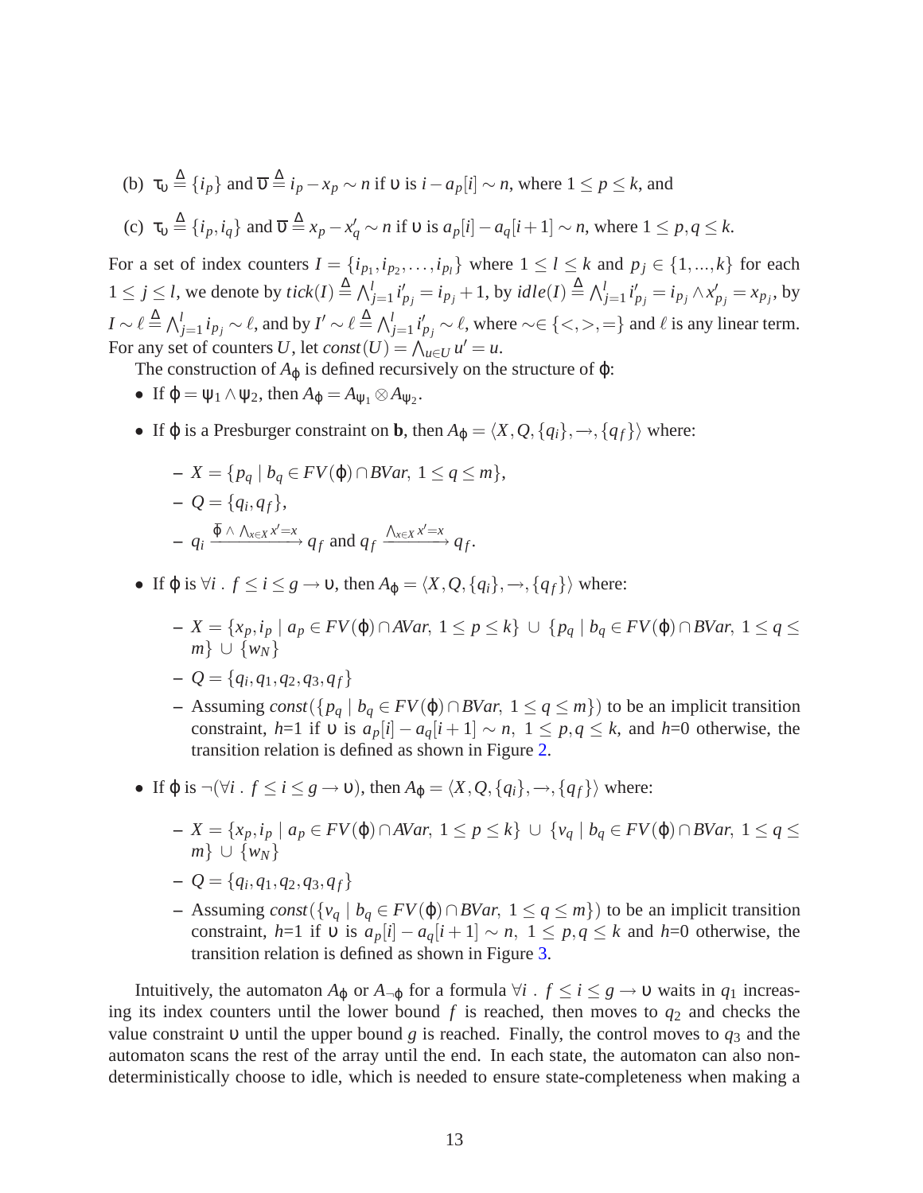(b) $\tau_\upsilon \triangleq \{i_p\}$ and $\overline{\upsilon} \triangleq i_p - x_p \sim n$ if $\upsilon$ is $i - a_p[i] \sim n$, where $1 \leq p \leq k$, and

(c) $\tau_\upsilon \triangleq \{i_p, i_q\}$ and $\overline{\upsilon} \triangleq x_p - x'_q \sim n$ if $\upsilon$ is $a_p[i] - a_q[i+1] \sim n$, where $1 \leq p, q \leq k$.

For a set of index counters $I = \{i_{p_1}, i_{p_2}, \ldots, i_{p_l}\}$ where $1 \leq l \leq k$ and $p_j \in \{1, ..., k\}$ for each $1 \leq j \leq l$, we denote by $tick(I) \triangleq \bigwedge_{j=1}^{l} i'_{p_j} = i_{p_j} + 1$, by $idle(I) \triangleq \bigwedge_{j=1}^{l} i'_{p_j} = i_{p_j} \wedge x'_{p_j} = x_{p_j}$, by $I \sim \ell \triangleq \bigwedge_{j=1}^{l} i_{p_j} \sim \ell$, and by $I' \sim \ell \triangleq \bigwedge_{j=1}^{l} i'_{p_j} \sim \ell$, where $\sim \in \{<, >, =\}$ and $\ell$ is any linear term. For any set of counters $U$, let $const(U) = \bigwedge_{u \in U} u' = u$.

The construction of $A_\varphi$ is defined recursively on the structure of $\varphi$:

- If $\varphi = \psi_1 \wedge \psi_2$, then $A_\varphi = A_{\psi_1} \otimes A_{\psi_2}$.
- If $\varphi$ is a Presburger constraint on **b**, then $A_\varphi = \langle X, Q, \{q_i\}, \rightarrow, \{q_f\} \rangle$ where:
  - $X = \{p_q \mid b_q \in FV(\varphi) \cap BVar,\ 1 \leq q \leq m\}$,
  - $Q = \{q_i, q_f\}$,
  - $q_i \xrightarrow{\overline{\varphi} \wedge \bigwedge_{x \in X} x' = x} q_f$ and $q_f \xrightarrow{\bigwedge_{x \in X} x' = x} q_f$.
- If $\varphi$ is $\forall i\ .\ f \leq i \leq g \rightarrow \upsilon$, then $A_\varphi = \langle X, Q, \{q_i\}, \rightarrow, \{q_f\} \rangle$ where:
  - $X = \{x_p, i_p \mid a_p \in FV(\varphi) \cap AVar,\ 1 \leq p \leq k\} \cup \{p_q \mid b_q \in FV(\varphi) \cap BVar,\ 1 \leq q \leq m\} \cup \{w_N\}$
  - $Q = \{q_i, q_1, q_2, q_3, q_f\}$
  - Assuming $const(\{p_q \mid b_q \in FV(\varphi) \cap BVar,\ 1 \leq q \leq m\})$ to be an implicit transition constraint, $h$=1 if $\upsilon$ is $a_p[i] - a_q[i+1] \sim n,\ 1 \leq p, q \leq k$, and $h$=0 otherwise, the transition relation is defined as shown in Figure 2.
- If $\varphi$ is $\neg(\forall i\ .\ f \leq i \leq g \rightarrow \upsilon)$, then $A_\varphi = \langle X, Q, \{q_i\}, \rightarrow, \{q_f\} \rangle$ where:
  - $X = \{x_p, i_p \mid a_p \in FV(\varphi) \cap AVar,\ 1 \leq p \leq k\} \cup \{v_q \mid b_q \in FV(\varphi) \cap BVar,\ 1 \leq q \leq m\} \cup \{w_N\}$
  - $Q = \{q_i, q_1, q_2, q_3, q_f\}$
  - Assuming $const(\{v_q \mid b_q \in FV(\varphi) \cap BVar,\ 1 \leq q \leq m\})$ to be an implicit transition constraint, $h$=1 if $\upsilon$ is $a_p[i] - a_q[i+1] \sim n,\ 1 \leq p, q \leq k$ and $h$=0 otherwise, the transition relation is defined as shown in Figure 3.

Intuitively, the automaton $A_\varphi$ or $A_{\neg\varphi}$ for a formula $\forall i\ .\ f \leq i \leq g \rightarrow \upsilon$ waits in $q_1$ increasing its index counters until the lower bound $f$ is reached, then moves to $q_2$ and checks the value constraint $\upsilon$ until the upper bound $g$ is reached. Finally, the control moves to $q_3$ and the automaton scans the rest of the array until the end. In each state, the automaton can also non-deterministically choose to idle, which is needed to ensure state-completeness when making a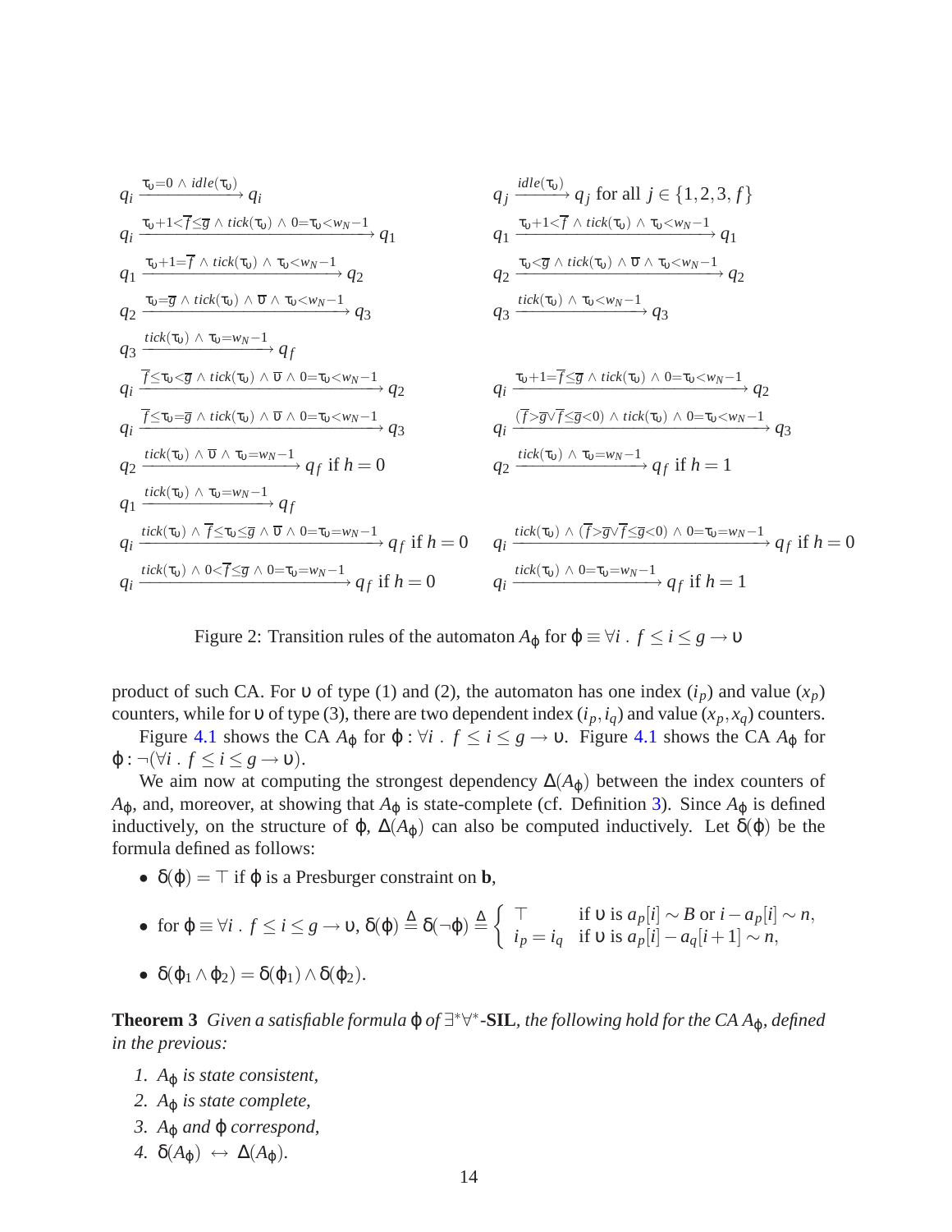$$q_i \xrightarrow{\tau_\upsilon=0 \,\wedge\, idle(\tau_\upsilon)} q_i \qquad\qquad q_j \xrightarrow{idle(\tau_\upsilon)} q_j \text{ for all } j \in \{1,2,3,f\}$$

$$q_i \xrightarrow{\tau_\upsilon+1<\overline{f}\leq\overline{g} \,\wedge\, tick(\tau_\upsilon) \,\wedge\, 0=\tau_\upsilon<w_N-1} q_1 \qquad\qquad q_1 \xrightarrow{\tau_\upsilon+1<\overline{f} \,\wedge\, tick(\tau_\upsilon) \,\wedge\, \tau_\upsilon<w_N-1} q_1$$

$$q_1 \xrightarrow{\tau_\upsilon+1=\overline{f} \,\wedge\, tick(\tau_\upsilon) \,\wedge\, \tau_\upsilon<w_N-1} q_2 \qquad\qquad q_2 \xrightarrow{\tau_\upsilon<\overline{g} \,\wedge\, tick(\tau_\upsilon) \,\wedge\, \overline{\upsilon} \,\wedge\, \tau_\upsilon<w_N-1} q_2$$

$$q_2 \xrightarrow{\tau_\upsilon=\overline{g} \,\wedge\, tick(\tau_\upsilon) \,\wedge\, \overline{\upsilon} \,\wedge\, \tau_\upsilon<w_N-1} q_3 \qquad\qquad q_3 \xrightarrow{tick(\tau_\upsilon) \,\wedge\, \tau_\upsilon<w_N-1} q_3$$

$$q_3 \xrightarrow{tick(\tau_\upsilon) \,\wedge\, \tau_\upsilon=w_N-1} q_f$$

$$q_i \xrightarrow{\overline{f}\leq\tau_\upsilon<\overline{g} \,\wedge\, tick(\tau_\upsilon) \,\wedge\, \overline{\upsilon} \,\wedge\, 0=\tau_\upsilon<w_N-1} q_2 \qquad\qquad q_i \xrightarrow{\tau_\upsilon+1=\overline{f}\leq\overline{g} \,\wedge\, tick(\tau_\upsilon) \,\wedge\, 0=\tau_\upsilon<w_N-1} q_2$$

$$q_i \xrightarrow{\overline{f}\leq\tau_\upsilon=\overline{g} \,\wedge\, tick(\tau_\upsilon) \,\wedge\, \overline{\upsilon} \,\wedge\, 0=\tau_\upsilon<w_N-1} q_3 \qquad\qquad q_i \xrightarrow{(\overline{f}>\overline{g}\vee\overline{f}\leq\overline{g}<0) \,\wedge\, tick(\tau_\upsilon) \,\wedge\, 0=\tau_\upsilon<w_N-1} q_3$$

$$q_2 \xrightarrow{tick(\tau_\upsilon) \,\wedge\, \overline{\upsilon} \,\wedge\, \tau_\upsilon=w_N-1} q_f \text{ if } h=0 \qquad\qquad q_2 \xrightarrow{tick(\tau_\upsilon) \,\wedge\, \tau_\upsilon=w_N-1} q_f \text{ if } h=1$$

$$q_1 \xrightarrow{tick(\tau_\upsilon) \,\wedge\, \tau_\upsilon=w_N-1} q_f$$

$$q_i \xrightarrow{tick(\tau_\upsilon) \,\wedge\, \overline{f}\leq\tau_\upsilon\leq\overline{g} \,\wedge\, \overline{\upsilon} \,\wedge\, 0=\tau_\upsilon=w_N-1} q_f \text{ if } h=0 \qquad q_i \xrightarrow{tick(\tau_\upsilon) \,\wedge\, (\overline{f}>\overline{g}\vee\overline{f}\leq\overline{g}<0) \,\wedge\, 0=\tau_\upsilon=w_N-1} q_f \text{ if } h=0$$

$$q_i \xrightarrow{tick(\tau_\upsilon) \,\wedge\, 0<\overline{f}\leq\overline{g} \,\wedge\, 0=\tau_\upsilon=w_N-1} q_f \text{ if } h=0 \qquad q_i \xrightarrow{tick(\tau_\upsilon) \,\wedge\, 0=\tau_\upsilon=w_N-1} q_f \text{ if } h=1$$

Figure 2: Transition rules of the automaton $A_\varphi$ for $\varphi \equiv \forall i \,.\, f \leq i \leq g \rightarrow \upsilon$

product of such CA. For $\upsilon$ of type (1) and (2), the automaton has one index ($i_p$) and value ($x_p$) counters, while for $\upsilon$ of type (3), there are two dependent index ($i_p, i_q$) and value ($x_p, x_q$) counters.

Figure 4.1 shows the CA $A_\varphi$ for $\varphi : \forall i \,.\, f \leq i \leq g \rightarrow \upsilon$. Figure 4.1 shows the CA $A_\varphi$ for $\varphi : \neg(\forall i \,.\, f \leq i \leq g \rightarrow \upsilon)$.

We aim now at computing the strongest dependency $\Delta(A_\varphi)$ between the index counters of $A_\varphi$, and, moreover, at showing that $A_\varphi$ is state-complete (cf. Definition 3). Since $A_\varphi$ is defined inductively, on the structure of $\varphi$, $\Delta(A_\varphi)$ can also be computed inductively. Let $\delta(\varphi)$ be the formula defined as follows:

- $\delta(\varphi) = \top$ if $\varphi$ is a Presburger constraint on **b**,
- for $\varphi \equiv \forall i \,.\, f \leq i \leq g \rightarrow \upsilon$, $\delta(\varphi) \triangleq \delta(\neg\varphi) \triangleq \begin{cases} \top & \text{if } \upsilon \text{ is } a_p[i] \sim B \text{ or } i - a_p[i] \sim n, \\ i_p = i_q & \text{if } \upsilon \text{ is } a_p[i] - a_q[i+1] \sim n, \end{cases}$
- $\delta(\varphi_1 \wedge \varphi_2) = \delta(\varphi_1) \wedge \delta(\varphi_2)$.

**Theorem 3** *Given a satisfiable formula $\varphi$ of $\exists^*\forall^*$-**SIL**, the following hold for the CA $A_\varphi$, defined in the previous:*

1. *$A_\varphi$ is state consistent,*
2. *$A_\varphi$ is state complete,*
3. *$A_\varphi$ and $\varphi$ correspond,*
4. *$\delta(A_\varphi) \leftrightarrow \Delta(A_\varphi)$.*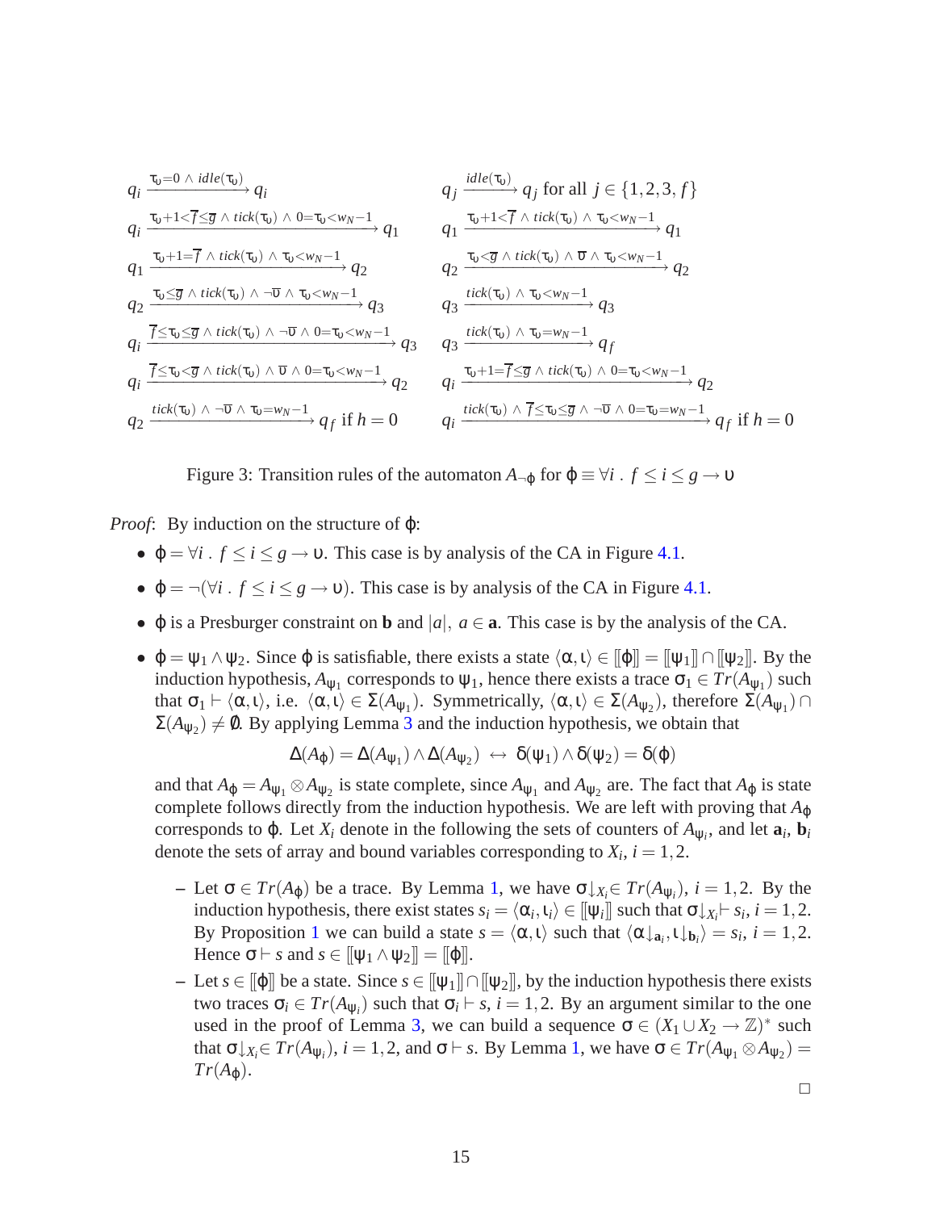$$q_i \xrightarrow{\tau_\upsilon=0 \,\wedge\, idle(\tau_\upsilon)} q_i \qquad q_j \xrightarrow{idle(\tau_\upsilon)} q_j \text{ for all } j \in \{1,2,3,f\}$$

$$q_i \xrightarrow{\tau_\upsilon+1<\overline{f}\leq\overline{g} \,\wedge\, tick(\tau_\upsilon) \,\wedge\, 0=\tau_\upsilon<w_N-1} q_1 \qquad q_1 \xrightarrow{\tau_\upsilon+1<\overline{f} \,\wedge\, tick(\tau_\upsilon) \,\wedge\, \tau_\upsilon<w_N-1} q_1$$

$$q_1 \xrightarrow{\tau_\upsilon+1=\overline{f} \,\wedge\, tick(\tau_\upsilon) \,\wedge\, \tau_\upsilon<w_N-1} q_2 \qquad q_2 \xrightarrow{\tau_\upsilon<\overline{g} \,\wedge\, tick(\tau_\upsilon) \,\wedge\, \overline{\upsilon} \,\wedge\, \tau_\upsilon<w_N-1} q_2$$

$$q_2 \xrightarrow{\tau_\upsilon\leq\overline{g} \,\wedge\, tick(\tau_\upsilon) \,\wedge\, \neg\overline{\upsilon} \,\wedge\, \tau_\upsilon<w_N-1} q_3 \qquad q_3 \xrightarrow{tick(\tau_\upsilon) \,\wedge\, \tau_\upsilon<w_N-1} q_3$$

$$q_i \xrightarrow{\overline{f}\leq\tau_\upsilon\leq\overline{g} \,\wedge\, tick(\tau_\upsilon) \,\wedge\, \neg\overline{\upsilon} \,\wedge\, 0=\tau_\upsilon<w_N-1} q_3 \qquad q_3 \xrightarrow{tick(\tau_\upsilon) \,\wedge\, \tau_\upsilon=w_N-1} q_f$$

$$q_i \xrightarrow{\overline{f}\leq\tau_\upsilon<\overline{g} \,\wedge\, tick(\tau_\upsilon) \,\wedge\, \overline{\upsilon} \,\wedge\, 0=\tau_\upsilon<w_N-1} q_2 \qquad q_i \xrightarrow{\tau_\upsilon+1=\overline{f}\leq\overline{g} \,\wedge\, tick(\tau_\upsilon) \,\wedge\, 0=\tau_\upsilon<w_N-1} q_2$$

$$q_2 \xrightarrow{tick(\tau_\upsilon) \,\wedge\, \neg\overline{\upsilon} \,\wedge\, \tau_\upsilon=w_N-1} q_f \text{ if } h=0 \qquad q_i \xrightarrow{tick(\tau_\upsilon) \,\wedge\, \overline{f}\leq\tau_\upsilon\leq\overline{g} \,\wedge\, \neg\overline{\upsilon} \,\wedge\, 0=\tau_\upsilon=w_N-1} q_f \text{ if } h=0$$

Figure 3: Transition rules of the automaton $A_{\neg\phi}$ for $\phi \equiv \forall i \,.\, f \leq i \leq g \rightarrow \upsilon$

*Proof*: By induction on the structure of $\phi$:

- $\phi = \forall i \,.\, f \leq i \leq g \rightarrow \upsilon$. This case is by analysis of the CA in Figure 4.1.
- $\phi = \neg(\forall i \,.\, f \leq i \leq g \rightarrow \upsilon)$. This case is by analysis of the CA in Figure 4.1.
- $\phi$ is a Presburger constraint on $\mathbf{b}$ and $|a|$, $a \in \mathbf{a}$. This case is by the analysis of the CA.
- $\phi = \psi_1 \wedge \psi_2$. Since $\phi$ is satisfiable, there exists a state $\langle \alpha, \iota \rangle \in [\![\phi]\!] = [\![\psi_1]\!] \cap [\![\psi_2]\!]$. By the induction hypothesis, $A_{\psi_1}$ corresponds to $\psi_1$, hence there exists a trace $\sigma_1 \in Tr(A_{\psi_1})$ such that $\sigma_1 \vdash \langle \alpha, \iota \rangle$, i.e. $\langle \alpha, \iota \rangle \in \Sigma(A_{\psi_1})$. Symmetrically, $\langle \alpha, \iota \rangle \in \Sigma(A_{\psi_2})$, therefore $\Sigma(A_{\psi_1}) \cap \Sigma(A_{\psi_2}) \neq \emptyset$. By applying Lemma 3 and the induction hypothesis, we obtain that

  $$\Delta(A_\phi) = \Delta(A_{\psi_1}) \wedge \Delta(A_{\psi_2}) \;\leftrightarrow\; \delta(\psi_1) \wedge \delta(\psi_2) = \delta(\phi)$$

  and that $A_\phi = A_{\psi_1} \otimes A_{\psi_2}$ is state complete, since $A_{\psi_1}$ and $A_{\psi_2}$ are. The fact that $A_\phi$ is state complete follows directly from the induction hypothesis. We are left with proving that $A_\phi$ corresponds to $\phi$. Let $X_i$ denote in the following the sets of counters of $A_{\psi_i}$, and let $\mathbf{a}_i$, $\mathbf{b}_i$ denote the sets of array and bound variables corresponding to $X_i$, $i = 1,2$.

  - Let $\sigma \in Tr(A_\phi)$ be a trace. By Lemma 1, we have $\sigma{\downarrow_{X_i}} \in Tr(A_{\psi_i})$, $i = 1,2$. By the induction hypothesis, there exist states $s_i = \langle \alpha_i, \iota_i \rangle \in [\![\psi_i]\!]$ such that $\sigma{\downarrow_{X_i}} \vdash s_i$, $i = 1,2$. By Proposition 1 we can build a state $s = \langle \alpha, \iota \rangle$ such that $\langle \alpha{\downarrow_{\mathbf{a}_i}}, \iota{\downarrow_{\mathbf{b}_i}} \rangle = s_i$, $i = 1,2$. Hence $\sigma \vdash s$ and $s \in [\![\psi_1 \wedge \psi_2]\!] = [\![\phi]\!]$.
  - Let $s \in [\![\phi]\!]$ be a state. Since $s \in [\![\psi_1]\!] \cap [\![\psi_2]\!]$, by the induction hypothesis there exists two traces $\sigma_i \in Tr(A_{\psi_i})$ such that $\sigma_i \vdash s$, $i = 1,2$. By an argument similar to the one used in the proof of Lemma 3, we can build a sequence $\sigma \in (X_1 \cup X_2 \rightarrow \mathbb{Z})^*$ such that $\sigma{\downarrow_{X_i}} \in Tr(A_{\psi_i})$, $i = 1,2$, and $\sigma \vdash s$. By Lemma 1, we have $\sigma \in Tr(A_{\psi_1} \otimes A_{\psi_2}) = Tr(A_\phi)$.

$\square$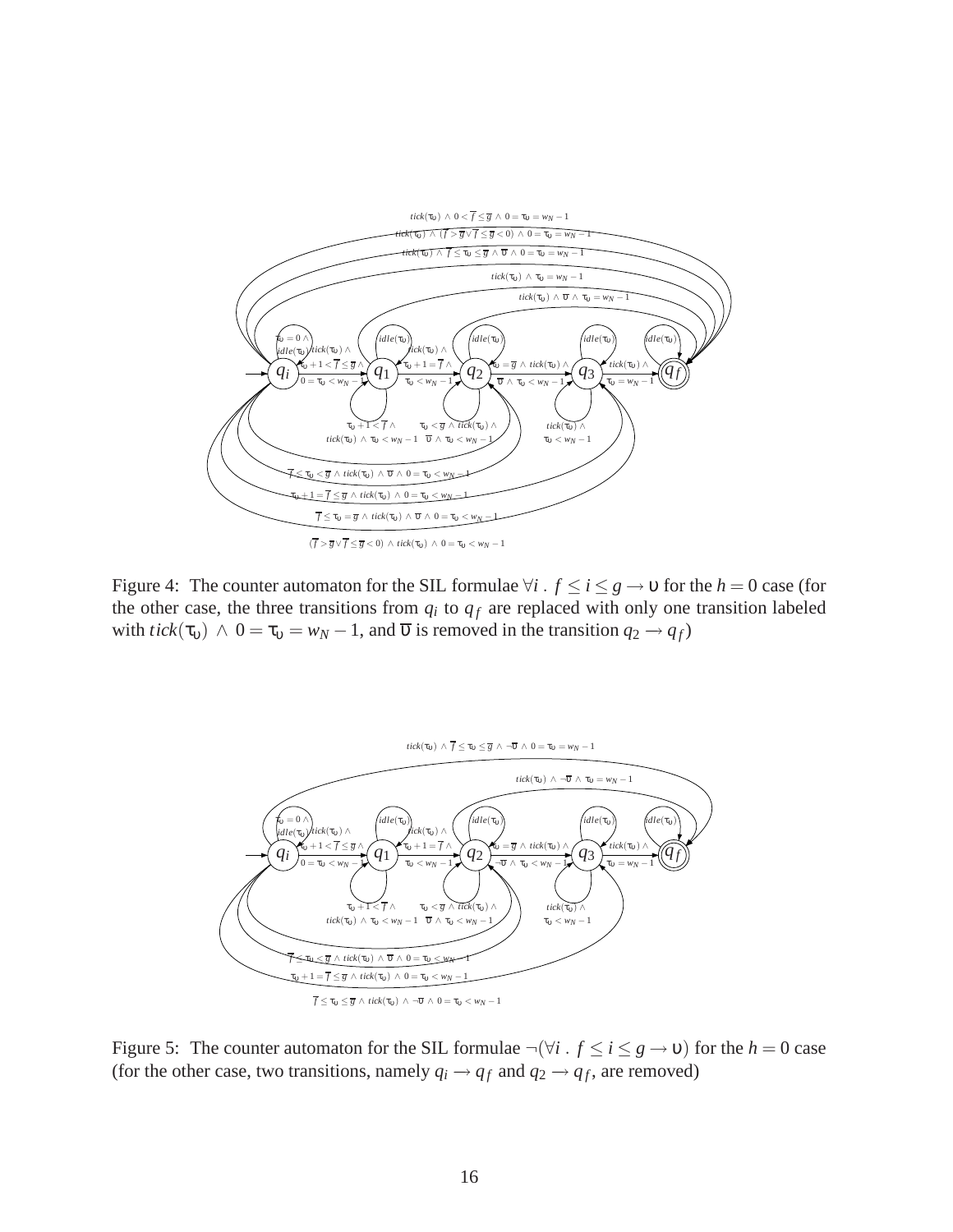Figure 4: The counter automaton for the SIL formulae $\forall i \,.\, f \leq i \leq g \rightarrow \upsilon$ for the $h = 0$ case (for the other case, the three transitions from $q_i$ to $q_f$ are replaced with only one transition labeled with $tick(\tau_\upsilon) \wedge 0 = \tau_\upsilon = w_N - 1$, and $\overline{\upsilon}$ is removed in the transition $q_2 \rightarrow q_f$)

Figure 5: The counter automaton for the SIL formulae $\neg(\forall i \,.\, f \leq i \leq g \rightarrow \upsilon)$ for the $h = 0$ case (for the other case, two transitions, namely $q_i \rightarrow q_f$ and $q_2 \rightarrow q_f$, are removed)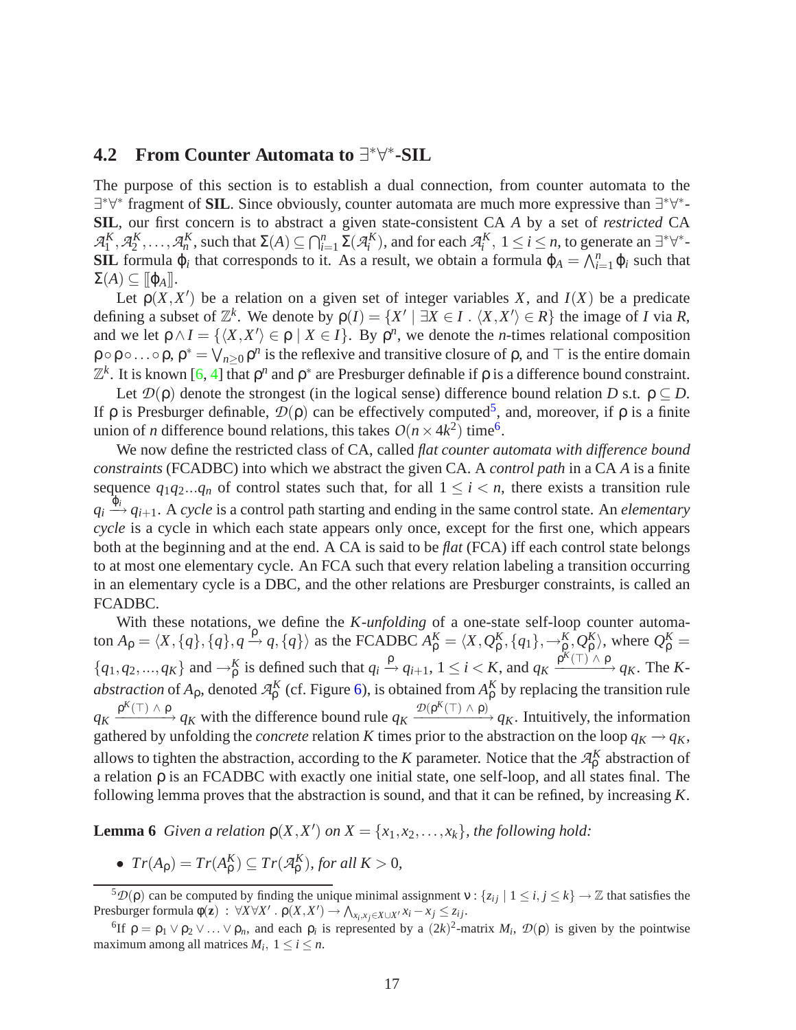### 4.2 From Counter Automata to $\exists^*\forall^*$-SIL

The purpose of this section is to establish a dual connection, from counter automata to the $\exists^*\forall^*$ fragment of **SIL**. Since obviously, counter automata are much more expressive than $\exists^*\forall^*$-**SIL**, our first concern is to abstract a given state-consistent CA $A$ by a set of *restricted* CA $\mathcal{A}_1^K, \mathcal{A}_2^K, \ldots, \mathcal{A}_n^K$, such that $\Sigma(A) \subseteq \bigcap_{i=1}^n \Sigma(\mathcal{A}_i^K)$, and for each $\mathcal{A}_i^K$, $1 \leq i \leq n$, to generate an $\exists^*\forall^*$-**SIL** formula $\varphi_i$ that corresponds to it. As a result, we obtain a formula $\varphi_A = \bigwedge_{i=1}^n \varphi_i$ such that $\Sigma(A) \subseteq [\![\varphi_A]\!]$.

Let $\rho(X, X')$ be a relation on a given set of integer variables $X$, and $I(X)$ be a predicate defining a subset of $\mathbb{Z}^k$. We denote by $\rho(I) = \{X' \mid \exists X \in I \,.\, \langle X, X' \rangle \in R\}$ the image of $I$ via $R$, and we let $\rho \wedge I = \{\langle X, X' \rangle \in \rho \mid X \in I\}$. By $\rho^n$, we denote the $n$-times relational composition $\rho \circ \rho \circ \ldots \circ \rho$, $\rho^* = \bigvee_{n \geq 0} \rho^n$ is the reflexive and transitive closure of $\rho$, and $\top$ is the entire domain $\mathbb{Z}^k$. It is known [6, 4] that $\rho^n$ and $\rho^*$ are Presburger definable if $\rho$ is a difference bound constraint.

Let $\mathcal{D}(\rho)$ denote the strongest (in the logical sense) difference bound relation $D$ s.t. $\rho \subseteq D$. If $\rho$ is Presburger definable, $\mathcal{D}(\rho)$ can be effectively computed[5], and, moreover, if $\rho$ is a finite union of $n$ difference bound relations, this takes $O(n \times 4k^2)$ time[6].

We now define the restricted class of CA, called *flat counter automata with difference bound constraints* (FCADBC) into which we abstract the given CA. A *control path* in a CA $A$ is a finite sequence $q_1 q_2 \ldots q_n$ of control states such that, for all $1 \leq i < n$, there exists a transition rule $q_i \xrightarrow{\varphi_i} q_{i+1}$. A *cycle* is a control path starting and ending in the same control state. An *elementary cycle* is a cycle in which each state appears only once, except for the first one, which appears both at the beginning and at the end. A CA is said to be *flat* (FCA) iff each control state belongs to at most one elementary cycle. An FCA such that every relation labeling a transition occurring in an elementary cycle is a DBC, and the other relations are Presburger constraints, is called an FCADBC.

With these notations, we define the *K-unfolding* of a one-state self-loop counter automaton $A_\rho = \langle X, \{q\}, \{q\}, q \xrightarrow{\rho} q, \{q\} \rangle$ as the FCADBC $A_\rho^K = \langle X, Q_\rho^K, \{q_1\}, \rightarrow_\rho^K, Q_\rho^K \rangle$, where $Q_\rho^K = \{q_1, q_2, \ldots, q_K\}$ and $\rightarrow_\rho^K$ is defined such that $q_i \xrightarrow{\rho} q_{i+1}$, $1 \leq i < K$, and $q_K \xrightarrow{\rho^K(\top) \wedge \rho} q_K$. The *K-abstraction* of $A_\rho$, denoted $\mathcal{A}_\rho^K$ (cf. Figure 6), is obtained from $A_\rho^K$ by replacing the transition rule $q_K \xrightarrow{\rho^K(\top) \wedge \rho} q_K$ with the difference bound rule $q_K \xrightarrow{\mathcal{D}(\rho^K(\top) \wedge \rho)} q_K$. Intuitively, the information gathered by unfolding the *concrete* relation $K$ times prior to the abstraction on the loop $q_K \rightarrow q_K$, allows to tighten the abstraction, according to the $K$ parameter. Notice that the $\mathcal{A}_\rho^K$ abstraction of a relation $\rho$ is an FCADBC with exactly one initial state, one self-loop, and all states final. The following lemma proves that the abstraction is sound, and that it can be refined, by increasing $K$.

**Lemma 6** *Given a relation $\rho(X, X')$ on $X = \{x_1, x_2, \ldots, x_k\}$, the following hold:*

- $Tr(A_\rho) = Tr(A_\rho^K) \subseteq Tr(\mathcal{A}_\rho^K)$*, for all $K > 0$,*

---

[5] $\mathcal{D}(\rho)$ can be computed by finding the unique minimal assignment $\nu : \{z_{ij} \mid 1 \leq i, j \leq k\} \rightarrow \mathbb{Z}$ that satisfies the Presburger formula $\phi(\mathbf{z}) \,:\, \forall X \forall X' \,.\, \rho(X, X') \rightarrow \bigwedge_{x_i, x_j \in X \cup X'} x_i - x_j \leq z_{ij}$.

[6] If $\rho = \rho_1 \vee \rho_2 \vee \ldots \vee \rho_n$, and each $\rho_i$ is represented by a $(2k)^2$-matrix $M_i$, $\mathcal{D}(\rho)$ is given by the pointwise maximum among all matrices $M_i$, $1 \leq i \leq n$.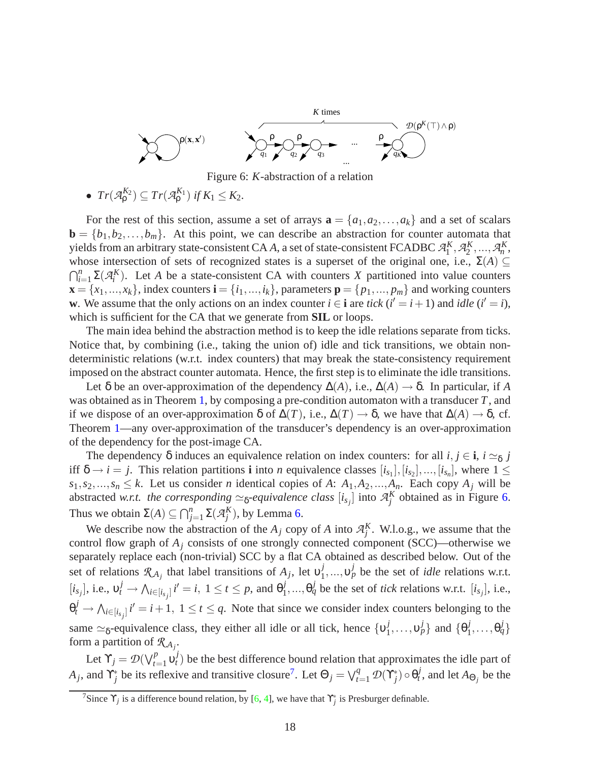Figure 6: $K$-abstraction of a relation

- $Tr(\mathcal{A}_\rho^{K_2}) \subseteq Tr(\mathcal{A}_\rho^{K_1})$ *if* $K_1 \leq K_2$.

For the rest of this section, assume a set of arrays $\mathbf{a} = \{a_1, a_2, \ldots, a_k\}$ and a set of scalars $\mathbf{b} = \{b_1, b_2, \ldots, b_m\}$. At this point, we can describe an abstraction for counter automata that yields from an arbitrary state-consistent CA $A$, a set of state-consistent FCADBC $\mathcal{A}_1^K, \mathcal{A}_2^K, \ldots, \mathcal{A}_n^K$, whose intersection of sets of recognized states is a superset of the original one, i.e., $\Sigma(A) \subseteq \bigcap_{i=1}^n \Sigma(\mathcal{A}_i^K)$. Let $A$ be a state-consistent CA with counters $X$ partitioned into value counters $\mathbf{x} = \{x_1, \ldots, x_k\}$, index counters $\mathbf{i} = \{i_1, \ldots, i_k\}$, parameters $\mathbf{p} = \{p_1, \ldots, p_m\}$ and working counters $\mathbf{w}$. We assume that the only actions on an index counter $i \in \mathbf{i}$ are *tick* ($i' = i+1$) and *idle* ($i' = i$), which is sufficient for the CA that we generate from **SIL** or loops.

The main idea behind the abstraction method is to keep the idle relations separate from ticks. Notice that, by combining (i.e., taking the union of) idle and tick transitions, we obtain non-deterministic relations (w.r.t. index counters) that may break the state-consistency requirement imposed on the abstract counter automata. Hence, the first step is to eliminate the idle transitions.

Let $\delta$ be an over-approximation of the dependency $\Delta(A)$, i.e., $\Delta(A) \rightarrow \delta$. In particular, if $A$ was obtained as in Theorem 1, by composing a pre-condition automaton with a transducer $T$, and if we dispose of an over-approximation $\delta$ of $\Delta(T)$, i.e., $\Delta(T) \rightarrow \delta$, we have that $\Delta(A) \rightarrow \delta$, cf. Theorem 1—any over-approximation of the transducer's dependency is an over-approximation of the dependency for the post-image CA.

The dependency $\delta$ induces an equivalence relation on index counters: for all $i, j \in \mathbf{i}$, $i \simeq_\delta j$ iff $\delta \rightarrow i = j$. This relation partitions $\mathbf{i}$ into $n$ equivalence classes $[i_{s_1}], [i_{s_2}], \ldots, [i_{s_n}]$, where $1 \leq s_1, s_2, \ldots, s_n \leq k$. Let us consider $n$ identical copies of $A$: $A_1, A_2, \ldots, A_n$. Each copy $A_j$ will be abstracted *w.r.t. the corresponding* $\simeq_\delta$*-equivalence class* $[i_{s_j}]$ into $\mathcal{A}_j^K$ obtained as in Figure 6. Thus we obtain $\Sigma(A) \subseteq \bigcap_{j=1}^n \Sigma(\mathcal{A}_j^K)$, by Lemma 6.

We describe now the abstraction of the $A_j$ copy of $A$ into $\mathcal{A}_j^K$. W.l.o.g., we assume that the control flow graph of $A_j$ consists of one strongly connected component (SCC)—otherwise we separately replace each (non-trivial) SCC by a flat CA obtained as described below. Out of the set of relations $\mathcal{R}_{A_j}$ that label transitions of $A_j$, let $\upsilon_1^j, \ldots, \upsilon_p^j$ be the set of *idle* relations w.r.t. $[i_{s_j}]$, i.e., $\upsilon_t^j \rightarrow \bigwedge_{i \in [i_{s_j}]} i' = i,\ 1 \leq t \leq p$, and $\theta_1^j, \ldots, \theta_q^j$ be the set of *tick* relations w.r.t. $[i_{s_j}]$, i.e., $\theta_t^j \rightarrow \bigwedge_{i \in [i_{s_j}]} i' = i+1,\ 1 \leq t \leq q$. Note that since we consider index counters belonging to the same $\simeq_\delta$-equivalence class, they either all idle or all tick, hence $\{\upsilon_1^j, \ldots, \upsilon_p^j\}$ and $\{\theta_1^j, \ldots, \theta_q^j\}$ form a partition of $\mathcal{R}_{A_j}$.

Let $\Upsilon_j = \mathcal{D}(\bigvee_{t=1}^p \upsilon_t^j)$ be the best difference bound relation that approximates the idle part of $A_j$, and $\Upsilon_j^*$ be its reflexive and transitive closure[7]. Let $\Theta_j = \bigvee_{t=1}^q \mathcal{D}(\Upsilon_j^*) \circ \theta_t^j$, and let $A_{\Theta_j}$ be the

[7] Since $\Upsilon_j$ is a difference bound relation, by [6, 4], we have that $\Upsilon_j^*$ is Presburger definable.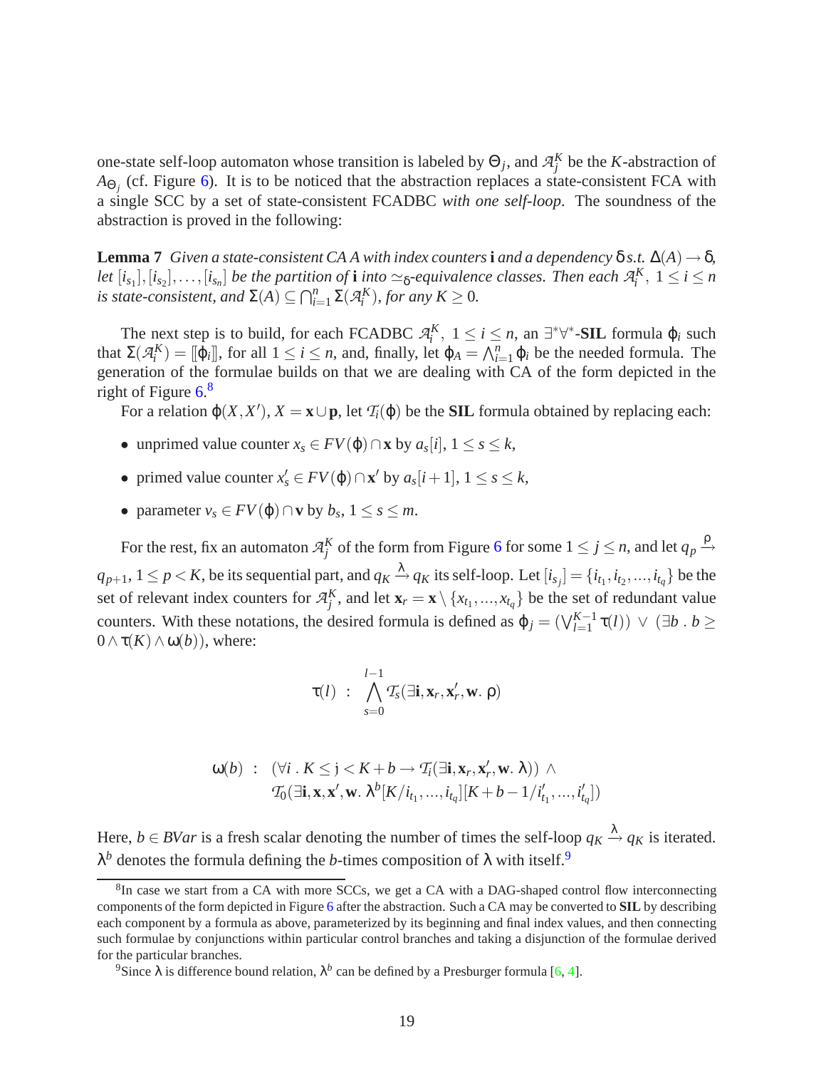one-state self-loop automaton whose transition is labeled by $\Theta_j$, and $\mathcal{A}_j^K$ be the $K$-abstraction of $A_{\Theta_j}$ (cf. Figure 6). It is to be noticed that the abstraction replaces a state-consistent FCA with a single SCC by a set of state-consistent FCADBC *with one self-loop*. The soundness of the abstraction is proved in the following:

**Lemma 7** *Given a state-consistent CA $A$ with index counters $\mathbf{i}$ and a dependency $\delta$ s.t. $\Delta(A) \to \delta$, let $[i_{s_1}], [i_{s_2}], \ldots, [i_{s_n}]$ be the partition of $\mathbf{i}$ into $\simeq_\delta$-equivalence classes. Then each $\mathcal{A}_i^K$, $1 \leq i \leq n$ is state-consistent, and $\Sigma(A) \subseteq \bigcap_{i=1}^n \Sigma(\mathcal{A}_i^K)$, for any $K \geq 0$.*

The next step is to build, for each FCADBC $\mathcal{A}_i^K$, $1 \leq i \leq n$, an $\exists^*\forall^*$-**SIL** formula $\varphi_i$ such that $\Sigma(\mathcal{A}_i^K) = [\![\varphi_i]\!]$, for all $1 \leq i \leq n$, and, finally, let $\varphi_A = \bigwedge_{i=1}^n \varphi_i$ be the needed formula. The generation of the formulae builds on that we are dealing with CA of the form depicted in the right of Figure 6.[8]

For a relation $\varphi(X, X')$, $X = \mathbf{x} \cup \mathbf{p}$, let $\mathcal{T}_i(\varphi)$ be the **SIL** formula obtained by replacing each:

- unprimed value counter $x_s \in FV(\varphi) \cap \mathbf{x}$ by $a_s[i]$, $1 \leq s \leq k$,
- primed value counter $x'_s \in FV(\varphi) \cap \mathbf{x}'$ by $a_s[i+1]$, $1 \leq s \leq k$,
- parameter $v_s \in FV(\varphi) \cap \mathbf{v}$ by $b_s$, $1 \leq s \leq m$.

For the rest, fix an automaton $\mathcal{A}_j^K$ of the form from Figure 6 for some $1 \leq j \leq n$, and let $q_p \xrightarrow{\rho} q_{p+1}$, $1 \leq p < K$, be its sequential part, and $q_K \xrightarrow{\lambda} q_K$ its self-loop. Let $[i_{s_j}] = \{i_{t_1}, i_{t_2}, \ldots, i_{t_q}\}$ be the set of relevant index counters for $\mathcal{A}_j^K$, and let $\mathbf{x}_r = \mathbf{x} \setminus \{x_{t_1}, \ldots, x_{t_q}\}$ be the set of redundant value counters. With these notations, the desired formula is defined as $\varphi_j = (\bigvee_{l=1}^{K-1} \tau(l)) \vee (\exists b \,.\, b \geq 0 \wedge \tau(K) \wedge \omega(b))$, where:

$$\tau(l) \;:\; \bigwedge_{s=0}^{l-1} \mathcal{T}_s(\exists \mathbf{i}, \mathbf{x}_r, \mathbf{x}'_r, \mathbf{w}.\ \rho)$$

$$\begin{aligned}\omega(b) \;:\; & (\forall i \,.\, K \leq \mathfrak{j} < K + b \to \mathcal{T}_i(\exists \mathbf{i}, \mathbf{x}_r, \mathbf{x}'_r, \mathbf{w}.\ \lambda)) \;\wedge \\ & \mathcal{T}_0(\exists \mathbf{i}, \mathbf{x}, \mathbf{x}', \mathbf{w}.\ \lambda^b[K/i_{t_1}, \ldots, i_{t_q}][K+b-1/i'_{t_1}, \ldots, i'_{t_q}])\end{aligned}$$

Here, $b \in BVar$ is a fresh scalar denoting the number of times the self-loop $q_K \xrightarrow{\lambda} q_K$ is iterated. $\lambda^b$ denotes the formula defining the $b$-times composition of $\lambda$ with itself.[9]

---

[8] In case we start from a CA with more SCCs, we get a CA with a DAG-shaped control flow interconnecting components of the form depicted in Figure 6 after the abstraction. Such a CA may be converted to **SIL** by describing each component by a formula as above, parameterized by its beginning and final index values, and then connecting such formulae by conjunctions within particular control branches and taking a disjunction of the formulae derived for the particular branches.

[9] Since $\lambda$ is difference bound relation, $\lambda^b$ can be defined by a Presburger formula [6, 4].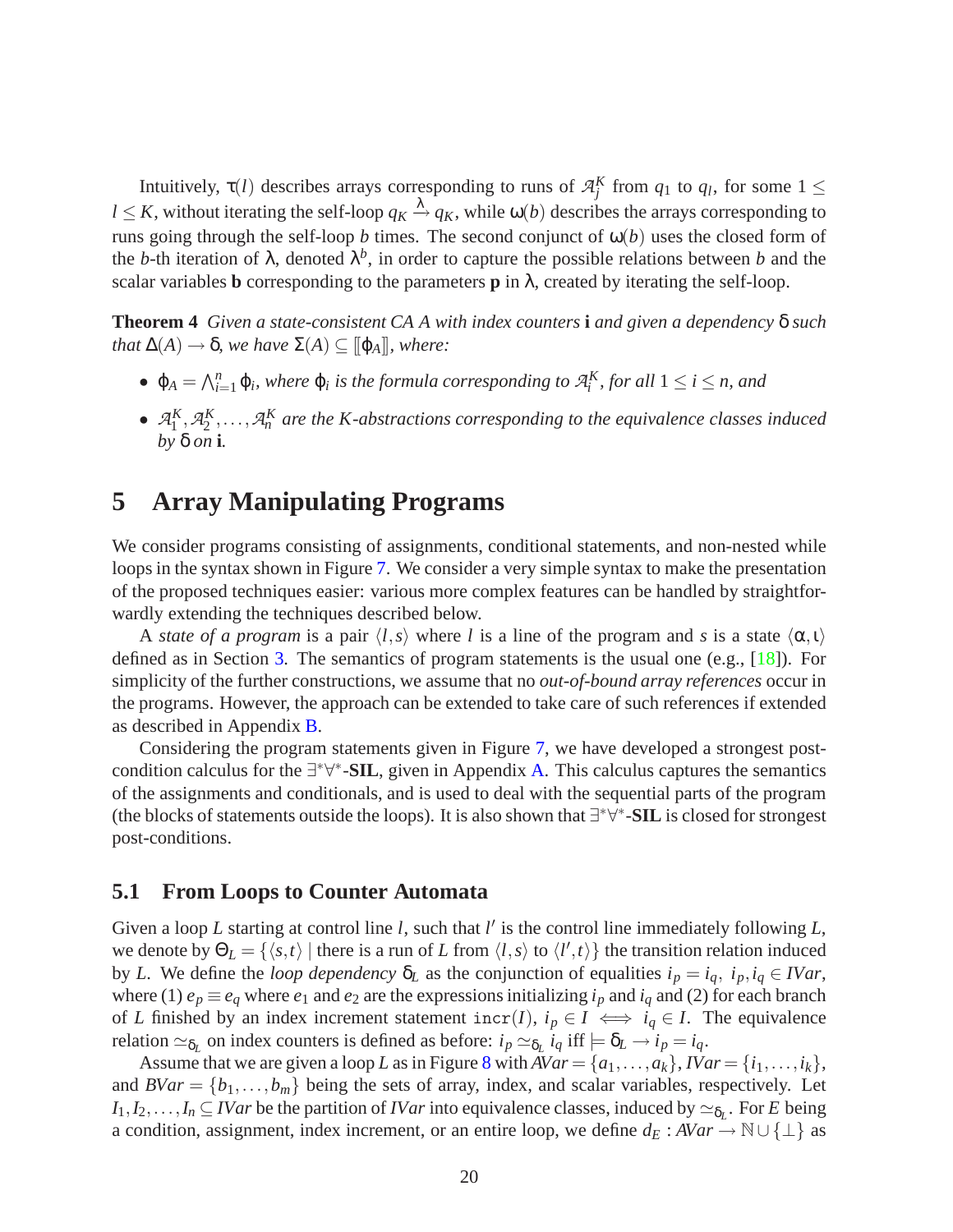Intuitively, $\tau(l)$ describes arrays corresponding to runs of $\mathcal{A}_j^K$ from $q_1$ to $q_l$, for some $1 \leq l \leq K$, without iterating the self-loop $q_K \xrightarrow{\lambda} q_K$, while $\omega(b)$ describes the arrays corresponding to runs going through the self-loop $b$ times. The second conjunct of $\omega(b)$ uses the closed form of the $b$-th iteration of $\lambda$, denoted $\lambda^b$, in order to capture the possible relations between $b$ and the scalar variables $\mathbf{b}$ corresponding to the parameters $\mathbf{p}$ in $\lambda$, created by iterating the self-loop.

**Theorem 4** *Given a state-consistent CA $A$ with index counters $\mathbf{i}$ and given a dependency $\delta$ such that $\Delta(A) \rightarrow \delta$, we have $\Sigma(A) \subseteq [\![\varphi_A]\!]$, where:*

- *$\varphi_A = \bigwedge_{i=1}^{n} \varphi_i$, where $\varphi_i$ is the formula corresponding to $\mathcal{A}_i^K$, for all $1 \leq i \leq n$, and*
- *$\mathcal{A}_1^K, \mathcal{A}_2^K, \ldots, \mathcal{A}_n^K$ are the K-abstractions corresponding to the equivalence classes induced by $\delta$ on $\mathbf{i}$.*

# 5 Array Manipulating Programs

We consider programs consisting of assignments, conditional statements, and non-nested while loops in the syntax shown in Figure 7. We consider a very simple syntax to make the presentation of the proposed techniques easier: various more complex features can be handled by straightforwardly extending the techniques described below.

A *state of a program* is a pair $\langle l, s \rangle$ where $l$ is a line of the program and $s$ is a state $\langle \alpha, \iota \rangle$ defined as in Section 3. The semantics of program statements is the usual one (e.g., [18]). For simplicity of the further constructions, we assume that no *out-of-bound array references* occur in the programs. However, the approach can be extended to take care of such references if extended as described in Appendix B.

Considering the program statements given in Figure 7, we have developed a strongest post-condition calculus for the $\exists^*\forall^*$-**SIL**, given in Appendix A. This calculus captures the semantics of the assignments and conditionals, and is used to deal with the sequential parts of the program (the blocks of statements outside the loops). It is also shown that $\exists^*\forall^*$-**SIL** is closed for strongest post-conditions.

## 5.1 From Loops to Counter Automata

Given a loop $L$ starting at control line $l$, such that $l'$ is the control line immediately following $L$, we denote by $\Theta_L = \{\langle s, t \rangle \mid$ there is a run of $L$ from $\langle l, s \rangle$ to $\langle l', t \rangle\}$ the transition relation induced by $L$. We define the *loop dependency* $\delta_L$ as the conjunction of equalities $i_p = i_q$, $i_p, i_q \in \mathit{IVar}$, where (1) $e_p \equiv e_q$ where $e_1$ and $e_2$ are the expressions initializing $i_p$ and $i_q$ and (2) for each branch of $L$ finished by an index increment statement $\mathtt{incr}(I)$, $i_p \in I \iff i_q \in I$. The equivalence relation $\simeq_{\delta_L}$ on index counters is defined as before: $i_p \simeq_{\delta_L} i_q$ iff $\models \delta_L \rightarrow i_p = i_q$.

Assume that we are given a loop $L$ as in Figure 8 with $\mathit{AVar} = \{a_1, \ldots, a_k\}$, $\mathit{IVar} = \{i_1, \ldots, i_k\}$, and $\mathit{BVar} = \{b_1, \ldots, b_m\}$ being the sets of array, index, and scalar variables, respectively. Let $I_1, I_2, \ldots, I_n \subseteq \mathit{IVar}$ be the partition of $\mathit{IVar}$ into equivalence classes, induced by $\simeq_{\delta_L}$. For $E$ being a condition, assignment, index increment, or an entire loop, we define $d_E : \mathit{AVar} \rightarrow \mathbb{N} \cup \{\perp\}$ as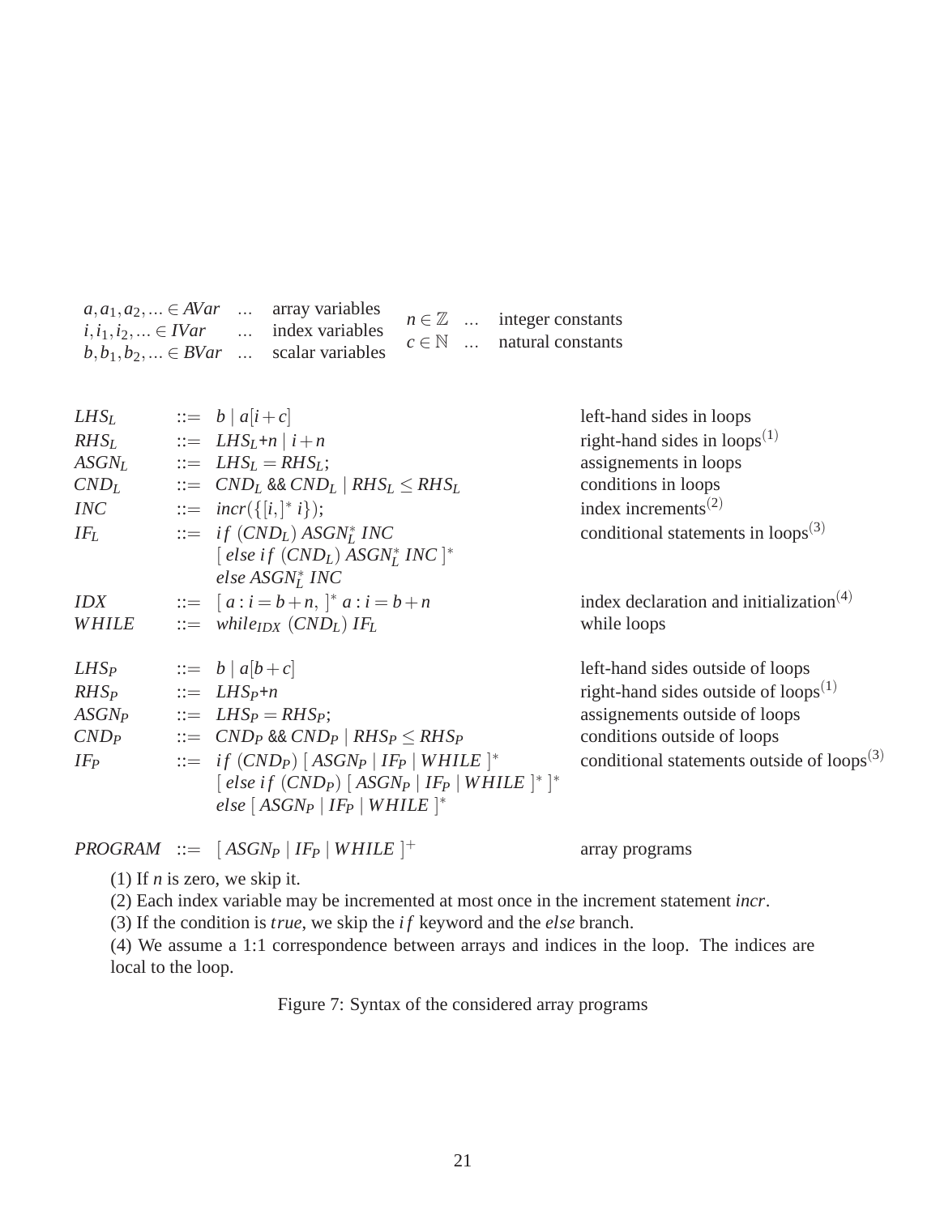$a, a_1, a_2, \ldots \in AVar$ ... array variables
$i, i_1, i_2, \ldots \in IVar$ ... index variables
$b, b_1, b_2, \ldots \in BVar$ ... scalar variables
$n \in \mathbb{Z}$ ... integer constants
$c \in \mathbb{N}$ ... natural constants

| | | |
|---|---|---|
| $LHS_L$ | $::= \ b \mid a[i+c]$ | left-hand sides in loops |
| $RHS_L$ | $::= \ LHS_L$+$n \mid i+n$ | right-hand sides in loops[(1)] |
| $ASGN_L$ | $::= \ LHS_L = RHS_L;$ | assignements in loops |
| $CND_L$ | $::= \ CND_L$ && $CND_L \mid RHS_L \leq RHS_L$ | conditions in loops |
| $INC$ | $::= \ incr(\{[i,]^* \, i\});$ | index increments[(2)] |
| $IF_L$ | $::= \ if\ (CND_L)\ ASGN_L^*\ INC$ $[\ else\ if\ (CND_L)\ ASGN_L^*\ INC\ ]^*$ $else\ ASGN_L^*\ INC$ | conditional statements in loops[(3)] |
| $IDX$ | $::= \ [\ a : i = b+n,\ ]^*\ a : i = b+n$ | index declaration and initialization[(4)] |
| $WHILE$ | $::= \ while_{IDX}\ (CND_L)\ IF_L$ | while loops |
| $LHS_P$ | $::= \ b \mid a[b+c]$ | left-hand sides outside of loops |
| $RHS_P$ | $::= \ LHS_P$+$n$ | right-hand sides outside of loops[(1)] |
| $ASGN_P$ | $::= \ LHS_P = RHS_P;$ | assignements outside of loops |
| $CND_P$ | $::= \ CND_P$ && $CND_P \mid RHS_P \leq RHS_P$ | conditions outside of loops |
| $IF_P$ | $::= \ if\ (CND_P)\ [\ ASGN_P \mid IF_P \mid WHILE\ ]^*$ $[\ else\ if\ (CND_P)\ [\ ASGN_P \mid IF_P \mid WHILE\ ]^*\ ]^*$ $else\ [\ ASGN_P \mid IF_P \mid WHILE\ ]^*$ | conditional statements outside of loops[(3)] |
| $PROGRAM$ | $::= \ [\ ASGN_P \mid IF_P \mid WHILE\ ]^+$ | array programs |

(1) If $n$ is zero, we skip it.

(2) Each index variable may be incremented at most once in the increment statement *incr*.

(3) If the condition is *true*, we skip the *if* keyword and the *else* branch.

(4) We assume a 1:1 correspondence between arrays and indices in the loop. The indices are local to the loop.

Figure 7: Syntax of the considered array programs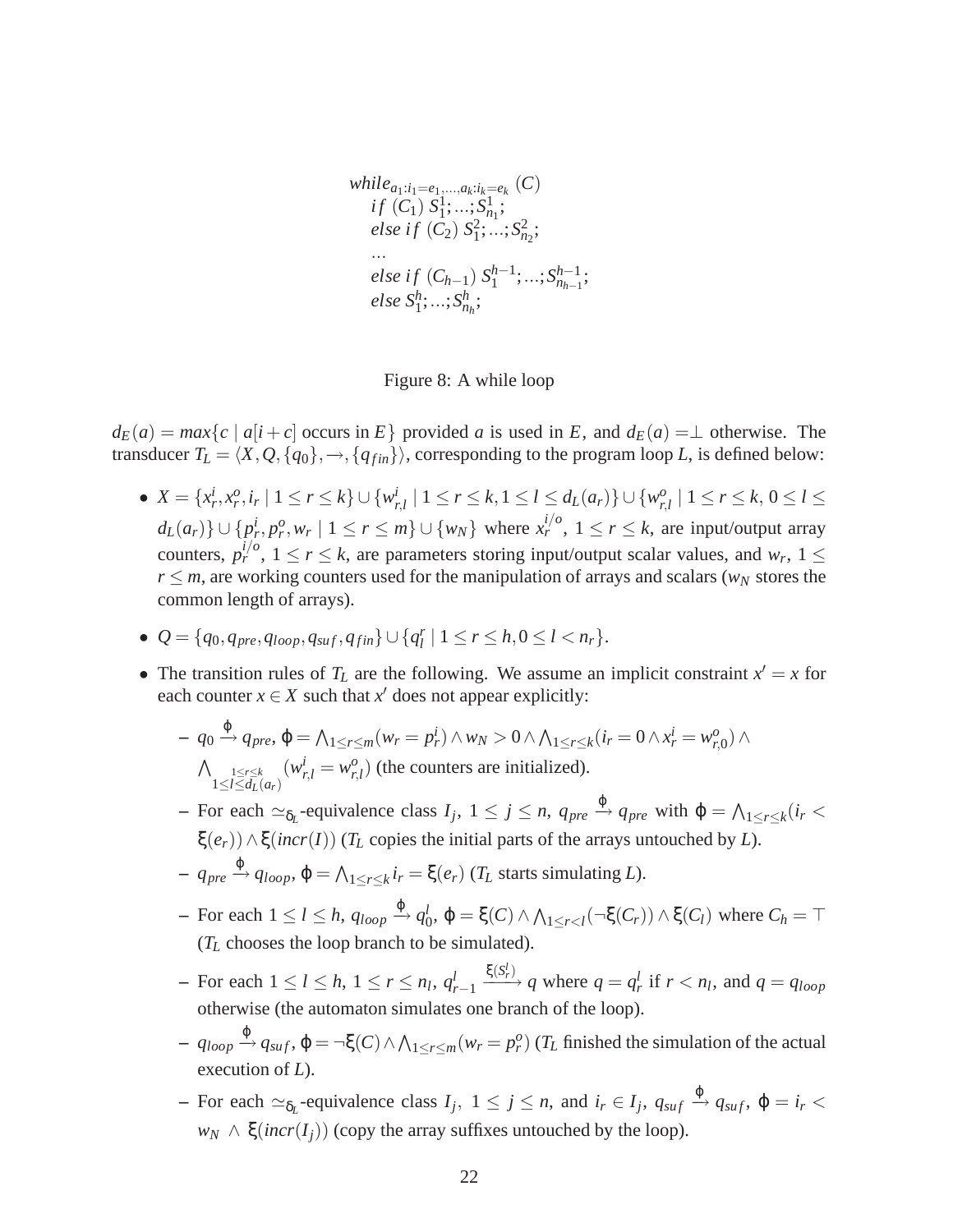```
while_{a_1:i_1=e_1,...,a_k:i_k=e_k} (C)
    if (C_1) S^1_1; ...; S^1_{n_1};
    else if (C_2) S^2_1; ...; S^2_{n_2};
    ...
    else if (C_{h-1}) S^{h-1}_1; ...; S^{h-1}_{n_{h-1}};
    else S^h_1; ...; S^h_{n_h};
```

Figure 8: A while loop

$d_E(a) = max\{c \mid a[i+c] \text{ occurs in } E\}$ provided $a$ is used in $E$, and $d_E(a) = \perp$ otherwise. The transducer $T_L = \langle X, Q, \{q_0\}, \rightarrow, \{q_{fin}\}\rangle$, corresponding to the program loop $L$, is defined below:

- $X = \{x^i_r, x^o_r, i_r \mid 1 \le r \le k\} \cup \{w^i_{r,l} \mid 1 \le r \le k, 1 \le l \le d_L(a_r)\} \cup \{w^o_{r,l} \mid 1 \le r \le k, 0 \le l \le d_L(a_r)\} \cup \{p^i_r, p^o_r, w_r \mid 1 \le r \le m\} \cup \{w_N\}$ where $x^{i/o}_r$, $1 \le r \le k$, are input/output array counters, $p^{i/o}_r$, $1 \le r \le k$, are parameters storing input/output scalar values, and $w_r$, $1 \le r \le m$, are working counters used for the manipulation of arrays and scalars ($w_N$ stores the common length of arrays).
- $Q = \{q_0, q_{pre}, q_{loop}, q_{suf}, q_{fin}\} \cup \{q^r_l \mid 1 \le r \le h, 0 \le l < n_r\}$.
- The transition rules of $T_L$ are the following. We assume an implicit constraint $x' = x$ for each counter $x \in X$ such that $x'$ does not appear explicitly:
  - $q_0 \xrightarrow{\varphi} q_{pre}$, $\varphi = \bigwedge_{1 \le r \le m}(w_r = p^i_r) \wedge w_N > 0 \wedge \bigwedge_{1 \le r \le k}(i_r = 0 \wedge x^i_r = w^o_{r,0}) \wedge \bigwedge_{\substack{1 \le r \le k \\ 1 \le l \le d_L(a_r)}}(w^i_{r,l} = w^o_{r,l})$ (the counters are initialized).
  - For each $\simeq_{\delta_L}$-equivalence class $I_j$, $1 \le j \le n$, $q_{pre} \xrightarrow{\varphi} q_{pre}$ with $\varphi = \bigwedge_{1 \le r \le k}(i_r < \xi(e_r)) \wedge \xi(incr(I))$ ($T_L$ copies the initial parts of the arrays untouched by $L$).
  - $q_{pre} \xrightarrow{\varphi} q_{loop}$, $\varphi = \bigwedge_{1 \le r \le k} i_r = \xi(e_r)$ ($T_L$ starts simulating $L$).
  - For each $1 \le l \le h$, $q_{loop} \xrightarrow{\varphi} q^l_0$, $\varphi = \xi(C) \wedge \bigwedge_{1 \le r < l}(\neg\xi(C_r)) \wedge \xi(C_l)$ where $C_h = \top$ ($T_L$ chooses the loop branch to be simulated).
  - For each $1 \le l \le h$, $1 \le r \le n_l$, $q^l_{r-1} \xrightarrow{\xi(S^l_r)} q$ where $q = q^l_r$ if $r < n_l$, and $q = q_{loop}$ otherwise (the automaton simulates one branch of the loop).
  - $q_{loop} \xrightarrow{\varphi} q_{suf}$, $\varphi = \neg\xi(C) \wedge \bigwedge_{1 \le r \le m}(w_r = p^o_r)$ ($T_L$ finished the simulation of the actual execution of $L$).
  - For each $\simeq_{\delta_L}$-equivalence class $I_j$, $1 \le j \le n$, and $i_r \in I_j$, $q_{suf} \xrightarrow{\varphi} q_{suf}$, $\varphi = i_r < w_N \wedge \xi(incr(I_j))$ (copy the array suffixes untouched by the loop).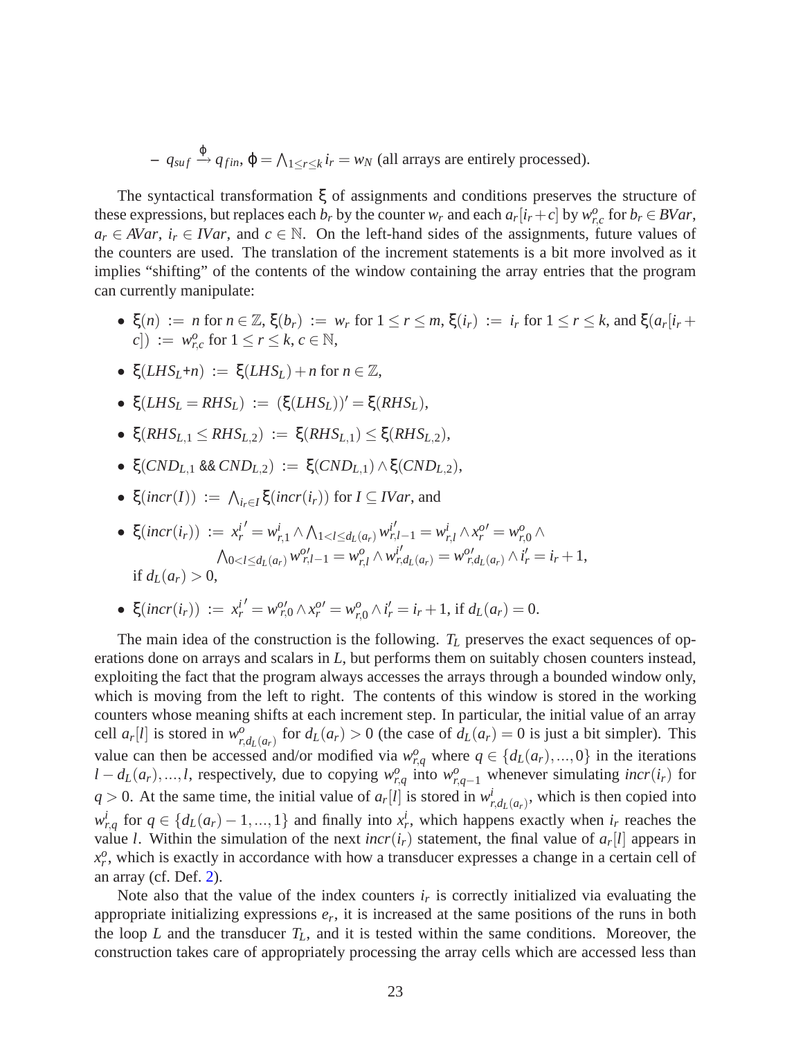– $q_{suf} \xrightarrow{\varphi} q_{fin}$, $\varphi = \bigwedge_{1 \le r \le k} i_r = w_N$ (all arrays are entirely processed).

The syntactical transformation $\xi$ of assignments and conditions preserves the structure of these expressions, but replaces each $b_r$ by the counter $w_r$ and each $a_r[i_r + c]$ by $w^o_{r,c}$ for $b_r \in BVar$, $a_r \in AVar$, $i_r \in IVar$, and $c \in \mathbb{N}$. On the left-hand sides of the assignments, future values of the counters are used. The translation of the increment statements is a bit more involved as it implies "shifting" of the contents of the window containing the array entries that the program can currently manipulate:

- $\xi(n) := n$ for $n \in \mathbb{Z}$, $\xi(b_r) := w_r$ for $1 \le r \le m$, $\xi(i_r) := i_r$ for $1 \le r \le k$, and $\xi(a_r[i_r + c]) := w^o_{r,c}$ for $1 \le r \le k$, $c \in \mathbb{N}$,
- $\xi(LHS_L + n) := \xi(LHS_L) + n$ for $n \in \mathbb{Z}$,
- $\xi(LHS_L = RHS_L) := (\xi(LHS_L))' = \xi(RHS_L)$,
- $\xi(RHS_{L,1} \le RHS_{L,2}) := \xi(RHS_{L,1}) \le \xi(RHS_{L,2})$,
- $\xi(CND_{L,1}$ && $CND_{L,2}) := \xi(CND_{L,1}) \wedge \xi(CND_{L,2})$,
- $\xi(incr(I)) := \bigwedge_{i_r \in I} \xi(incr(i_r))$ for $I \subseteq IVar$, and
- $\xi(incr(i_r)) := {x^i_r}' = w^i_{r,1} \wedge \bigwedge_{1 < l \le d_L(a_r)} {w^i_{r,l-1}}' = w^i_{r,l} \wedge {x^o_r}' = w^o_{r,0} \wedge$
  $\bigwedge_{0 < l \le d_L(a_r)} {w^o_{r,l-1}}' = w^o_{r,l} \wedge w^i_{r,d_L(a_r)} = {w^o_{r,d_L(a_r)}}' \wedge i'_r = i_r + 1$,
  if $d_L(a_r) > 0$,
- $\xi(incr(i_r)) := {x^i_r}' = {w^o_{r,0}}' \wedge {x^o_r}' = w^o_{r,0} \wedge i'_r = i_r + 1$, if $d_L(a_r) = 0$.

The main idea of the construction is the following. $T_L$ preserves the exact sequences of operations done on arrays and scalars in $L$, but performs them on suitably chosen counters instead, exploiting the fact that the program always accesses the arrays through a bounded window only, which is moving from the left to right. The contents of this window is stored in the working counters whose meaning shifts at each increment step. In particular, the initial value of an array cell $a_r[l]$ is stored in $w^o_{r,d_L(a_r)}$ for $d_L(a_r) > 0$ (the case of $d_L(a_r) = 0$ is just a bit simpler). This value can then be accessed and/or modified via $w^o_{r,q}$ where $q \in \{d_L(a_r), ..., 0\}$ in the iterations $l - d_L(a_r), ..., l$, respectively, due to copying $w^o_{r,q}$ into $w^o_{r,q-1}$ whenever simulating $incr(i_r)$ for $q > 0$. At the same time, the initial value of $a_r[l]$ is stored in $w^i_{r,d_L(a_r)}$, which is then copied into $w^i_{r,q}$ for $q \in \{d_L(a_r) - 1, ..., 1\}$ and finally into $x^i_r$, which happens exactly when $i_r$ reaches the value $l$. Within the simulation of the next $incr(i_r)$ statement, the final value of $a_r[l]$ appears in $x^o_r$, which is exactly in accordance with how a transducer expresses a change in a certain cell of an array (cf. Def. 2).

Note also that the value of the index counters $i_r$ is correctly initialized via evaluating the appropriate initializing expressions $e_r$, it is increased at the same positions of the runs in both the loop $L$ and the transducer $T_L$, and it is tested within the same conditions. Moreover, the construction takes care of appropriately processing the array cells which are accessed less than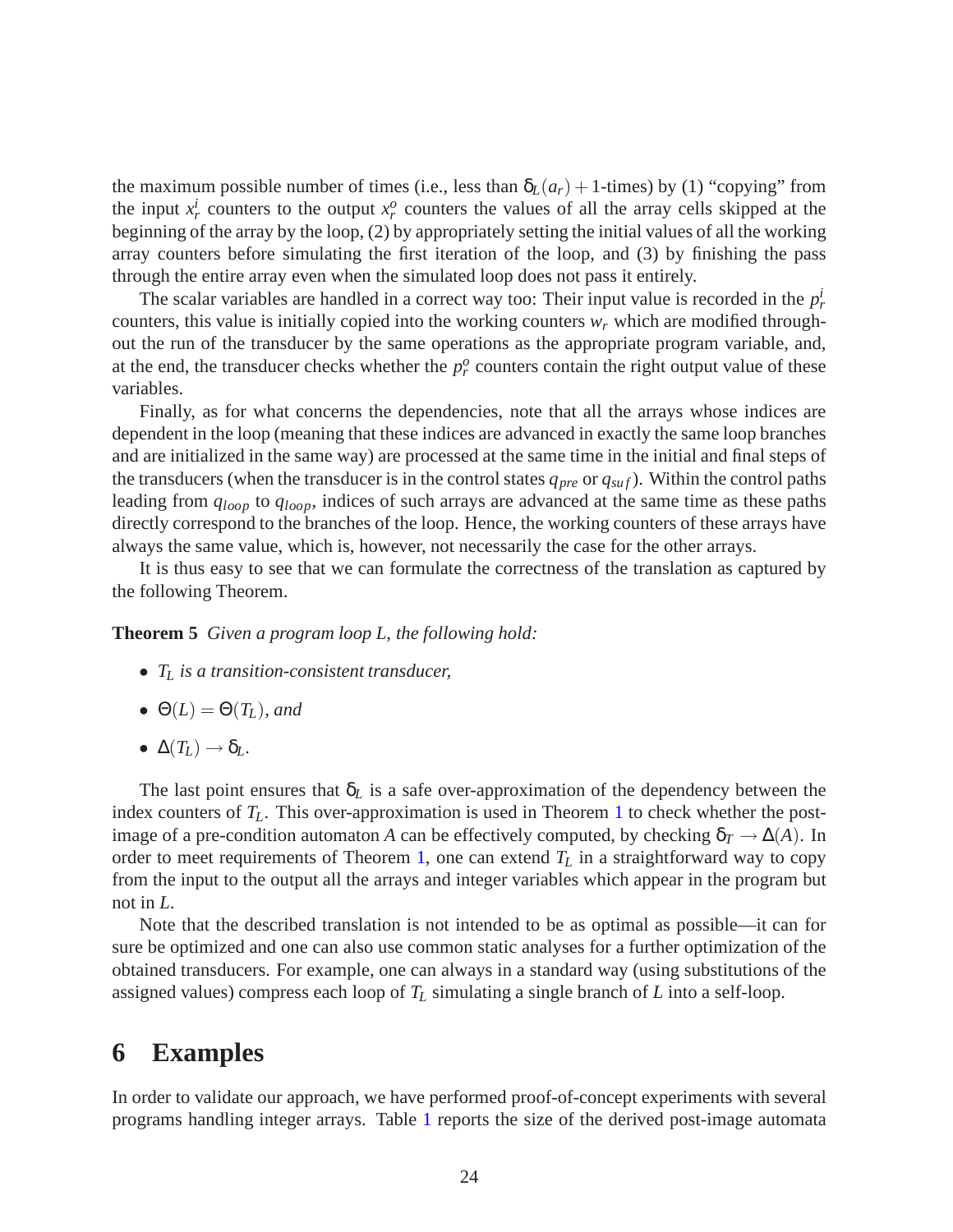the maximum possible number of times (i.e., less than $\delta_L(a_r)+1$-times) by (1) "copying" from the input $x^i_r$ counters to the output $x^o_r$ counters the values of all the array cells skipped at the beginning of the array by the loop, (2) by appropriately setting the initial values of all the working array counters before simulating the first iteration of the loop, and (3) by finishing the pass through the entire array even when the simulated loop does not pass it entirely.

The scalar variables are handled in a correct way too: Their input value is recorded in the $p^i_r$ counters, this value is initially copied into the working counters $w_r$ which are modified throughout the run of the transducer by the same operations as the appropriate program variable, and, at the end, the transducer checks whether the $p^o_r$ counters contain the right output value of these variables.

Finally, as for what concerns the dependencies, note that all the arrays whose indices are dependent in the loop (meaning that these indices are advanced in exactly the same loop branches and are initialized in the same way) are processed at the same time in the initial and final steps of the transducers (when the transducer is in the control states $q_{pre}$ or $q_{suf}$). Within the control paths leading from $q_{loop}$ to $q_{loop}$, indices of such arrays are advanced at the same time as these paths directly correspond to the branches of the loop. Hence, the working counters of these arrays have always the same value, which is, however, not necessarily the case for the other arrays.

It is thus easy to see that we can formulate the correctness of the translation as captured by the following Theorem.

**Theorem 5** *Given a program loop L, the following hold:*

- *$T_L$ is a transition-consistent transducer,*
- *$\Theta(L) = \Theta(T_L)$, and*
- *$\Delta(T_L) \rightarrow \delta_L$.*

The last point ensures that $\delta_L$ is a safe over-approximation of the dependency between the index counters of $T_L$. This over-approximation is used in Theorem 1 to check whether the post-image of a pre-condition automaton $A$ can be effectively computed, by checking $\delta_T \rightarrow \Delta(A)$. In order to meet requirements of Theorem 1, one can extend $T_L$ in a straightforward way to copy from the input to the output all the arrays and integer variables which appear in the program but not in $L$.

Note that the described translation is not intended to be as optimal as possible—it can for sure be optimized and one can also use common static analyses for a further optimization of the obtained transducers. For example, one can always in a standard way (using substitutions of the assigned values) compress each loop of $T_L$ simulating a single branch of $L$ into a self-loop.

# 6 Examples

In order to validate our approach, we have performed proof-of-concept experiments with several programs handling integer arrays. Table 1 reports the size of the derived post-image automata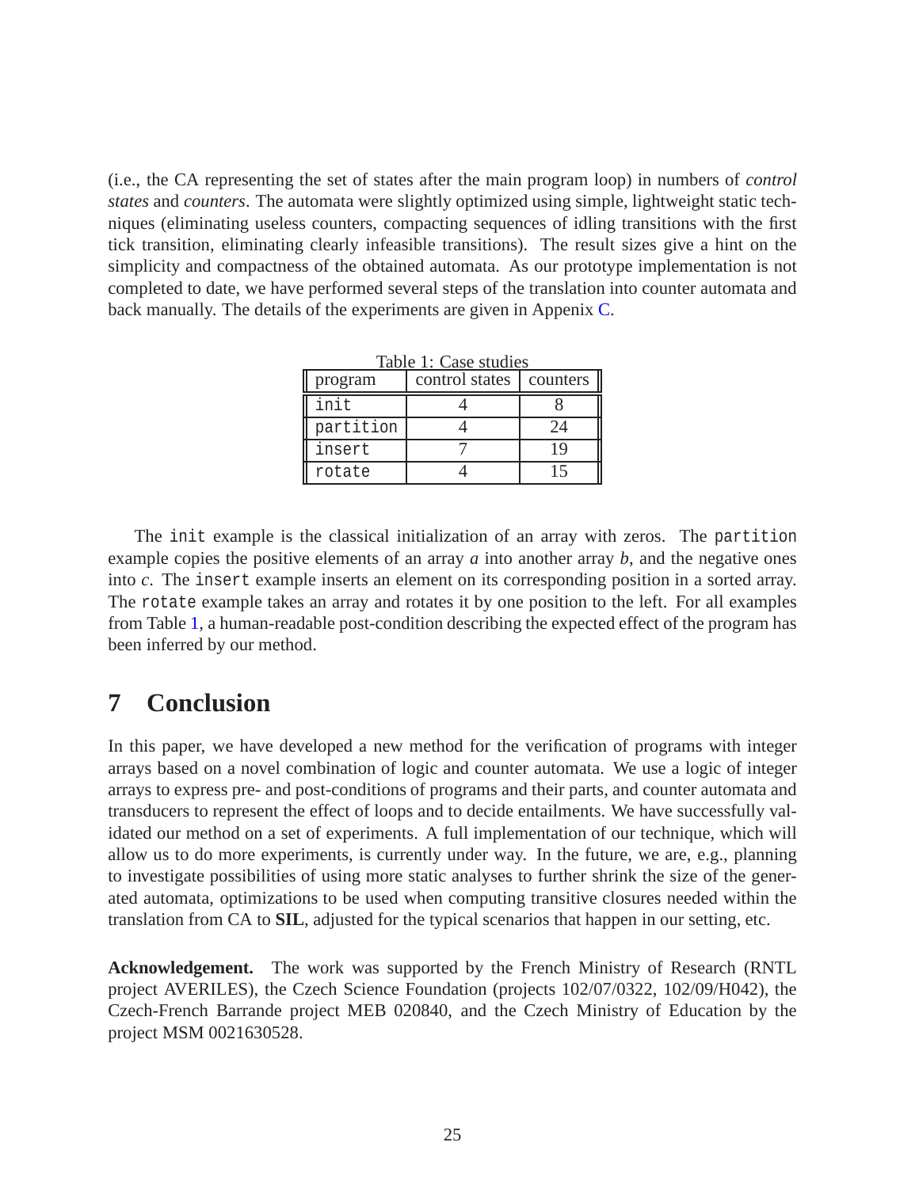(i.e., the CA representing the set of states after the main program loop) in numbers of *control states* and *counters*. The automata were slightly optimized using simple, lightweight static techniques (eliminating useless counters, compacting sequences of idling transitions with the first tick transition, eliminating clearly infeasible transitions). The result sizes give a hint on the simplicity and compactness of the obtained automata. As our prototype implementation is not completed to date, we have performed several steps of the translation into counter automata and back manually. The details of the experiments are given in Appenix C.

Table 1: Case studies

| program | control states | counters |
|---|---|---|
| `init` | 4 | 8 |
| `partition` | 4 | 24 |
| `insert` | 7 | 19 |
| `rotate` | 4 | 15 |

The `init` example is the classical initialization of an array with zeros. The `partition` example copies the positive elements of an array $a$ into another array $b$, and the negative ones into $c$. The `insert` example inserts an element on its corresponding position in a sorted array. The `rotate` example takes an array and rotates it by one position to the left. For all examples from Table 1, a human-readable post-condition describing the expected effect of the program has been inferred by our method.

## 7 Conclusion

In this paper, we have developed a new method for the verification of programs with integer arrays based on a novel combination of logic and counter automata. We use a logic of integer arrays to express pre- and post-conditions of programs and their parts, and counter automata and transducers to represent the effect of loops and to decide entailments. We have successfully validated our method on a set of experiments. A full implementation of our technique, which will allow us to do more experiments, is currently under way. In the future, we are, e.g., planning to investigate possibilities of using more static analyses to further shrink the size of the generated automata, optimizations to be used when computing transitive closures needed within the translation from CA to **SIL**, adjusted for the typical scenarios that happen in our setting, etc.

**Acknowledgement.** The work was supported by the French Ministry of Research (RNTL project AVERILES), the Czech Science Foundation (projects 102/07/0322, 102/09/H042), the Czech-French Barrande project MEB 020840, and the Czech Ministry of Education by the project MSM 0021630528.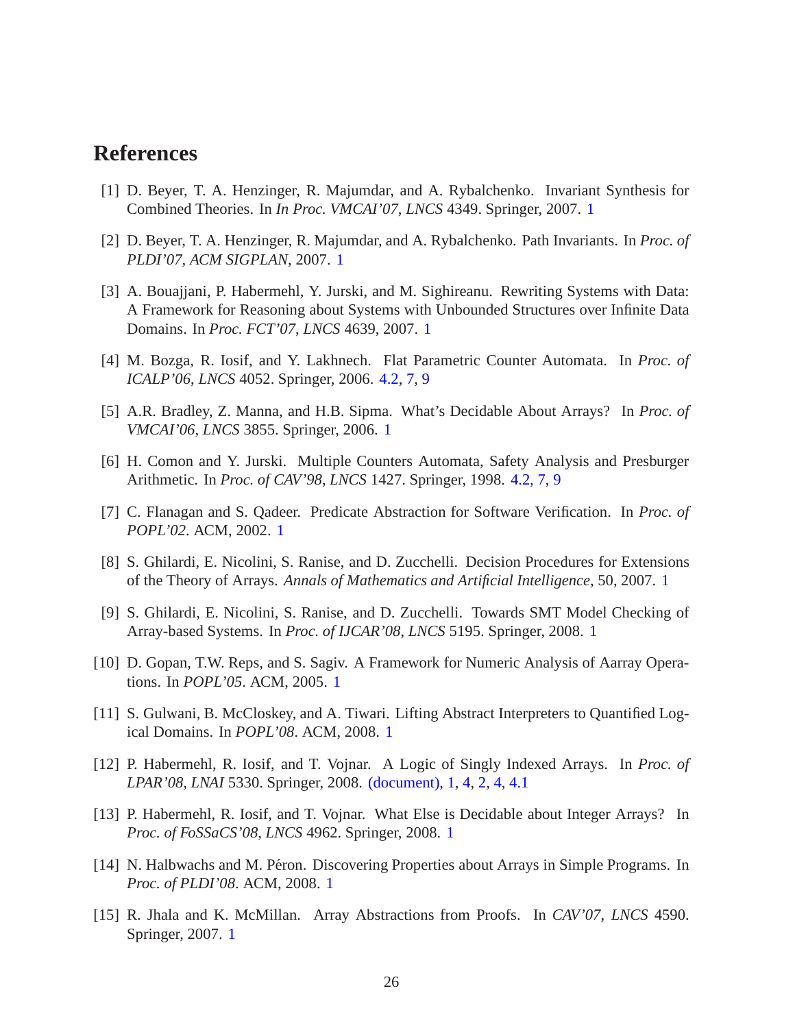# References

[1] D. Beyer, T. A. Henzinger, R. Majumdar, and A. Rybalchenko. Invariant Synthesis for Combined Theories. In *In Proc. VMCAI'07*, *LNCS* 4349. Springer, 2007. 1

[2] D. Beyer, T. A. Henzinger, R. Majumdar, and A. Rybalchenko. Path Invariants. In *Proc. of PLDI'07*, *ACM SIGPLAN*, 2007. 1

[3] A. Bouajjani, P. Habermehl, Y. Jurski, and M. Sighireanu. Rewriting Systems with Data: A Framework for Reasoning about Systems with Unbounded Structures over Infinite Data Domains. In *Proc. FCT'07*, *LNCS* 4639, 2007. 1

[4] M. Bozga, R. Iosif, and Y. Lakhnech. Flat Parametric Counter Automata. In *Proc. of ICALP'06*, *LNCS* 4052. Springer, 2006. 4.2, 7, 9

[5] A.R. Bradley, Z. Manna, and H.B. Sipma. What's Decidable About Arrays? In *Proc. of VMCAI'06*, *LNCS* 3855. Springer, 2006. 1

[6] H. Comon and Y. Jurski. Multiple Counters Automata, Safety Analysis and Presburger Arithmetic. In *Proc. of CAV'98*, *LNCS* 1427. Springer, 1998. 4.2, 7, 9

[7] C. Flanagan and S. Qadeer. Predicate Abstraction for Software Verification. In *Proc. of POPL'02*. ACM, 2002. 1

[8] S. Ghilardi, E. Nicolini, S. Ranise, and D. Zucchelli. Decision Procedures for Extensions of the Theory of Arrays. *Annals of Mathematics and Artificial Intelligence*, 50, 2007. 1

[9] S. Ghilardi, E. Nicolini, S. Ranise, and D. Zucchelli. Towards SMT Model Checking of Array-based Systems. In *Proc. of IJCAR'08*, *LNCS* 5195. Springer, 2008. 1

[10] D. Gopan, T.W. Reps, and S. Sagiv. A Framework for Numeric Analysis of Aarray Operations. In *POPL'05*. ACM, 2005. 1

[11] S. Gulwani, B. McCloskey, and A. Tiwari. Lifting Abstract Interpreters to Quantified Logical Domains. In *POPL'08*. ACM, 2008. 1

[12] P. Habermehl, R. Iosif, and T. Vojnar. A Logic of Singly Indexed Arrays. In *Proc. of LPAR'08*, *LNAI* 5330. Springer, 2008. (document), 1, 4, 2, 4, 4.1

[13] P. Habermehl, R. Iosif, and T. Vojnar. What Else is Decidable about Integer Arrays? In *Proc. of FoSSaCS'08*, *LNCS* 4962. Springer, 2008. 1

[14] N. Halbwachs and M. Péron. Discovering Properties about Arrays in Simple Programs. In *Proc. of PLDI'08*. ACM, 2008. 1

[15] R. Jhala and K. McMillan. Array Abstractions from Proofs. In *CAV'07*, *LNCS* 4590. Springer, 2007. 1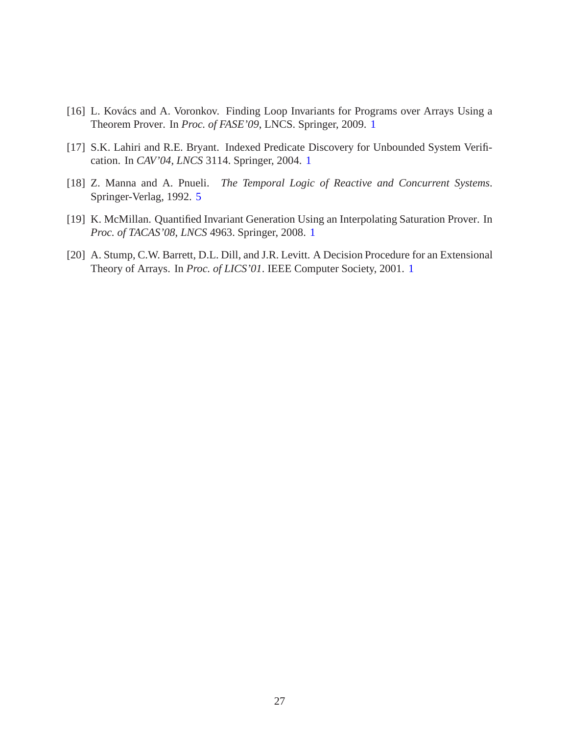[16] L. Kovács and A. Voronkov. Finding Loop Invariants for Programs over Arrays Using a Theorem Prover. In *Proc. of FASE'09*, LNCS. Springer, 2009. 1

[17] S.K. Lahiri and R.E. Bryant. Indexed Predicate Discovery for Unbounded System Verification. In *CAV'04*, *LNCS* 3114. Springer, 2004. 1

[18] Z. Manna and A. Pnueli. *The Temporal Logic of Reactive and Concurrent Systems*. Springer-Verlag, 1992. 5

[19] K. McMillan. Quantified Invariant Generation Using an Interpolating Saturation Prover. In *Proc. of TACAS'08*, *LNCS* 4963. Springer, 2008. 1

[20] A. Stump, C.W. Barrett, D.L. Dill, and J.R. Levitt. A Decision Procedure for an Extensional Theory of Arrays. In *Proc. of LICS'01*. IEEE Computer Society, 2001. 1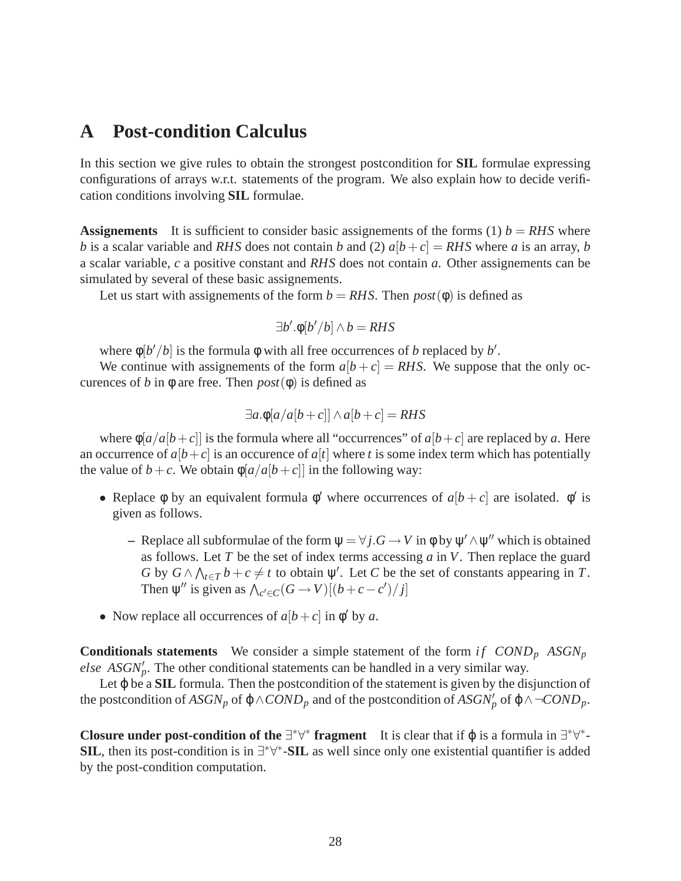# A Post-condition Calculus

In this section we give rules to obtain the strongest postcondition for **SIL** formulae expressing configurations of arrays w.r.t. statements of the program. We also explain how to decide verification conditions involving **SIL** formulae.

**Assignements** It is sufficient to consider basic assignements of the forms (1) $b = RHS$ where $b$ is a scalar variable and $RHS$ does not contain $b$ and (2) $a[b+c] = RHS$ where $a$ is an array, $b$ a scalar variable, $c$ a positive constant and $RHS$ does not contain $a$. Other assignements can be simulated by several of these basic assignements.

Let us start with assignements of the form $b = RHS$. Then $post(\phi)$ is defined as

$$\exists b'.\phi[b'/b] \wedge b = RHS$$

where $\phi[b'/b]$ is the formula $\phi$ with all free occurrences of $b$ replaced by $b'$.

We continue with assignements of the form $a[b+c] = RHS$. We suppose that the only occurences of $b$ in $\phi$ are free. Then $post(\phi)$ is defined as

$$\exists a.\phi[a/a[b+c]] \wedge a[b+c] = RHS$$

where $\phi[a/a[b+c]]$ is the formula where all "occurrences" of $a[b+c]$ are replaced by $a$. Here an occurrence of $a[b+c]$ is an occurence of $a[t]$ where $t$ is some index term which has potentially the value of $b+c$. We obtain $\phi[a/a[b+c]]$ in the following way:

- Replace $\phi$ by an equivalent formula $\phi'$ where occurrences of $a[b+c]$ are isolated. $\phi'$ is given as follows.
  - Replace all subformulae of the form $\psi = \forall j.G \rightarrow V$ in $\phi$ by $\psi' \wedge \psi''$ which is obtained as follows. Let $T$ be the set of index terms accessing $a$ in $V$. Then replace the guard $G$ by $G \wedge \bigwedge_{t \in T} b+c \neq t$ to obtain $\psi'$. Let $C$ be the set of constants appearing in $T$. Then $\psi''$ is given as $\bigwedge_{c' \in C}(G \rightarrow V)[(b+c-c')/j]$
- Now replace all occurrences of $a[b+c]$ in $\phi'$ by $a$.

**Conditionals statements** We consider a simple statement of the form $if\ \ COND_p\ \ ASGN_p$ $else\ \ ASGN'_p$. The other conditional statements can be handled in a very similar way.

Let $\varphi$ be a **SIL** formula. Then the postcondition of the statement is given by the disjunction of the postcondition of $ASGN_p$ of $\varphi \wedge COND_p$ and of the postcondition of $ASGN'_p$ of $\varphi \wedge \neg COND_p$.

**Closure under post-condition of the $\exists^*\forall^*$ fragment** It is clear that if $\varphi$ is a formula in $\exists^*\forall^*$-**SIL**, then its post-condition is in $\exists^*\forall^*$-**SIL** as well since only one existential quantifier is added by the post-condition computation.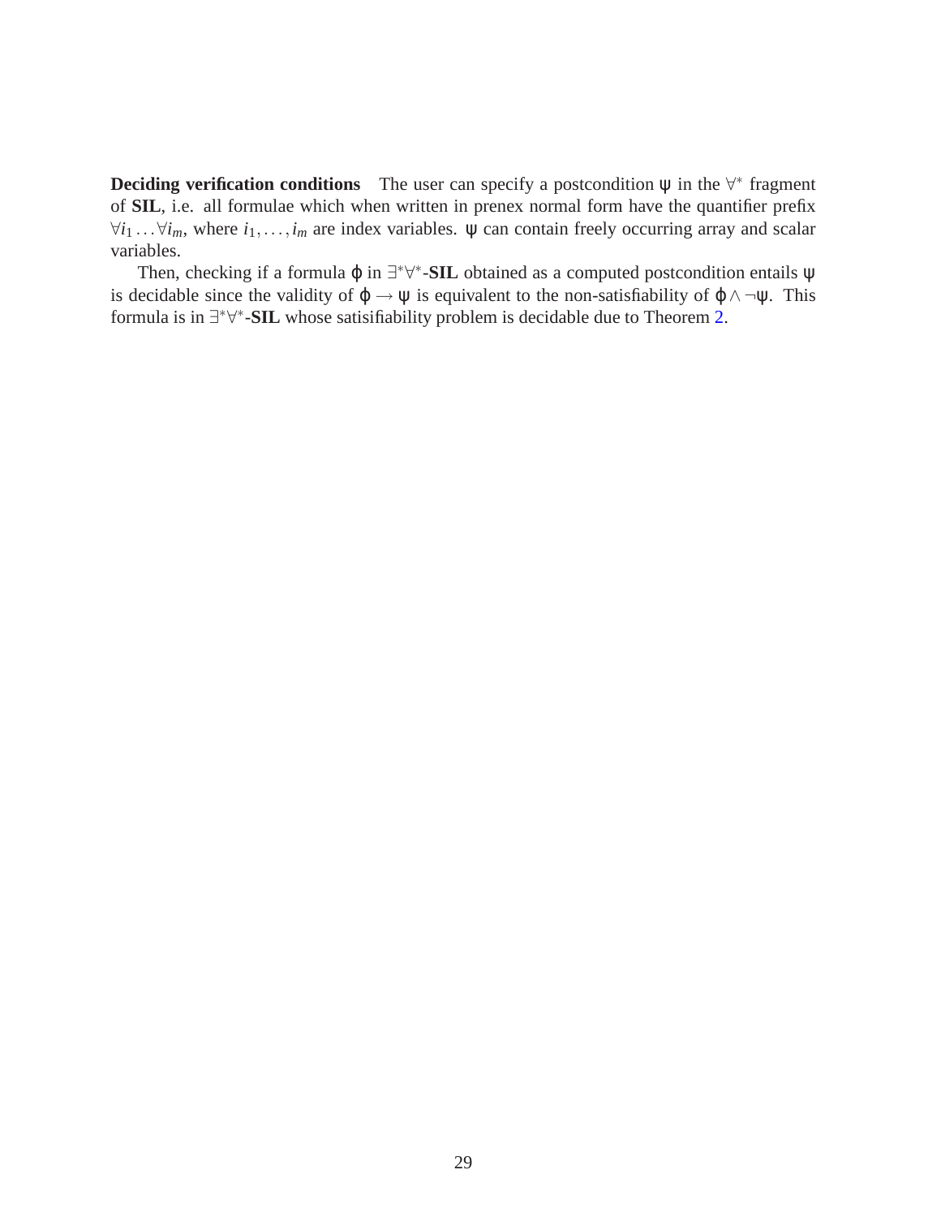**Deciding verification conditions** The user can specify a postcondition $\psi$ in the $\forall^*$ fragment of **SIL**, i.e. all formulae which when written in prenex normal form have the quantifier prefix $\forall i_1 \ldots \forall i_m$, where $i_1, \ldots, i_m$ are index variables. $\psi$ can contain freely occurring array and scalar variables.

Then, checking if a formula $\varphi$ in $\exists^*\forall^*$-**SIL** obtained as a computed postcondition entails $\psi$ is decidable since the validity of $\varphi \rightarrow \psi$ is equivalent to the non-satisfiability of $\varphi \wedge \neg\psi$. This formula is in $\exists^*\forall^*$-**SIL** whose satisifiability problem is decidable due to Theorem 2.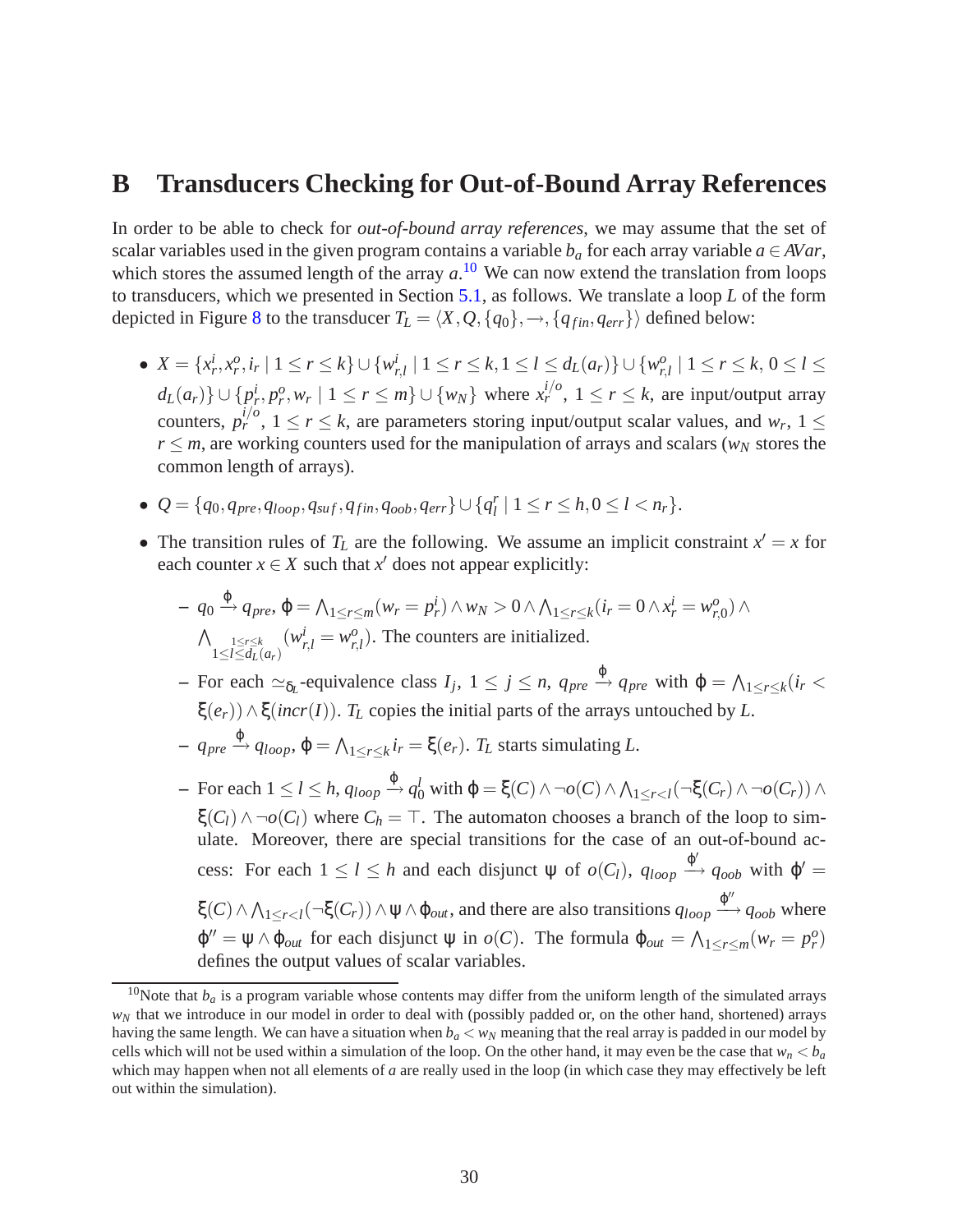# B Transducers Checking for Out-of-Bound Array References

In order to be able to check for *out-of-bound array references*, we may assume that the set of scalar variables used in the given program contains a variable $b_a$ for each array variable $a \in AVar$, which stores the assumed length of the array $a$.[10] We can now extend the translation from loops to transducers, which we presented in Section 5.1, as follows. We translate a loop $L$ of the form depicted in Figure 8 to the transducer $T_L = \langle X, Q, \{q_0\}, \to, \{q_{fin}, q_{err}\}\rangle$ defined below:

- $X = \{x^i_r, x^o_r, i_r \mid 1 \leq r \leq k\} \cup \{w^i_{r,l} \mid 1 \leq r \leq k, 1 \leq l \leq d_L(a_r)\} \cup \{w^o_{r,l} \mid 1 \leq r \leq k, 0 \leq l \leq d_L(a_r)\} \cup \{p^i_r, p^o_r, w_r \mid 1 \leq r \leq m\} \cup \{w_N\}$ where $x^{i/o}_r$, $1 \leq r \leq k$, are input/output array counters, $p^{i/o}_r$, $1 \leq r \leq k$, are parameters storing input/output scalar values, and $w_r$, $1 \leq r \leq m$, are working counters used for the manipulation of arrays and scalars ($w_N$ stores the common length of arrays).
- $Q = \{q_0, q_{pre}, q_{loop}, q_{suf}, q_{fin}, q_{oob}, q_{err}\} \cup \{q^r_l \mid 1 \leq r \leq h, 0 \leq l < n_r\}$.
- The transition rules of $T_L$ are the following. We assume an implicit constraint $x' = x$ for each counter $x \in X$ such that $x'$ does not appear explicitly:
  - $q_0 \xrightarrow{\varphi} q_{pre}$, $\varphi = \bigwedge_{1 \leq r \leq m}(w_r = p^i_r) \wedge w_N > 0 \wedge \bigwedge_{1 \leq r \leq k}(i_r = 0 \wedge x^i_r = w^o_{r,0}) \wedge \bigwedge_{\substack{1 \leq r \leq k \\ 1 \leq l \leq d_L(a_r)}}(w^i_{r,l} = w^o_{r,l})$. The counters are initialized.
  - For each $\simeq_{\delta_L}$-equivalence class $I_j$, $1 \leq j \leq n$, $q_{pre} \xrightarrow{\varphi} q_{pre}$ with $\varphi = \bigwedge_{1 \leq r \leq k}(i_r < \xi(e_r)) \wedge \xi(incr(I))$. $T_L$ copies the initial parts of the arrays untouched by $L$.
  - $q_{pre} \xrightarrow{\varphi} q_{loop}$, $\varphi = \bigwedge_{1 \leq r \leq k} i_r = \xi(e_r)$. $T_L$ starts simulating $L$.
  - For each $1 \leq l \leq h$, $q_{loop} \xrightarrow{\varphi} q^l_0$ with $\varphi = \xi(C) \wedge \neg o(C) \wedge \bigwedge_{1 \leq r < l}(\neg\xi(C_r) \wedge \neg o(C_r)) \wedge \xi(C_l) \wedge \neg o(C_l)$ where $C_h = \top$. The automaton chooses a branch of the loop to simulate. Moreover, there are special transitions for the case of an out-of-bound access: For each $1 \leq l \leq h$ and each disjunct $\psi$ of $o(C_l)$, $q_{loop} \xrightarrow{\varphi'} q_{oob}$ with $\varphi' = \xi(C) \wedge \bigwedge_{1 \leq r < l}(\neg\xi(C_r)) \wedge \psi \wedge \varphi_{out}$, and there are also transitions $q_{loop} \xrightarrow{\varphi''} q_{oob}$ where $\varphi'' = \psi \wedge \varphi_{out}$ for each disjunct $\psi$ in $o(C)$. The formula $\varphi_{out} = \bigwedge_{1 \leq r \leq m}(w_r = p^o_r)$ defines the output values of scalar variables.

[10] Note that $b_a$ is a program variable whose contents may differ from the uniform length of the simulated arrays $w_N$ that we introduce in our model in order to deal with (possibly padded or, on the other hand, shortened) arrays having the same length. We can have a situation when $b_a < w_N$ meaning that the real array is padded in our model by cells which will not be used within a simulation of the loop. On the other hand, it may even be the case that $w_n < b_a$ which may happen when not all elements of $a$ are really used in the loop (in which case they may effectively be left out within the simulation).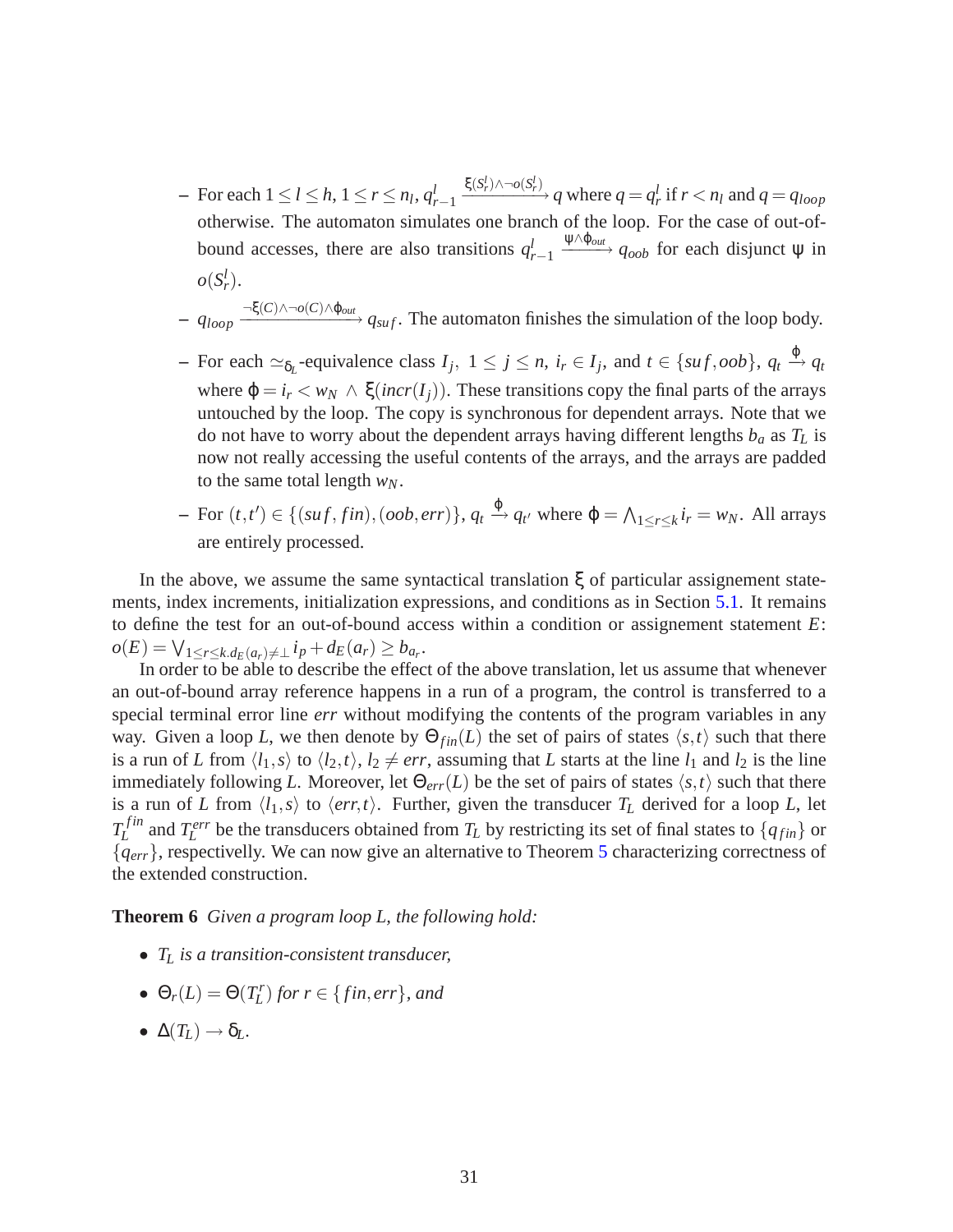– For each $1 \le l \le h$, $1 \le r \le n_l$, $q^l_{r-1} \xrightarrow{\xi(S^l_r) \wedge \neg o(S^l_r)} q$ where $q = q^l_r$ if $r < n_l$ and $q = q_{loop}$ otherwise. The automaton simulates one branch of the loop. For the case of out-of-bound accesses, there are also transitions $q^l_{r-1} \xrightarrow{\psi \wedge \varphi_{out}} q_{oob}$ for each disjunct $\psi$ in $o(S^l_r)$.

– $q_{loop} \xrightarrow{\neg\xi(C) \wedge \neg o(C) \wedge \varphi_{out}} q_{suf}$. The automaton finishes the simulation of the loop body.

– For each $\simeq_{\delta_L}$-equivalence class $I_j$, $1 \le j \le n$, $i_r \in I_j$, and $t \in \{suf, oob\}$, $q_t \xrightarrow{\varphi} q_t$ where $\varphi = i_r < w_N \wedge \xi(incr(I_j))$. These transitions copy the final parts of the arrays untouched by the loop. The copy is synchronous for dependent arrays. Note that we do not have to worry about the dependent arrays having different lengths $b_a$ as $T_L$ is now not really accessing the useful contents of the arrays, and the arrays are padded to the same total length $w_N$.

– For $(t,t') \in \{(suf, fin), (oob, err)\}$, $q_t \xrightarrow{\varphi} q_{t'}$ where $\varphi = \bigwedge_{1 \le r \le k} i_r = w_N$. All arrays are entirely processed.

In the above, we assume the same syntactical translation $\xi$ of particular assignement statements, index increments, initialization expressions, and conditions as in Section 5.1. It remains to define the test for an out-of-bound access within a condition or assignement statement $E$: $o(E) = \bigvee_{1 \le r \le k. d_E(a_r) \neq \perp} i_p + d_E(a_r) \ge b_{a_r}$.

In order to be able to describe the effect of the above translation, let us assume that whenever an out-of-bound array reference happens in a run of a program, the control is transferred to a special terminal error line $err$ without modifying the contents of the program variables in any way. Given a loop $L$, we then denote by $\Theta_{fin}(L)$ the set of pairs of states $\langle s,t \rangle$ such that there is a run of $L$ from $\langle l_1, s \rangle$ to $\langle l_2, t \rangle$, $l_2 \neq err$, assuming that $L$ starts at the line $l_1$ and $l_2$ is the line immediately following $L$. Moreover, let $\Theta_{err}(L)$ be the set of pairs of states $\langle s,t \rangle$ such that there is a run of $L$ from $\langle l_1, s \rangle$ to $\langle err, t \rangle$. Further, given the transducer $T_L$ derived for a loop $L$, let $T^{fin}_L$ and $T^{err}_L$ be the transducers obtained from $T_L$ by restricting its set of final states to $\{q_{fin}\}$ or $\{q_{err}\}$, respectivelly. We can now give an alternative to Theorem 5 characterizing correctness of the extended construction.

**Theorem 6** *Given a program loop L, the following hold:*

- *$T_L$ is a transition-consistent transducer,*
- *$\Theta_r(L) = \Theta(T^r_L)$ for $r \in \{fin, err\}$, and*
- *$\Delta(T_L) \to \delta_L$.*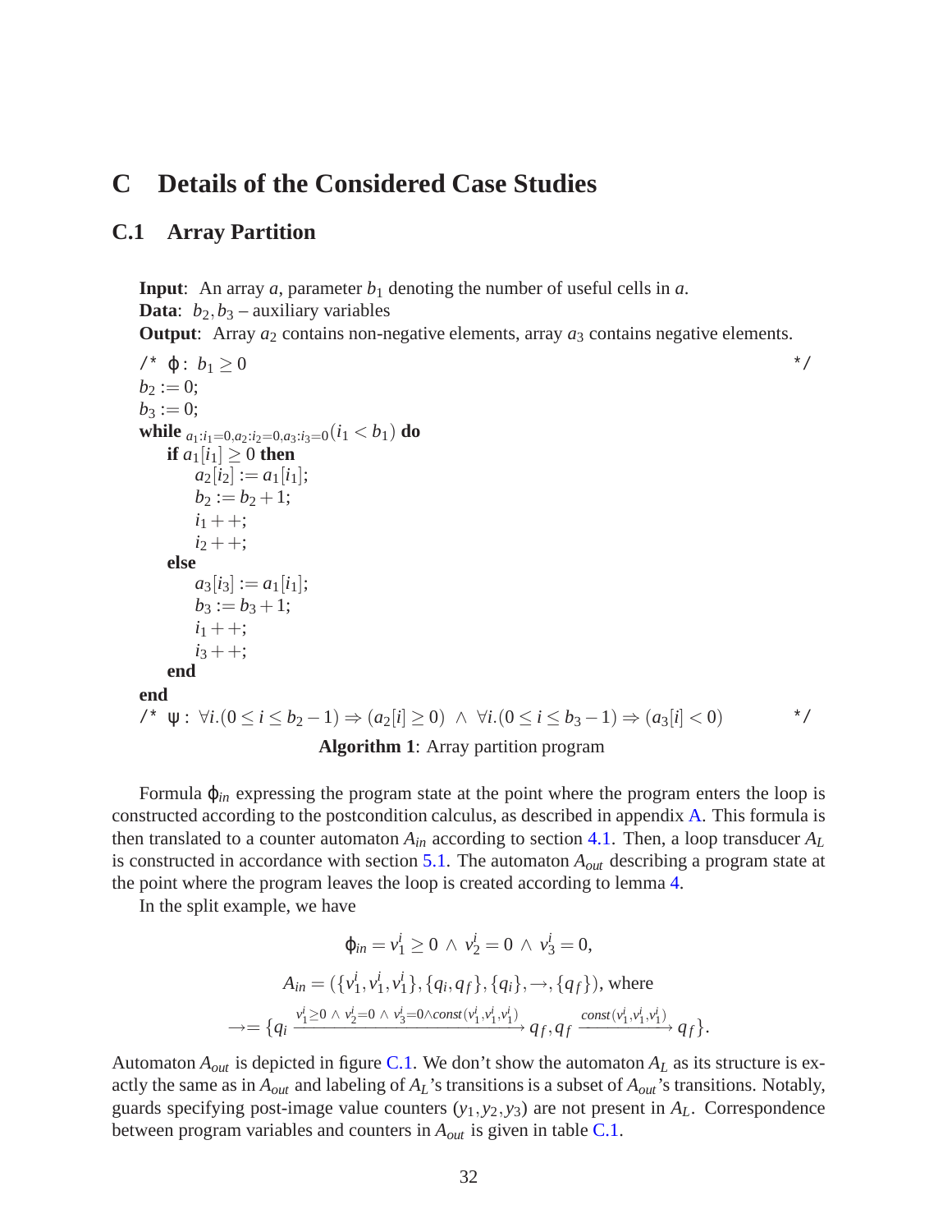# C Details of the Considered Case Studies

## C.1 Array Partition

**Input**: An array $a$, parameter $b_1$ denoting the number of useful cells in $a$.
**Data**: $b_2, b_3$ – auxiliary variables
**Output**: Array $a_2$ contains non-negative elements, array $a_3$ contains negative elements.

```
/* φ: b1 ≥ 0                                                        */
b2 := 0;
b3 := 0;
while_{a1:i1=0, a2:i2=0, a3:i3=0} (i1 < b1) do
    if a1[i1] ≥ 0 then
        a2[i2] := a1[i1];
        b2 := b2 + 1;
        i1++;
        i2++;
    else
        a3[i3] := a1[i1];
        b3 := b3 + 1;
        i1++;
        i3++;
    end
end
/* ψ: ∀i.(0 ≤ i ≤ b2 − 1) ⇒ (a2[i] ≥ 0) ∧ ∀i.(0 ≤ i ≤ b3 − 1) ⇒ (a3[i] < 0)  */
```

**Algorithm 1**: Array partition program

Formula $\varphi_{in}$ expressing the program state at the point where the program enters the loop is constructed according to the postcondition calculus, as described in appendix A. This formula is then translated to a counter automaton $A_{in}$ according to section 4.1. Then, a loop transducer $A_L$ is constructed in accordance with section 5.1. The automaton $A_{out}$ describing a program state at the point where the program leaves the loop is created according to lemma 4.

In the split example, we have

$$\varphi_{in} = v_1^i \geq 0 \ \wedge \ v_2^i = 0 \ \wedge \ v_3^i = 0,$$

$$A_{in} = (\{v_1^i, v_1^i, v_1^i\}, \{q_i, q_f\}, \{q_i\}, \rightarrow, \{q_f\}), \text{ where}$$

$$\rightarrow = \{q_i \xrightarrow{v_1^i \geq 0 \ \wedge \ v_2^i = 0 \ \wedge \ v_3^i = 0 \wedge const(v_1^i, v_1^i, v_1^i)} q_f, q_f \xrightarrow{const(v_1^i, v_1^i, v_1^i)} q_f\}.$$

Automaton $A_{out}$ is depicted in figure C.1. We don't show the automaton $A_L$ as its structure is exactly the same as in $A_{out}$ and labeling of $A_L$'s transitions is a subset of $A_{out}$'s transitions. Notably, guards specifying post-image value counters $(y_1, y_2, y_3)$ are not present in $A_L$. Correspondence between program variables and counters in $A_{out}$ is given in table C.1.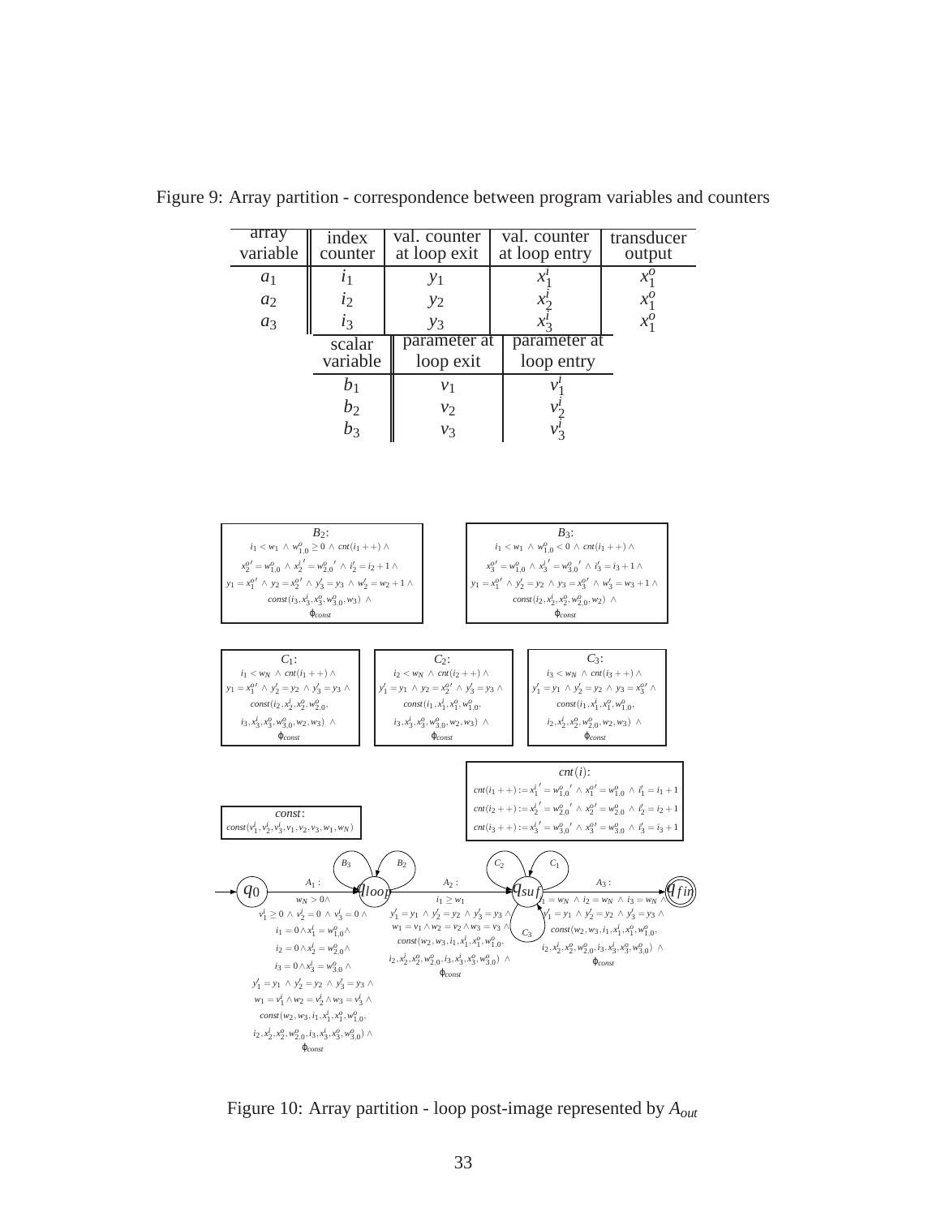Figure 9: Array partition - correspondence between program variables and counters

| array variable | index counter | val. counter at loop exit | val. counter at loop entry | transducer output |
|---|---|---|---|---|
| $a_1$ | $i_1$ | $y_1$ | $x_1^i$ | $x_1^o$ |
| $a_2$ | $i_2$ | $y_2$ | $x_2^i$ | $x_1^o$ |
| $a_3$ | $i_3$ | $y_3$ | $x_3^i$ | $x_1^o$ |

| scalar variable | parameter at loop exit | parameter at loop entry |
|---|---|---|
| $b_1$ | $v_1$ | $v_1^i$ |
| $b_2$ | $v_2$ | $v_2^i$ |
| $b_3$ | $v_3$ | $v_3^i$ |

$B_2$: $i_1 < w_1 \wedge w_{1,0}^o \geq 0 \wedge cnt(i_1++) \wedge x_2^{o\prime} = w_{1,0}^o \wedge x_2^{i\prime} = w_{2,0}^{o\prime} \wedge i_2' = i_2 + 1 \wedge y_1 = x_1^{o\prime} \wedge y_2 = x_2^{o\prime} \wedge y_3' = y_3 \wedge w_2' = w_2 + 1 \wedge const(i_3, x_3^i, x_3^o, w_{3,0}^o, w_3) \wedge \phi_{const}$

$B_3$: $i_1 < w_1 \wedge w_{1,0}^o < 0 \wedge cnt(i_1++) \wedge x_3^{o\prime} = w_{1,0}^o \wedge x_3^{i\prime} = w_{3,0}^{o\prime} \wedge i_3' = i_3 + 1 \wedge y_1 = x_1^{o\prime} \wedge y_2' = y_2 \wedge y_3 = x_3^{o\prime} \wedge w_3' = w_3 + 1 \wedge const(i_2, x_2^i, x_2^o, w_{2,0}^o, w_2) \wedge \phi_{const}$

$C_1$: $i_1 < w_N \wedge cnt(i_1++) \wedge y_1 = x_1^{o\prime} \wedge y_2' = y_2 \wedge y_3' = y_3 \wedge const(i_2, x_2^i, x_2^o, w_{2,0}^o, i_3, x_3^i, x_3^o, w_{3,0}^o, w_2, w_3) \wedge \phi_{const}$

$C_2$: $i_2 < w_N \wedge cnt(i_2++) \wedge y_1' = y_1 \wedge y_2 = x_2^{o\prime} \wedge y_3' = y_3 \wedge const(i_1, x_1^i, x_1^o, w_{1,0}^o, i_3, x_3^i, x_3^o, w_{3,0}^o, w_2, w_3) \wedge \phi_{const}$

$C_3$: $i_3 < w_N \wedge cnt(i_3++) \wedge y_1' = y_1 \wedge y_2' = y_2 \wedge y_3 = x_3^{o\prime} \wedge const(i_1, x_1^i, x_1^o, w_{1,0}^o, i_2, x_2^i, x_2^o, w_{2,0}^o, w_2, w_3) \wedge \phi_{const}$

$cnt(i)$:
$cnt(i_1++) := x_1^{i\prime} = w_{1,0}^{o\prime} \wedge x_1^{o\prime} = w_{1,0}^o \wedge i_1' = i_1 + 1$
$cnt(i_2++) := x_2^{i\prime} = w_{2,0}^{o\prime} \wedge x_2^{o\prime} = w_{2,0}^o \wedge i_2' = i_2 + 1$
$cnt(i_3++) := x_3^{i\prime} = w_{3,0}^{o\prime} \wedge x_3^{o\prime} = w_{3,0}^o \wedge i_3' = i_3 + 1$

$const$: $const(v_1^i, v_2^i, v_3^i, v_1, v_2, v_3, w_1, w_N)$

$A_1$: $w_N > 0 \wedge v_1^i \geq 0 \wedge v_2^i = 0 \wedge v_3^i = 0 \wedge i_1 = 0 \wedge x_1^i = w_{1,0}^o \wedge i_2 = 0 \wedge x_2^i = w_{2,0}^o \wedge i_3 = 0 \wedge x_3^i = w_{3,0}^o \wedge y_1' = y_1 \wedge y_2' = y_2 \wedge y_3' = y_3 \wedge w_1 = v_1^i \wedge w_2 = v_2^i \wedge w_3 = v_3^i \wedge const(w_2, w_3, i_1, x_1^i, x_1^o, w_{1,0}^o, i_2, x_2^i, x_2^o, w_{2,0}^o, i_3, x_3^i, x_3^o, w_{3,0}^o) \wedge \phi_{const}$

$A_2$: $i_1 \geq w_1 \wedge y_1' = y_1 \wedge y_2' = y_2 \wedge y_3' = y_3 \wedge w_1 = v_1 \wedge w_2 = v_2 \wedge w_3 = v_3 \wedge const(w_2, w_3, i_1, x_1^i, x_1^o, w_{1,0}^o, i_2, x_2^i, x_2^o, w_{2,0}^o, i_3, x_3^i, x_3^o, w_{3,0}^o) \wedge \phi_{const}$

$A_3$: $i_1 = w_N \wedge i_2 = w_N \wedge i_3 = w_N \wedge y_1' = y_1 \wedge y_2' = y_2 \wedge y_3' = y_3 \wedge const(w_2, w_3, i_1, x_1^i, x_1^o, w_{1,0}^o, i_2, x_2^i, x_2^o, w_{2,0}^o, i_3, x_3^i, x_3^o, w_{3,0}^o) \wedge \phi_{const}$

States: $q_0 \xrightarrow{A_1} q_{loop}$ (self-loops $B_2$, $B_3$) $\xrightarrow{A_2} q_{suf}$ (self-loops $C_1$, $C_2$, $C_3$) $\xrightarrow{A_3} q_{fin}$

Figure 10: Array partition - loop post-image represented by $A_{out}$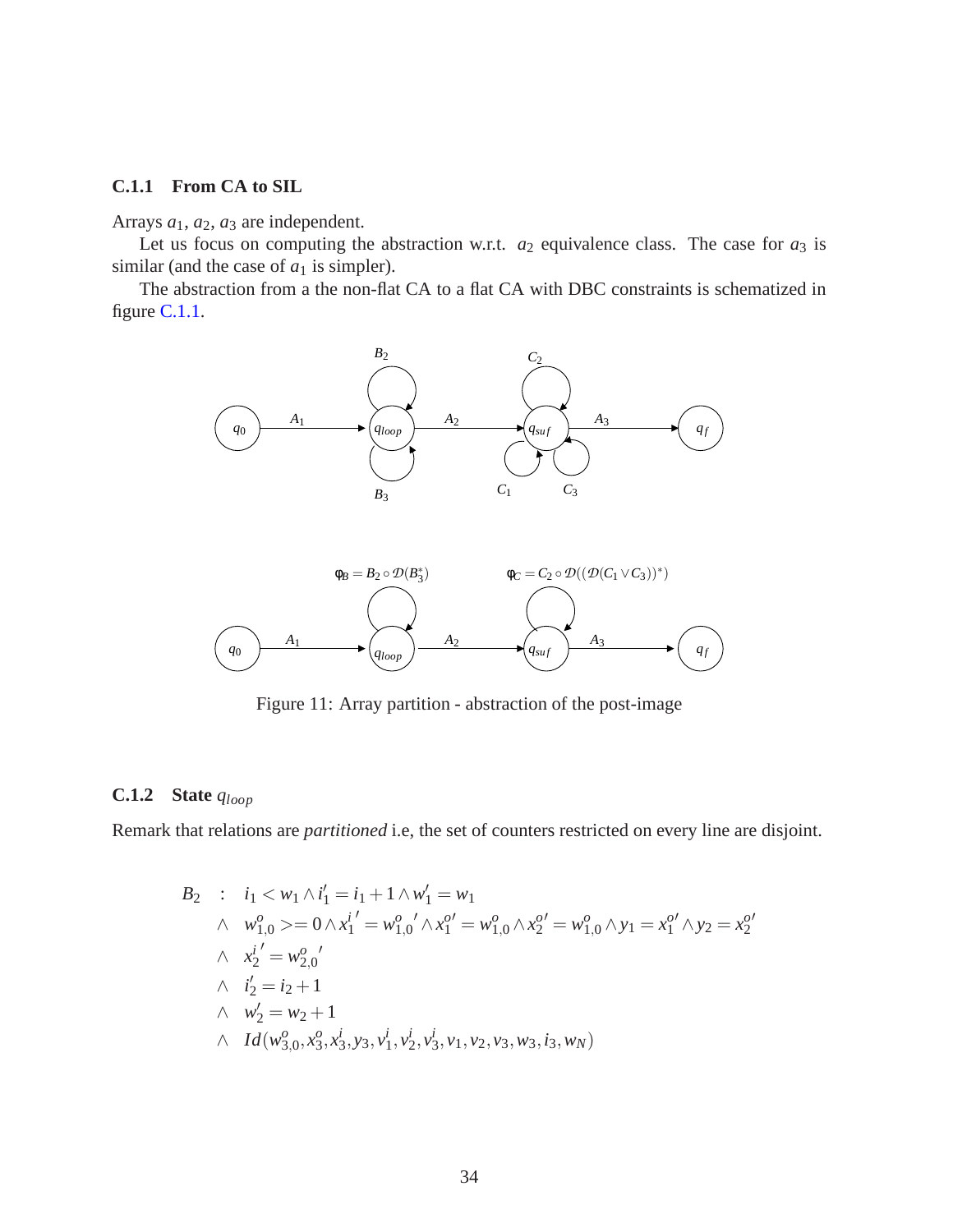### C.1.1 From CA to SIL

Arrays $a_1$, $a_2$, $a_3$ are independent.

Let us focus on computing the abstraction w.r.t. $a_2$ equivalence class. The case for $a_3$ is similar (and the case of $a_1$ is simpler).

The abstraction from a the non-flat CA to a flat CA with DBC constraints is schematized in figure C.1.1.

Figure 11: Array partition - abstraction of the post-image

### C.1.2 State $q_{loop}$

Remark that relations are *partitioned* i.e, the set of counters restricted on every line are disjoint.

$$
\begin{aligned}
B_2 \quad : \quad & i_1 < w_1 \wedge i_1' = i_1 + 1 \wedge w_1' = w_1 \\
\wedge \quad & w_{1,0}^o >= 0 \wedge {x_1^i}' = {w_{1,0}^o}' \wedge x_1^{o\prime} = w_{1,0}^o \wedge x_2^{o\prime} = w_{1,0}^o \wedge y_1 = x_1^{o\prime} \wedge y_2 = x_2^{o\prime} \\
\wedge \quad & {x_2^i}' = {w_{2,0}^o}' \\
\wedge \quad & i_2' = i_2 + 1 \\
\wedge \quad & w_2' = w_2 + 1 \\
\wedge \quad & Id(w_{3,0}^o, x_3^o, x_3^i, y_3, v_1^i, v_2^i, v_3^i, v_1, v_2, v_3, w_3, i_3, w_N)
\end{aligned}
$$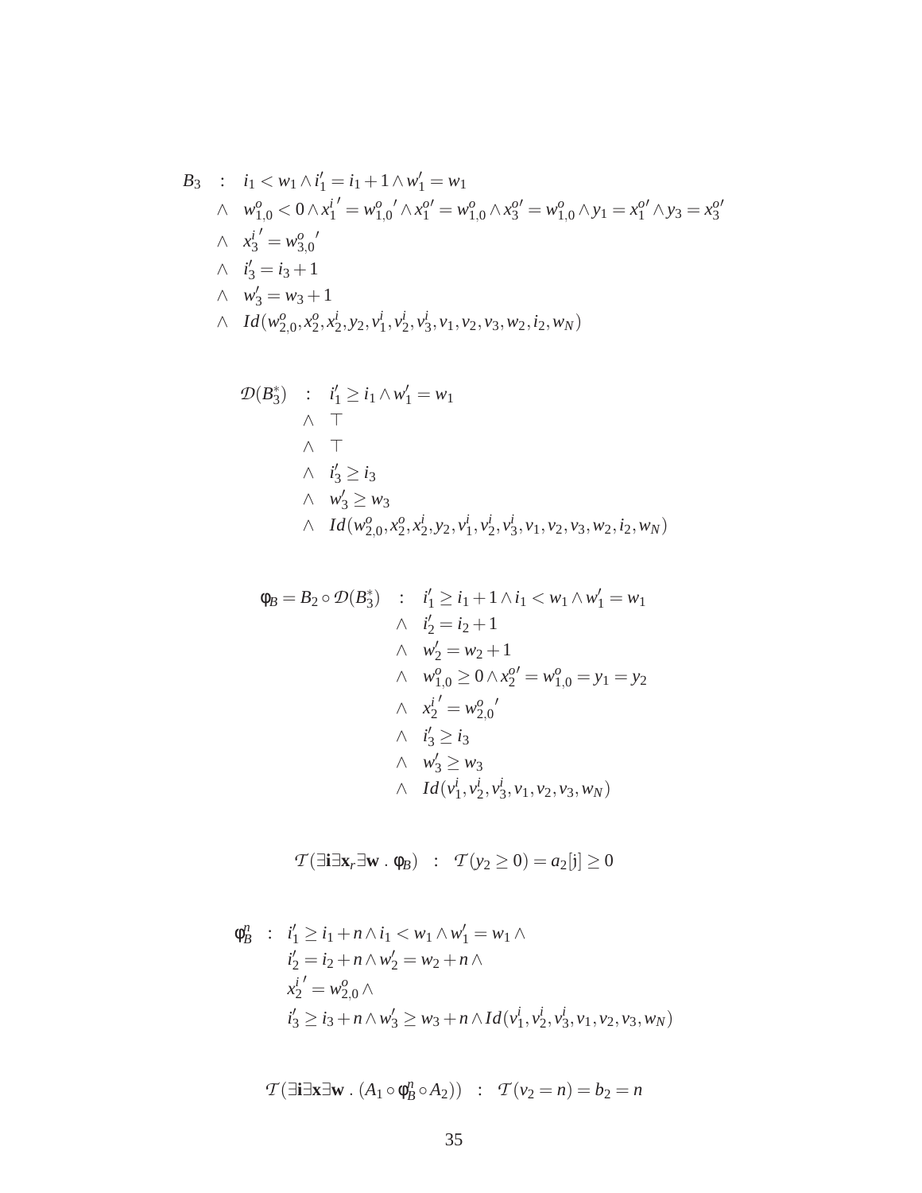$$
\begin{array}{rcl}
B_3 & : & i_1 < w_1 \wedge i_1' = i_1 + 1 \wedge w_1' = w_1 \\
 & \wedge & w^o_{1,0} < 0 \wedge {x^i_1}' = {w^o_{1,0}}' \wedge x^{o\prime}_1 = w^o_{1,0} \wedge x^{o\prime}_3 = w^o_{1,0} \wedge y_1 = x^{o\prime}_1 \wedge y_3 = x^{o\prime}_3 \\
 & \wedge & {x^i_3}' = {w^o_{3,0}}' \\
 & \wedge & i_3' = i_3 + 1 \\
 & \wedge & w_3' = w_3 + 1 \\
 & \wedge & Id(w^o_{2,0}, x^o_2, x^i_2, y_2, v^i_1, v^i_2, v^i_3, v_1, v_2, v_3, w_2, i_2, w_N)
\end{array}
$$

$$
\begin{array}{rcl}
\mathcal{D}(B_3^*) & : & i_1' \geq i_1 \wedge w_1' = w_1 \\
 & \wedge & \top \\
 & \wedge & \top \\
 & \wedge & i_3' \geq i_3 \\
 & \wedge & w_3' \geq w_3 \\
 & \wedge & Id(w^o_{2,0}, x^o_2, x^i_2, y_2, v^i_1, v^i_2, v^i_3, v_1, v_2, v_3, w_2, i_2, w_N)
\end{array}
$$

$$
\begin{array}{rcl}
\phi_B = B_2 \circ \mathcal{D}(B_3^*) & : & i_1' \geq i_1 + 1 \wedge i_1 < w_1 \wedge w_1' = w_1 \\
 & \wedge & i_2' = i_2 + 1 \\
 & \wedge & w_2' = w_2 + 1 \\
 & \wedge & w^o_{1,0} \geq 0 \wedge x^{o\prime}_2 = w^o_{1,0} = y_1 = y_2 \\
 & \wedge & {x^i_2}' = {w^o_{2,0}}' \\
 & \wedge & i_3' \geq i_3 \\
 & \wedge & w_3' \geq w_3 \\
 & \wedge & Id(v^i_1, v^i_2, v^i_3, v_1, v_2, v_3, w_N)
\end{array}
$$

$$
\mathcal{T}(\exists \mathbf{i} \exists \mathbf{x}_r \exists \mathbf{w} \,.\, \phi_B) \quad : \quad \mathcal{T}(y_2 \geq 0) = a_2[\mathrm{j}] \geq 0
$$

$$
\begin{array}{rl}
\phi_B^n \;\; : & i_1' \geq i_1 + n \wedge i_1 < w_1 \wedge w_1' = w_1 \wedge \\
 & i_2' = i_2 + n \wedge w_2' = w_2 + n \wedge \\
 & {x^i_2}' = w^o_{2,0} \wedge \\
 & i_3' \geq i_3 + n \wedge w_3' \geq w_3 + n \wedge Id(v^i_1, v^i_2, v^i_3, v_1, v_2, v_3, w_N)
\end{array}
$$

$$
\mathcal{T}(\exists \mathbf{i} \exists \mathbf{x} \exists \mathbf{w} \,.\, (A_1 \circ \phi_B^n \circ A_2)) \quad : \quad \mathcal{T}(v_2 = n) = b_2 = n
$$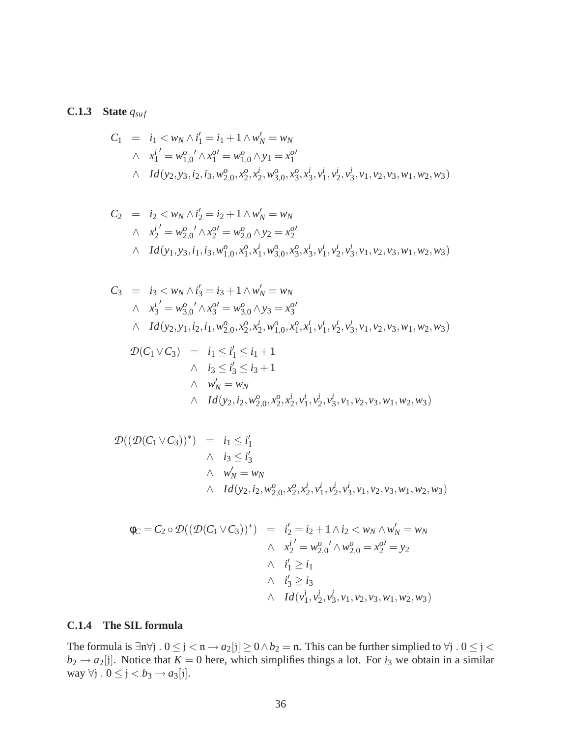### C.1.3 State $q_{suf}$

$$
\begin{aligned}
C_1 &= i_1 < w_N \wedge i_1' = i_1 + 1 \wedge w_N' = w_N \\
&\wedge\ x_1^{i\,\prime} = w_{1,0}^{o\,\prime} \wedge x_1^{o\prime} = w_{1,0}^{o} \wedge y_1 = x_1^{o\prime} \\
&\wedge\ Id(y_2, y_3, i_2, i_3, w_{2,0}^o, x_2^o, x_2^i, w_{3,0}^o, x_3^o, x_3^i, v_1^i, v_2^i, v_3^i, v_1, v_2, v_3, w_1, w_2, w_3)
\end{aligned}
$$

$$
\begin{aligned}
C_2 &= i_2 < w_N \wedge i_2' = i_2 + 1 \wedge w_N' = w_N \\
&\wedge\ x_2^{i\,\prime} = w_{2,0}^{o\,\prime} \wedge x_2^{o\prime} = w_{2,0}^{o} \wedge y_2 = x_2^{o\prime} \\
&\wedge\ Id(y_1, y_3, i_1, i_3, w_{1,0}^o, x_1^o, x_1^i, w_{3,0}^o, x_3^o, x_3^i, v_1^i, v_2^i, v_3^i, v_1, v_2, v_3, w_1, w_2, w_3)
\end{aligned}
$$

$$
\begin{aligned}
C_3 &= i_3 < w_N \wedge i_3' = i_3 + 1 \wedge w_N' = w_N \\
&\wedge\ x_3^{i\,\prime} = w_{3,0}^{o\,\prime} \wedge x_3^{o\prime} = w_{3,0}^{o} \wedge y_3 = x_3^{o\prime} \\
&\wedge\ Id(y_2, y_1, i_2, i_1, w_{2,0}^o, x_2^o, x_2^i, w_{1,0}^o, x_1^o, x_1^i, v_1^i, v_2^i, v_3^i, v_1, v_2, v_3, w_1, w_2, w_3)
\end{aligned}
$$

$$
\begin{aligned}
\mathcal{D}(C_1 \vee C_3) &= i_1 \leq i_1' \leq i_1 + 1 \\
&\wedge\ i_3 \leq i_3' \leq i_3 + 1 \\
&\wedge\ w_N' = w_N \\
&\wedge\ Id(y_2, i_2, w_{2,0}^o, x_2^o, x_2^i, v_1^i, v_2^i, v_3^i, v_1, v_2, v_3, w_1, w_2, w_3)
\end{aligned}
$$

$$
\begin{aligned}
\mathcal{D}((\mathcal{D}(C_1 \vee C_3))^*) &= i_1 \leq i_1' \\
&\wedge\ i_3 \leq i_3' \\
&\wedge\ w_N' = w_N \\
&\wedge\ Id(y_2, i_2, w_{2,0}^o, x_2^o, x_2^i, v_1^i, v_2^i, v_3^i, v_1, v_2, v_3, w_1, w_2, w_3)
\end{aligned}
$$

$$
\begin{aligned}
\varphi_C = C_2 \circ \mathcal{D}((\mathcal{D}(C_1 \vee C_3))^*) &= i_2' = i_2 + 1 \wedge i_2 < w_N \wedge w_N' = w_N \\
&\wedge\ x_2^{i\,\prime} = w_{2,0}^{o\,\prime} \wedge w_{2,0}^o = x_2^{o\prime} = y_2 \\
&\wedge\ i_1' \geq i_1 \\
&\wedge\ i_3' \geq i_3 \\
&\wedge\ Id(v_1^i, v_2^i, v_3^i, v_1, v_2, v_3, w_1, w_2, w_3)
\end{aligned}
$$

### C.1.4 The SIL formula

The formula is $\exists \mathfrak{n} \forall \mathfrak{j} \,.\, 0 \leq \mathfrak{j} < \mathfrak{n} \rightarrow a_2[\mathfrak{j}] \geq 0 \wedge b_2 = \mathfrak{n}$. This can be further simplied to $\forall \mathfrak{j} \,.\, 0 \leq \mathfrak{j} < b_2 \rightarrow a_2[\mathfrak{j}]$. Notice that $K = 0$ here, which simplifies things a lot. For $i_3$ we obtain in a similar way $\forall \mathfrak{j} \,.\, 0 \leq \mathfrak{j} < b_3 \rightarrow a_3[\mathfrak{j}]$.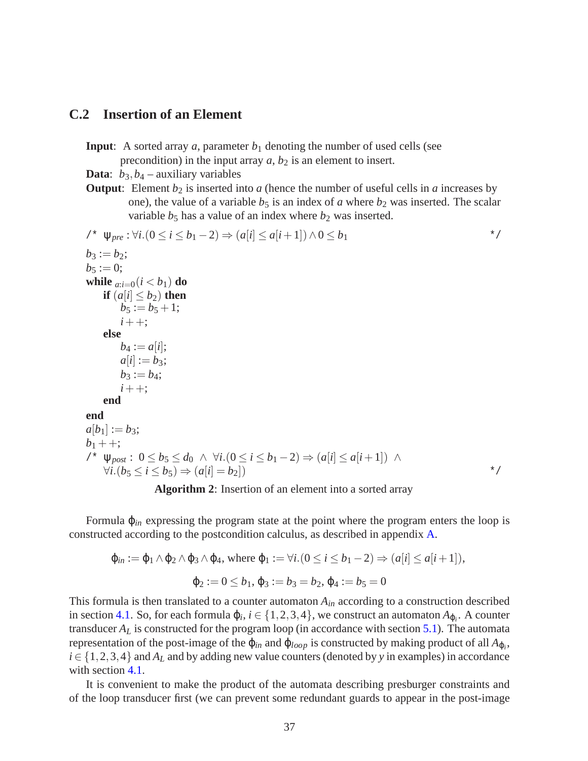## C.2 Insertion of an Element

**Input**: A sorted array $a$, parameter $b_1$ denoting the number of used cells (see precondition) in the input array $a$, $b_2$ is an element to insert.

**Data**: $b_3, b_4$ – auxiliary variables

**Output**: Element $b_2$ is inserted into $a$ (hence the number of useful cells in $a$ increases by one), the value of a variable $b_5$ is an index of $a$ where $b_2$ was inserted. The scalar variable $b_5$ has a value of an index where $b_2$ was inserted.

/* $\psi_{pre} : \forall i.(0 \leq i \leq b_1 - 2) \Rightarrow (a[i] \leq a[i+1]) \wedge 0 \leq b_1$ */

$b_3 := b_2$;
$b_5 := 0$;
**while** $_{a:i=0}(i < b_1)$ **do**
  **if** $(a[i] \leq b_2)$ **then**
    $b_5 := b_5 + 1$;
    $i++$;
  **else**
    $b_4 := a[i]$;
    $a[i] := b_3$;
    $b_3 := b_4$;
    $i++$;
  **end**
**end**
$a[b_1] := b_3$;
$b_1++$;
/* $\psi_{post}$ : $0 \leq b_5 \leq d_0 \ \wedge \ \forall i.(0 \leq i \leq b_1 - 2) \Rightarrow (a[i] \leq a[i+1]) \ \wedge$
$\forall i.(b_5 \leq i \leq b_5) \Rightarrow (a[i] = b_2])$ */

**Algorithm 2**: Insertion of an element into a sorted array

Formula $\varphi_{in}$ expressing the program state at the point where the program enters the loop is constructed according to the postcondition calculus, as described in appendix A.

$$\varphi_{in} := \varphi_1 \wedge \varphi_2 \wedge \varphi_3 \wedge \varphi_4, \text{ where } \varphi_1 := \forall i.(0 \leq i \leq b_1 - 2) \Rightarrow (a[i] \leq a[i+1]),$$

$$\varphi_2 := 0 \leq b_1,\ \varphi_3 := b_3 = b_2,\ \varphi_4 := b_5 = 0$$

This formula is then translated to a counter automaton $A_{in}$ according to a construction described in section 4.1. So, for each formula $\varphi_i$, $i \in \{1,2,3,4\}$, we construct an automaton $A_{\varphi_i}$. A counter transducer $A_L$ is constructed for the program loop (in accordance with section 5.1). The automata representation of the post-image of the $\varphi_{in}$ and $\varphi_{loop}$ is constructed by making product of all $A_{\varphi_i}$, $i \in \{1,2,3,4\}$ and $A_L$ and by adding new value counters (denoted by $y$ in examples) in accordance with section 4.1.

It is convenient to make the product of the automata describing presburger constraints and of the loop transducer first (we can prevent some redundant guards to appear in the post-image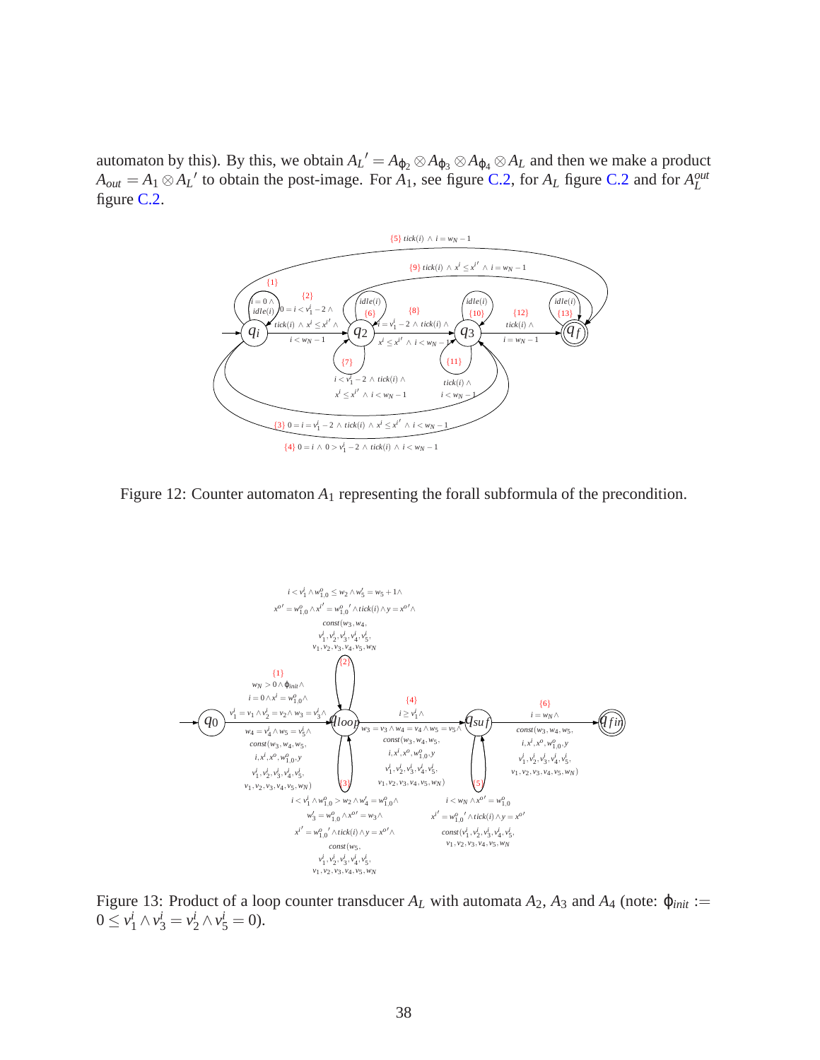automaton by this). By this, we obtain $A_L{}' = A_{\varphi_2} \otimes A_{\varphi_3} \otimes A_{\varphi_4} \otimes A_L$ and then we make a product $A_{out} = A_1 \otimes A_L{}'$ to obtain the post-image. For $A_1$, see figure C.2, for $A_L$ figure C.2 and for $A_L^{out}$ figure C.2.

Figure 12: Counter automaton $A_1$ representing the forall subformula of the precondition.

Figure 13: Product of a loop counter transducer $A_L$ with automata $A_2$, $A_3$ and $A_4$ (note: $\varphi_{init} := 0 \leq v_1^i \wedge v_3^i = v_2^i \wedge v_5^i = 0$).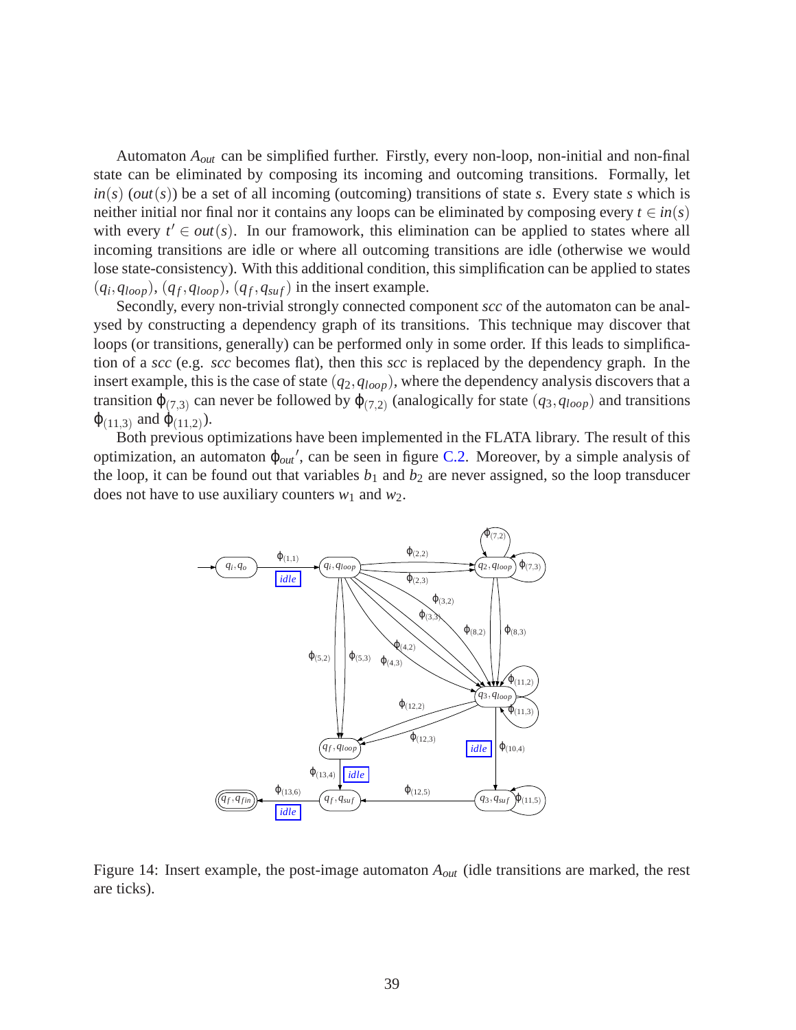Automaton $A_{out}$ can be simplified further. Firstly, every non-loop, non-initial and non-final state can be eliminated by composing its incoming and outcoming transitions. Formally, let $in(s)$ ($out(s)$) be a set of all incoming (outcoming) transitions of state $s$. Every state $s$ which is neither initial nor final nor it contains any loops can be eliminated by composing every $t \in in(s)$ with every $t' \in out(s)$. In our framowork, this elimination can be applied to states where all incoming transitions are idle or where all outcoming transitions are idle (otherwise we would lose state-consistency). With this additional condition, this simplification can be applied to states $(q_i, q_{loop})$, $(q_f, q_{loop})$, $(q_f, q_{suf})$ in the insert example.

Secondly, every non-trivial strongly connected component *scc* of the automaton can be analysed by constructing a dependency graph of its transitions. This technique may discover that loops (or transitions, generally) can be performed only in some order. If this leads to simplification of a *scc* (e.g. *scc* becomes flat), then this *scc* is replaced by the dependency graph. In the insert example, this is the case of state $(q_2, q_{loop})$, where the dependency analysis discovers that a transition $\varphi_{(7,3)}$ can never be followed by $\varphi_{(7,2)}$ (analogically for state $(q_3, q_{loop})$ and transitions $\varphi_{(11,3)}$ and $\varphi_{(11,2)}$).

Both previous optimizations have been implemented in the FLATA library. The result of this optimization, an automaton $\varphi_{out}'$, can be seen in figure C.2. Moreover, by a simple analysis of the loop, it can be found out that variables $b_1$ and $b_2$ are never assigned, so the loop transducer does not have to use auxiliary counters $w_1$ and $w_2$.

Figure 14: Insert example, the post-image automaton $A_{out}$ (idle transitions are marked, the rest are ticks).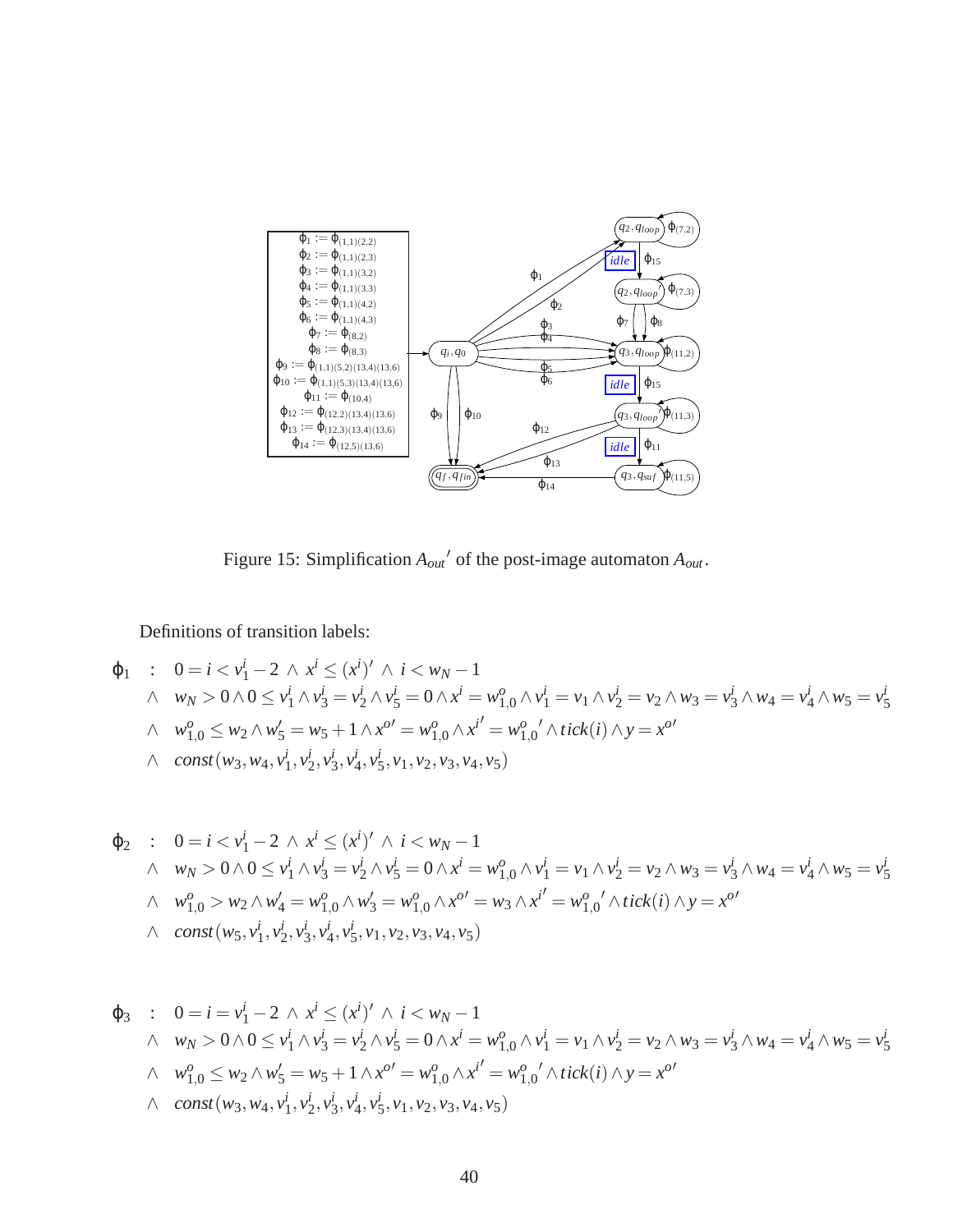Figure 15: Simplification $A_{out}{}'$ of the post-image automaton $A_{out}$.

Definitions of transition labels:

$$
\begin{aligned}
\varphi_1 \quad : \quad & 0 = i < v_1^i - 2 \ \wedge \ x^i \leq (x^i)' \ \wedge \ i < w_N - 1 \\
\wedge \quad & w_N > 0 \wedge 0 \leq v_1^i \wedge v_3^i = v_2^i \wedge v_5^i = 0 \wedge x^i = w_{1,0}^o \wedge v_1^i = v_1 \wedge v_2^i = v_2 \wedge w_3 = v_3^i \wedge w_4 = v_4^i \wedge w_5 = v_5^i \\
\wedge \quad & w_{1,0}^o \leq w_2 \wedge w_5' = w_5 + 1 \wedge x^{o\prime} = w_{1,0}^o \wedge x^{i\prime} = w_{1,0}^o{}' \wedge tick(i) \wedge y = x^{o\prime} \\
\wedge \quad & const(w_3, w_4, v_1^i, v_2^i, v_3^i, v_4^i, v_5^i, v_1, v_2, v_3, v_4, v_5)
\end{aligned}
$$

$$
\begin{aligned}
\varphi_2 \quad : \quad & 0 = i < v_1^i - 2 \ \wedge \ x^i \leq (x^i)' \ \wedge \ i < w_N - 1 \\
\wedge \quad & w_N > 0 \wedge 0 \leq v_1^i \wedge v_3^i = v_2^i \wedge v_5^i = 0 \wedge x^i = w_{1,0}^o \wedge v_1^i = v_1 \wedge v_2^i = v_2 \wedge w_3 = v_3^i \wedge w_4 = v_4^i \wedge w_5 = v_5^i \\
\wedge \quad & w_{1,0}^o > w_2 \wedge w_4' = w_{1,0}^o \wedge w_3' = w_{1,0}^o \wedge x^{o\prime} = w_3 \wedge x^{i\prime} = w_{1,0}^o{}' \wedge tick(i) \wedge y = x^{o\prime} \\
\wedge \quad & const(w_5, v_1^i, v_2^i, v_3^i, v_4^i, v_5^i, v_1, v_2, v_3, v_4, v_5)
\end{aligned}
$$

$$
\begin{aligned}
\varphi_3 \quad : \quad & 0 = i = v_1^i - 2 \ \wedge \ x^i \leq (x^i)' \ \wedge \ i < w_N - 1 \\
\wedge \quad & w_N > 0 \wedge 0 \leq v_1^i \wedge v_3^i = v_2^i \wedge v_5^i = 0 \wedge x^i = w_{1,0}^o \wedge v_1^i = v_1 \wedge v_2^i = v_2 \wedge w_3 = v_3^i \wedge w_4 = v_4^i \wedge w_5 = v_5^i \\
\wedge \quad & w_{1,0}^o \leq w_2 \wedge w_5' = w_5 + 1 \wedge x^{o\prime} = w_{1,0}^o \wedge x^{i\prime} = w_{1,0}^o{}' \wedge tick(i) \wedge y = x^{o\prime} \\
\wedge \quad & const(w_3, w_4, v_1^i, v_2^i, v_3^i, v_4^i, v_5^i, v_1, v_2, v_3, v_4, v_5)
\end{aligned}
$$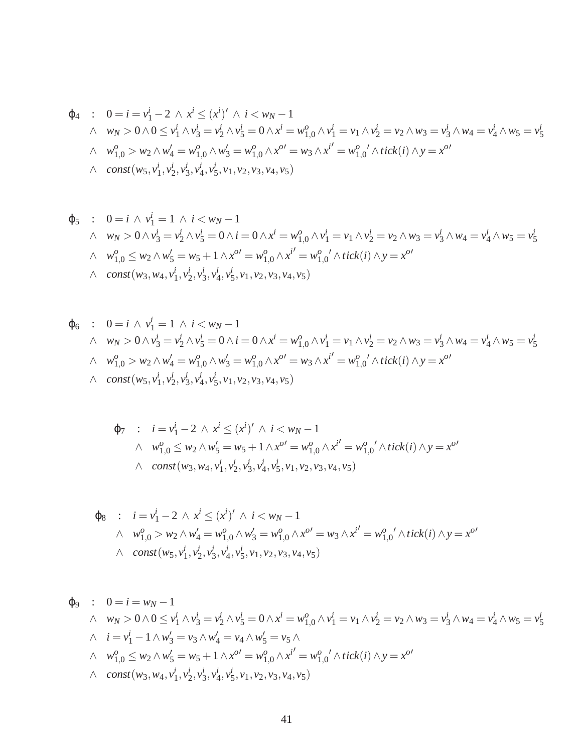$$
\begin{aligned}
\varphi_4 \quad : \quad & 0 = i = v_1^i - 2 \ \wedge \ x^i \leq (x^i)' \ \wedge \ i < w_N - 1 \\
\wedge \quad & w_N > 0 \wedge 0 \leq v_1^i \wedge v_3^i = v_2^i \wedge v_5^i = 0 \wedge x^i = w_{1,0}^o \wedge v_1^i = v_1 \wedge v_2^i = v_2 \wedge w_3 = v_3^i \wedge w_4 = v_4^i \wedge w_5 = v_5^i \\
\wedge \quad & w_{1,0}^o > w_2 \wedge w_4' = w_{1,0}^o \wedge w_3' = w_{1,0}^o \wedge x^{o\prime} = w_3 \wedge x^{i\prime} = {w_{1,0}^o}' \wedge tick(i) \wedge y = x^{o\prime} \\
\wedge \quad & const(w_5, v_1^i, v_2^i, v_3^i, v_4^i, v_5^i, v_1, v_2, v_3, v_4, v_5)
\end{aligned}
$$

$$
\begin{aligned}
\varphi_5 \quad : \quad & 0 = i \ \wedge \ v_1^i = 1 \ \wedge \ i < w_N - 1 \\
\wedge \quad & w_N > 0 \wedge v_3^i = v_2^i \wedge v_5^i = 0 \wedge i = 0 \wedge x^i = w_{1,0}^o \wedge v_1^i = v_1 \wedge v_2^i = v_2 \wedge w_3 = v_3^i \wedge w_4 = v_4^i \wedge w_5 = v_5^i \\
\wedge \quad & w_{1,0}^o \leq w_2 \wedge w_5' = w_5 + 1 \wedge x^{o\prime} = w_{1,0}^o \wedge x^{i\prime} = {w_{1,0}^o}' \wedge tick(i) \wedge y = x^{o\prime} \\
\wedge \quad & const(w_3, w_4, v_1^i, v_2^i, v_3^i, v_4^i, v_5^i, v_1, v_2, v_3, v_4, v_5)
\end{aligned}
$$

$$
\begin{aligned}
\varphi_6 \quad : \quad & 0 = i \ \wedge \ v_1^i = 1 \ \wedge \ i < w_N - 1 \\
\wedge \quad & w_N > 0 \wedge v_3^i = v_2^i \wedge v_5^i = 0 \wedge i = 0 \wedge x^i = w_{1,0}^o \wedge v_1^i = v_1 \wedge v_2^i = v_2 \wedge w_3 = v_3^i \wedge w_4 = v_4^i \wedge w_5 = v_5^i \\
\wedge \quad & w_{1,0}^o > w_2 \wedge w_4' = w_{1,0}^o \wedge w_3' = w_{1,0}^o \wedge x^{o\prime} = w_3 \wedge x^{i\prime} = {w_{1,0}^o}' \wedge tick(i) \wedge y = x^{o\prime} \\
\wedge \quad & const(w_5, v_1^i, v_2^i, v_3^i, v_4^i, v_5^i, v_1, v_2, v_3, v_4, v_5)
\end{aligned}
$$

$$
\begin{aligned}
\varphi_7 \quad : \quad & i = v_1^i - 2 \ \wedge \ x^i \leq (x^i)' \ \wedge \ i < w_N - 1 \\
\wedge \quad & w_{1,0}^o \leq w_2 \wedge w_5' = w_5 + 1 \wedge x^{o\prime} = w_{1,0}^o \wedge x^{i\prime} = {w_{1,0}^o}' \wedge tick(i) \wedge y = x^{o\prime} \\
\wedge \quad & const(w_3, w_4, v_1^i, v_2^i, v_3^i, v_4^i, v_5^i, v_1, v_2, v_3, v_4, v_5)
\end{aligned}
$$

$$
\begin{aligned}
\varphi_8 \quad : \quad & i = v_1^i - 2 \ \wedge \ x^i \leq (x^i)' \ \wedge \ i < w_N - 1 \\
\wedge \quad & w_{1,0}^o > w_2 \wedge w_4' = w_{1,0}^o \wedge w_3' = w_{1,0}^o \wedge x^{o\prime} = w_3 \wedge x^{i\prime} = {w_{1,0}^o}' \wedge tick(i) \wedge y = x^{o\prime} \\
\wedge \quad & const(w_5, v_1^i, v_2^i, v_3^i, v_4^i, v_5^i, v_1, v_2, v_3, v_4, v_5)
\end{aligned}
$$

$$
\begin{aligned}
\varphi_9 \quad : \quad & 0 = i = w_N - 1 \\
\wedge \quad & w_N > 0 \wedge 0 \leq v_1^i \wedge v_3^i = v_2^i \wedge v_5^i = 0 \wedge x^i = w_{1,0}^o \wedge v_1^i = v_1 \wedge v_2^i = v_2 \wedge w_3 = v_3^i \wedge w_4 = v_4^i \wedge w_5 = v_5^i \\
\wedge \quad & i = v_1^i - 1 \wedge w_3' = v_3 \wedge w_4' = v_4 \wedge w_5' = v_5 \wedge \\
\wedge \quad & w_{1,0}^o \leq w_2 \wedge w_5' = w_5 + 1 \wedge x^{o\prime} = w_{1,0}^o \wedge x^{i\prime} = {w_{1,0}^o}' \wedge tick(i) \wedge y = x^{o\prime} \\
\wedge \quad & const(w_3, w_4, v_1^i, v_2^i, v_3^i, v_4^i, v_5^i, v_1, v_2, v_3, v_4, v_5)
\end{aligned}
$$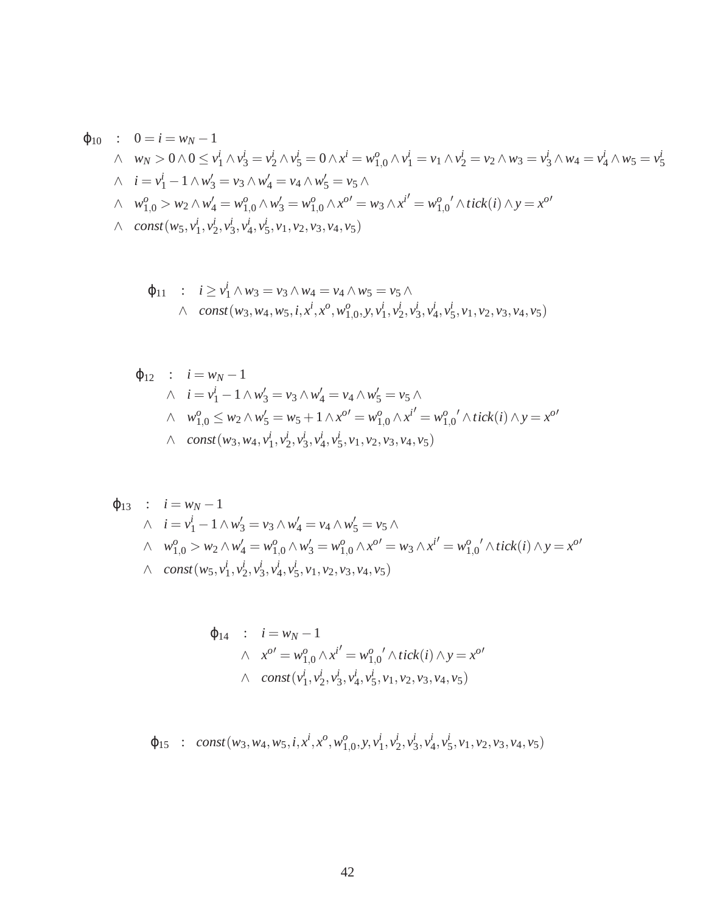$$
\begin{aligned}
\varphi_{10} \quad : \quad & 0 = i = w_N - 1 \\
\wedge \quad & w_N > 0 \wedge 0 \leq v^i_1 \wedge v^i_3 = v^i_2 \wedge v^i_5 = 0 \wedge x^i = w^o_{1,0} \wedge v^i_1 = v_1 \wedge v^i_2 = v_2 \wedge w_3 = v^i_3 \wedge w_4 = v^i_4 \wedge w_5 = v^i_5 \\
\wedge \quad & i = v^i_1 - 1 \wedge w'_3 = v_3 \wedge w'_4 = v_4 \wedge w'_5 = v_5 \wedge \\
\wedge \quad & w^o_{1,0} > w_2 \wedge w'_4 = w^o_{1,0} \wedge w'_3 = w^o_{1,0} \wedge x^{o\prime} = w_3 \wedge x^{i\prime} = {w^o_{1,0}}' \wedge tick(i) \wedge y = x^{o\prime} \\
\wedge \quad & const(w_5, v^i_1, v^i_2, v^i_3, v^i_4, v^i_5, v_1, v_2, v_3, v_4, v_5)
\end{aligned}
$$

$$
\begin{aligned}
\varphi_{11} \quad : \quad & i \geq v^i_1 \wedge w_3 = v_3 \wedge w_4 = v_4 \wedge w_5 = v_5 \wedge \\
\wedge \quad & const(w_3, w_4, w_5, i, x^i, x^o, w^o_{1,0}, y, v^i_1, v^i_2, v^i_3, v^i_4, v^i_5, v_1, v_2, v_3, v_4, v_5)
\end{aligned}
$$

$$
\begin{aligned}
\varphi_{12} \quad : \quad & i = w_N - 1 \\
\wedge \quad & i = v^i_1 - 1 \wedge w'_3 = v_3 \wedge w'_4 = v_4 \wedge w'_5 = v_5 \wedge \\
\wedge \quad & w^o_{1,0} \leq w_2 \wedge w'_5 = w_5 + 1 \wedge x^{o\prime} = w^o_{1,0} \wedge x^{i\prime} = {w^o_{1,0}}' \wedge tick(i) \wedge y = x^{o\prime} \\
\wedge \quad & const(w_3, w_4, v^i_1, v^i_2, v^i_3, v^i_4, v^i_5, v_1, v_2, v_3, v_4, v_5)
\end{aligned}
$$

$$
\begin{aligned}
\varphi_{13} \quad : \quad & i = w_N - 1 \\
\wedge \quad & i = v^i_1 - 1 \wedge w'_3 = v_3 \wedge w'_4 = v_4 \wedge w'_5 = v_5 \wedge \\
\wedge \quad & w^o_{1,0} > w_2 \wedge w'_4 = w^o_{1,0} \wedge w'_3 = w^o_{1,0} \wedge x^{o\prime} = w_3 \wedge x^{i\prime} = {w^o_{1,0}}' \wedge tick(i) \wedge y = x^{o\prime} \\
\wedge \quad & const(w_5, v^i_1, v^i_2, v^i_3, v^i_4, v^i_5, v_1, v_2, v_3, v_4, v_5)
\end{aligned}
$$

$$
\begin{aligned}
\varphi_{14} \quad : \quad & i = w_N - 1 \\
\wedge \quad & x^{o\prime} = w^o_{1,0} \wedge x^{i\prime} = {w^o_{1,0}}' \wedge tick(i) \wedge y = x^{o\prime} \\
\wedge \quad & const(v^i_1, v^i_2, v^i_3, v^i_4, v^i_5, v_1, v_2, v_3, v_4, v_5)
\end{aligned}
$$

$$
\varphi_{15} \quad : \quad const(w_3, w_4, w_5, i, x^i, x^o, w^o_{1,0}, y, v^i_1, v^i_2, v^i_3, v^i_4, v^i_5, v_1, v_2, v_3, v_4, v_5)
$$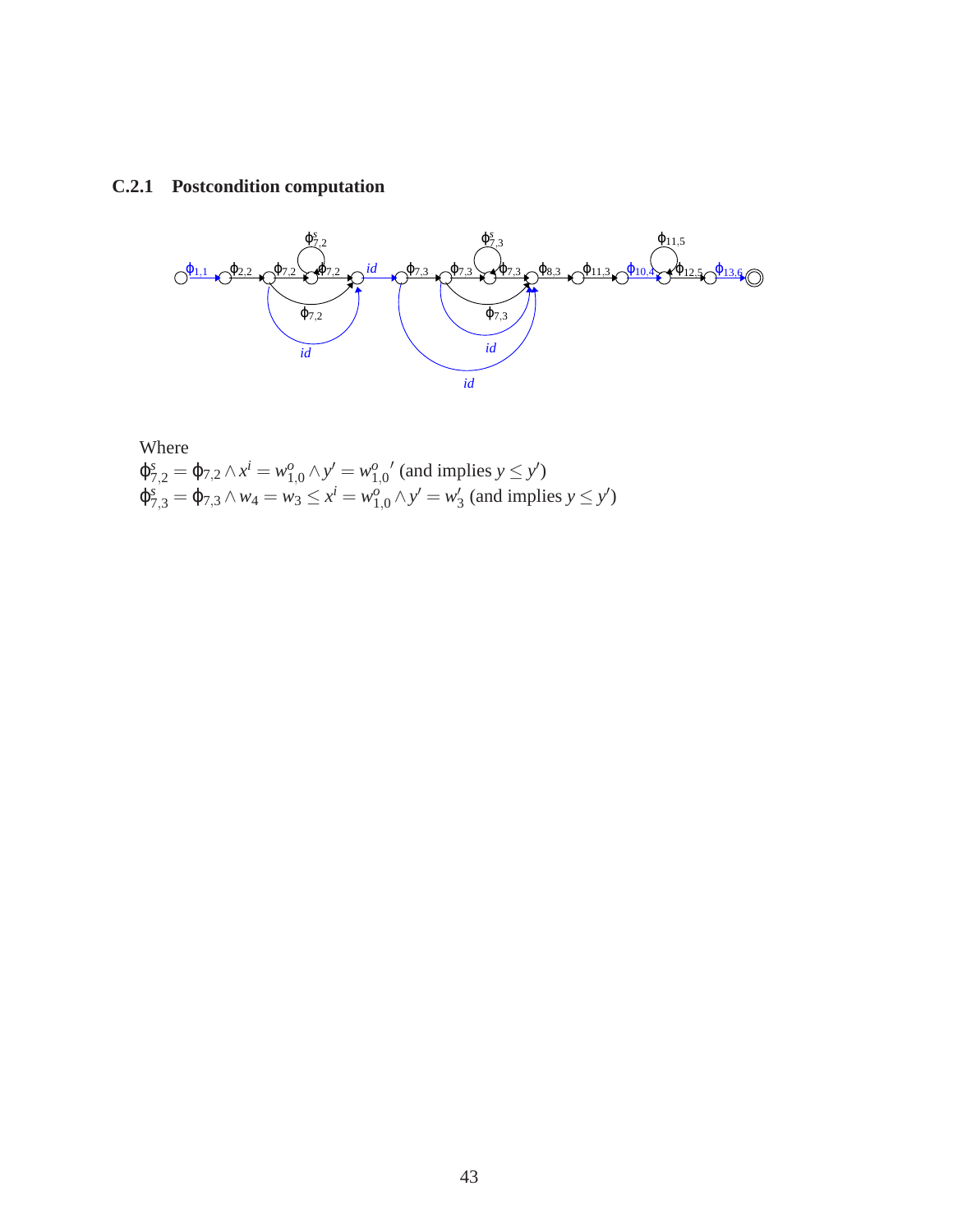### C.2.1 Postcondition computation

Where

$\phi^s_{7,2} = \phi_{7,2} \wedge x^i = w^o_{1,0} \wedge y' = {w^o_{1,0}}'$ (and implies $y \leq y'$)

$\phi^s_{7,3} = \phi_{7,3} \wedge w_4 = w_3 \leq x^i = w^o_{1,0} \wedge y' = w'_3$ (and implies $y \leq y'$)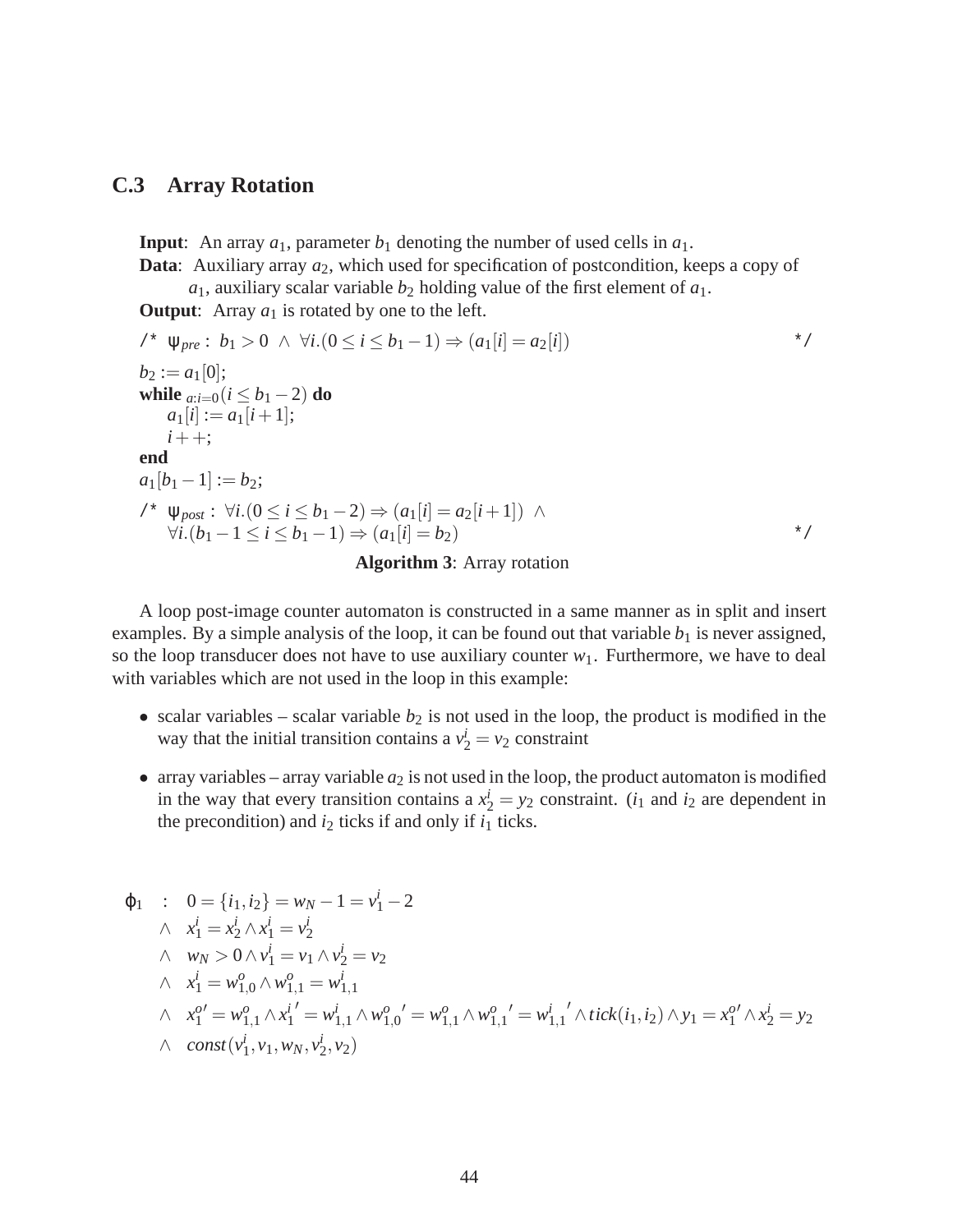### C.3 Array Rotation

**Input**: An array $a_1$, parameter $b_1$ denoting the number of used cells in $a_1$.
**Data**: Auxiliary array $a_2$, which used for specification of postcondition, keeps a copy of $a_1$, auxiliary scalar variable $b_2$ holding value of the first element of $a_1$.
**Output**: Array $a_1$ is rotated by one to the left.

```
/* ψ_pre : b_1 > 0 ∧ ∀i.(0 ≤ i ≤ b_1 − 1) ⇒ (a_1[i] = a_2[i])                          */
b_2 := a_1[0];
while_{a:i=0} (i ≤ b_1 − 2) do
    a_1[i] := a_1[i+1];
    i++;
end
a_1[b_1 − 1] := b_2;
/* ψ_post : ∀i.(0 ≤ i ≤ b_1 − 2) ⇒ (a_1[i] = a_2[i+1]) ∧
   ∀i.(b_1 − 1 ≤ i ≤ b_1 − 1) ⇒ (a_1[i] = b_2)                                          */
```

**Algorithm 3**: Array rotation

A loop post-image counter automaton is constructed in a same manner as in split and insert examples. By a simple analysis of the loop, it can be found out that variable $b_1$ is never assigned, so the loop transducer does not have to use auxiliary counter $w_1$. Furthermore, we have to deal with variables which are not used in the loop in this example:

- scalar variables – scalar variable $b_2$ is not used in the loop, the product is modified in the way that the initial transition contains a $v_2^i = v_2$ constraint
- array variables – array variable $a_2$ is not used in the loop, the product automaton is modified in the way that every transition contains a $x_2^i = y_2$ constraint. ($i_1$ and $i_2$ are dependent in the precondition) and $i_2$ ticks if and only if $i_1$ ticks.

$$
\begin{aligned}
\varphi_1 \quad : \quad & 0 = \{i_1, i_2\} = w_N - 1 = v_1^i - 2 \\
\wedge \quad & x_1^i = x_2^i \wedge x_1^i = v_2^i \\
\wedge \quad & w_N > 0 \wedge v_1^i = v_1 \wedge v_2^i = v_2 \\
\wedge \quad & x_1^i = w_{1,0}^o \wedge w_{1,1}^o = w_{1,1}^i \\
\wedge \quad & x_1^{o\prime} = w_{1,1}^o \wedge x_1^{i\prime} = w_{1,1}^i \wedge w_{1,0}^{o\prime} = w_{1,1}^o \wedge w_{1,1}^{o\prime} = w_{1,1}^{i\prime} \wedge tick(i_1, i_2) \wedge y_1 = x_1^{o\prime} \wedge x_2^i = y_2 \\
\wedge \quad & const(v_1^i, v_1, w_N, v_2^i, v_2)
\end{aligned}
$$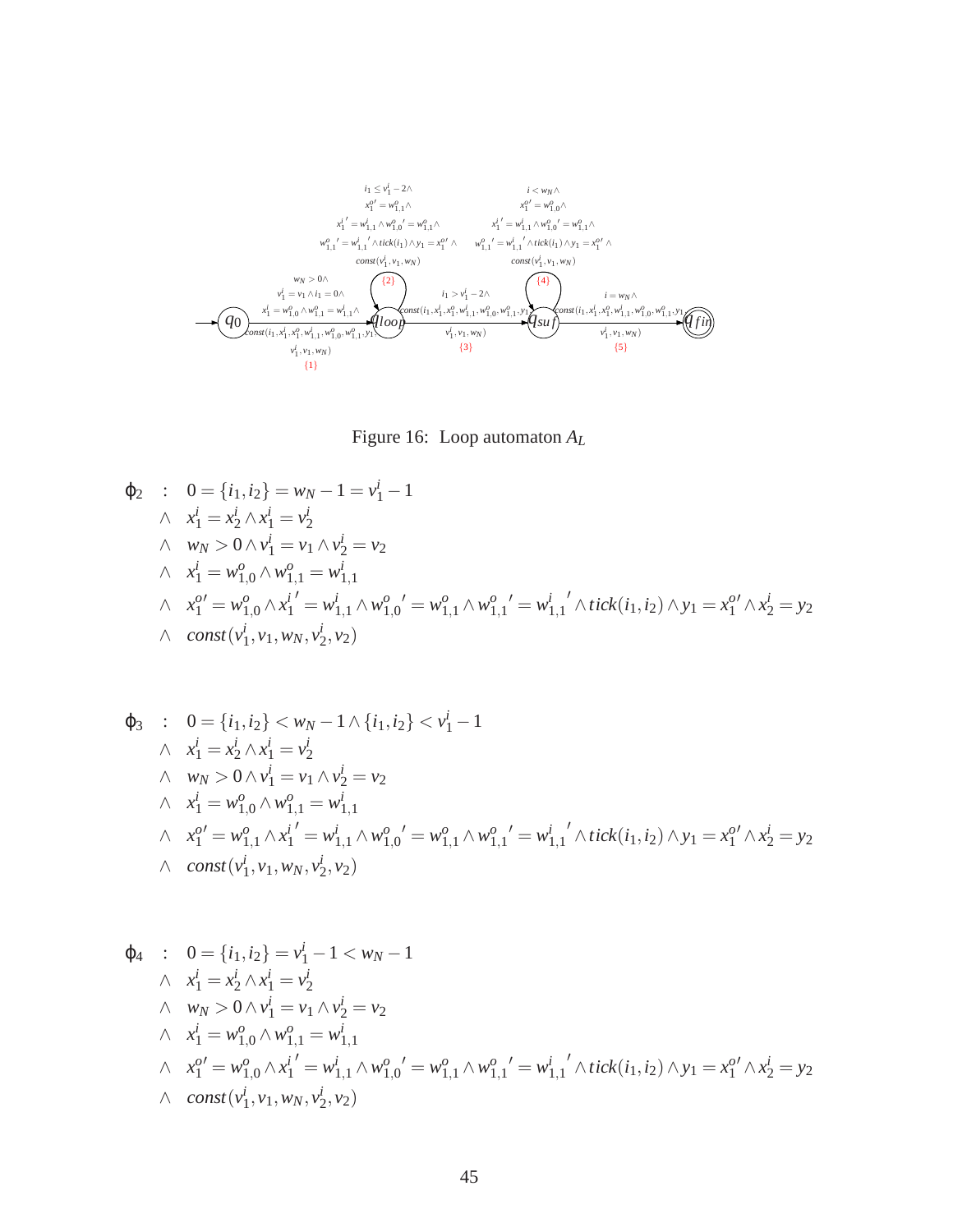Figure 16: Loop automaton $A_L$

$$
\begin{aligned}
\varphi_2 \quad : \quad & 0 = \{i_1, i_2\} = w_N - 1 = v_1^i - 1 \\
\wedge \quad & x_1^i = x_2^i \wedge x_1^i = v_2^i \\
\wedge \quad & w_N > 0 \wedge v_1^i = v_1 \wedge v_2^i = v_2 \\
\wedge \quad & x_1^i = w_{1,0}^o \wedge w_{1,1}^o = w_{1,1}^i \\
\wedge \quad & x_1^{o\prime} = w_{1,0}^o \wedge x_1^{i\,\prime} = w_{1,1}^i \wedge w_{1,0}^{o\;\prime} = w_{1,1}^o \wedge w_{1,1}^{o\;\prime} = w_{1,1}^{i\;\prime} \wedge tick(i_1, i_2) \wedge y_1 = x_1^{o\prime} \wedge x_2^i = y_2 \\
\wedge \quad & const(v_1^i, v_1, w_N, v_2^i, v_2)
\end{aligned}
$$

$$
\begin{aligned}
\varphi_3 \quad : \quad & 0 = \{i_1, i_2\} < w_N - 1 \wedge \{i_1, i_2\} < v_1^i - 1 \\
\wedge \quad & x_1^i = x_2^i \wedge x_1^i = v_2^i \\
\wedge \quad & w_N > 0 \wedge v_1^i = v_1 \wedge v_2^i = v_2 \\
\wedge \quad & x_1^i = w_{1,0}^o \wedge w_{1,1}^o = w_{1,1}^i \\
\wedge \quad & x_1^{o\prime} = w_{1,1}^o \wedge x_1^{i\,\prime} = w_{1,1}^i \wedge w_{1,0}^{o\;\prime} = w_{1,1}^o \wedge w_{1,1}^{o\;\prime} = w_{1,1}^{i\;\prime} \wedge tick(i_1, i_2) \wedge y_1 = x_1^{o\prime} \wedge x_2^i = y_2 \\
\wedge \quad & const(v_1^i, v_1, w_N, v_2^i, v_2)
\end{aligned}
$$

$$
\begin{aligned}
\varphi_4 \quad : \quad & 0 = \{i_1, i_2\} = v_1^i - 1 < w_N - 1 \\
\wedge \quad & x_1^i = x_2^i \wedge x_1^i = v_2^i \\
\wedge \quad & w_N > 0 \wedge v_1^i = v_1 \wedge v_2^i = v_2 \\
\wedge \quad & x_1^i = w_{1,0}^o \wedge w_{1,1}^o = w_{1,1}^i \\
\wedge \quad & x_1^{o\prime} = w_{1,0}^o \wedge x_1^{i\,\prime} = w_{1,1}^i \wedge w_{1,0}^{o\;\prime} = w_{1,1}^o \wedge w_{1,1}^{o\;\prime} = w_{1,1}^{i\;\prime} \wedge tick(i_1, i_2) \wedge y_1 = x_1^{o\prime} \wedge x_2^i = y_2 \\
\wedge \quad & const(v_1^i, v_1, w_N, v_2^i, v_2)
\end{aligned}
$$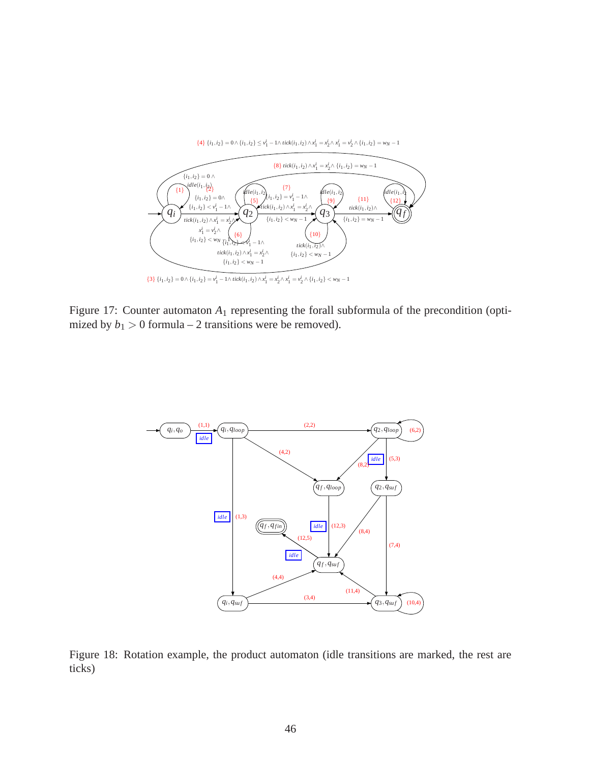Figure 17: Counter automaton $A_1$ representing the forall subformula of the precondition (optimized by $b_1 > 0$ formula – 2 transitions were be removed).

Figure 18: Rotation example, the product automaton (idle transitions are marked, the rest are ticks)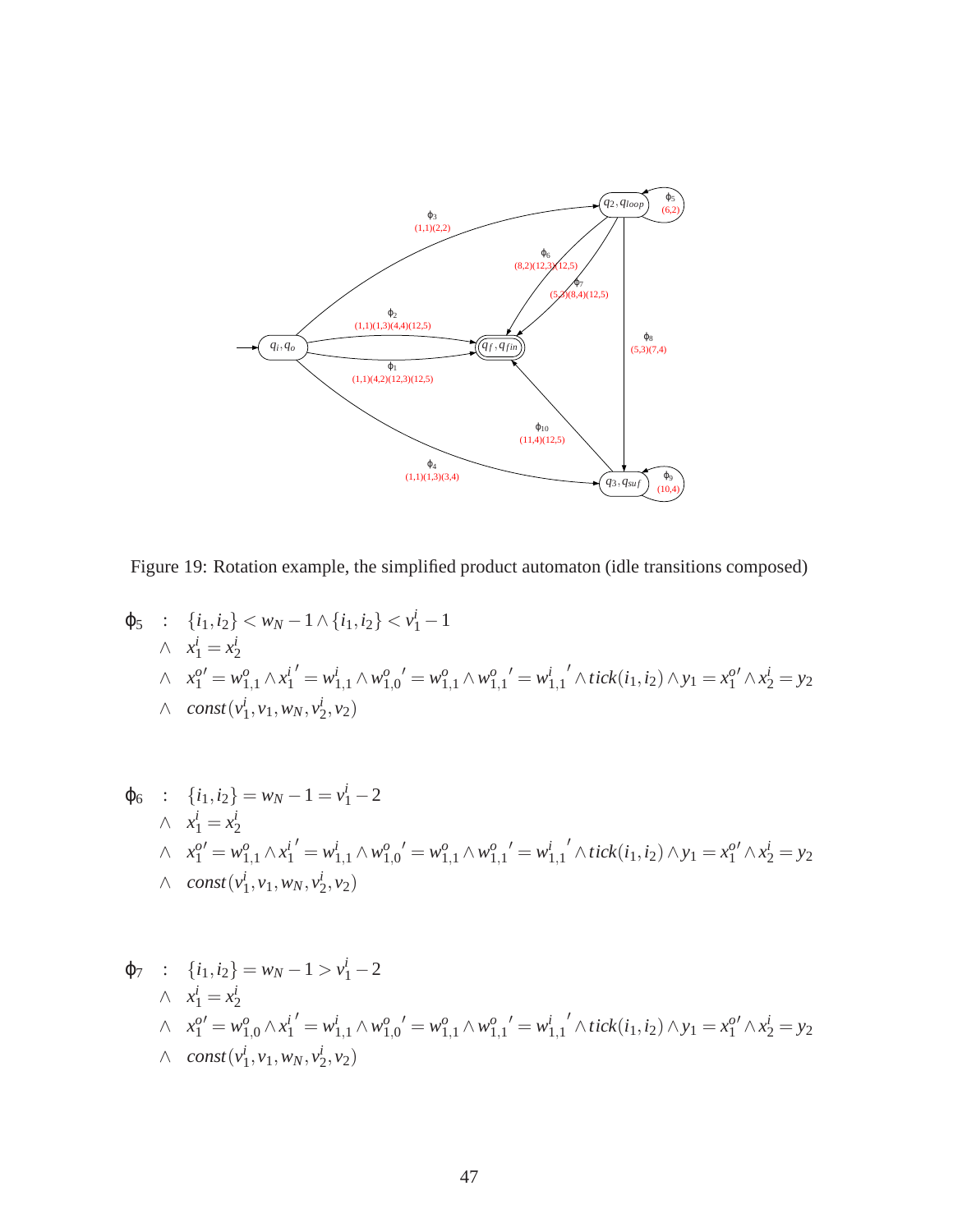Figure 19: Rotation example, the simplified product automaton (idle transitions composed)

$$
\begin{aligned}
\phi_5 \quad : \quad & \{i_1, i_2\} < w_N - 1 \wedge \{i_1, i_2\} < v_1^i - 1 \\
\wedge \quad & x_1^i = x_2^i \\
\wedge \quad & {x_1^o}' = w_{1,1}^o \wedge {x_1^i}' = w_{1,1}^i \wedge {w_{1,0}^o}' = w_{1,1}^o \wedge {w_{1,1}^o}' = {w_{1,1}^i}' \wedge tick(i_1, i_2) \wedge y_1 = {x_1^o}' \wedge x_2^i = y_2 \\
\wedge \quad & const(v_1^i, v_1, w_N, v_2^i, v_2)
\end{aligned}
$$

$$
\begin{aligned}
\phi_6 \quad : \quad & \{i_1, i_2\} = w_N - 1 = v_1^i - 2 \\
\wedge \quad & x_1^i = x_2^i \\
\wedge \quad & {x_1^o}' = w_{1,1}^o \wedge {x_1^i}' = w_{1,1}^i \wedge {w_{1,0}^o}' = w_{1,1}^o \wedge {w_{1,1}^o}' = {w_{1,1}^i}' \wedge tick(i_1, i_2) \wedge y_1 = {x_1^o}' \wedge x_2^i = y_2 \\
\wedge \quad & const(v_1^i, v_1, w_N, v_2^i, v_2)
\end{aligned}
$$

$$
\begin{aligned}
\phi_7 \quad : \quad & \{i_1, i_2\} = w_N - 1 > v_1^i - 2 \\
\wedge \quad & x_1^i = x_2^i \\
\wedge \quad & {x_1^o}' = w_{1,0}^o \wedge {x_1^i}' = w_{1,1}^i \wedge {w_{1,0}^o}' = w_{1,1}^o \wedge {w_{1,1}^o}' = {w_{1,1}^i}' \wedge tick(i_1, i_2) \wedge y_1 = {x_1^o}' \wedge x_2^i = y_2 \\
\wedge \quad & const(v_1^i, v_1, w_N, v_2^i, v_2)
\end{aligned}
$$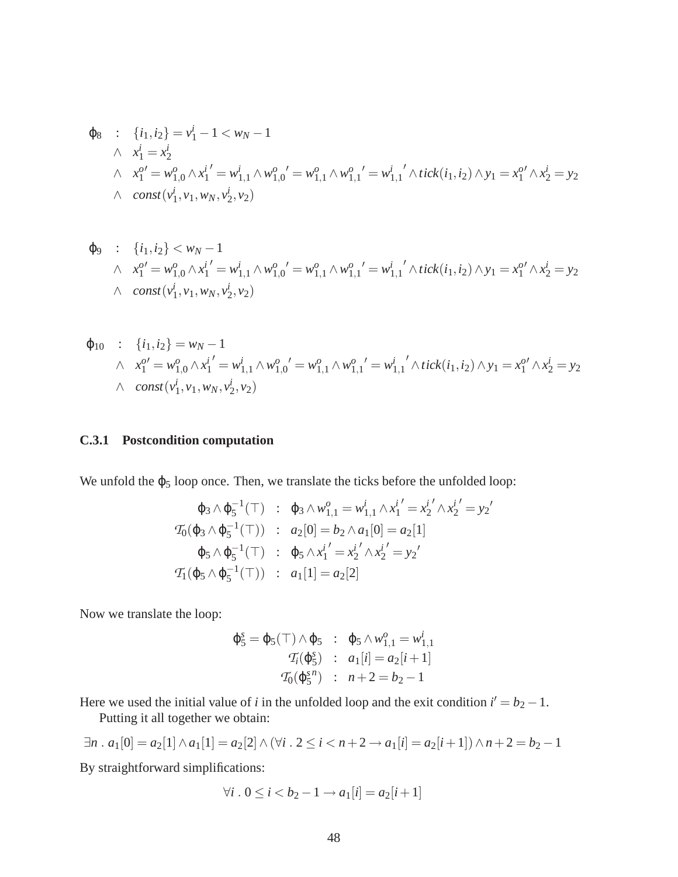$$
\begin{aligned}
\varphi_8 \quad : \quad & \{i_1, i_2\} = v_1^i - 1 < w_N - 1 \\
\wedge \quad & x_1^i = x_2^i \\
\wedge \quad & x_1^{o\prime} = w_{1,0}^o \wedge {x_1^i}' = w_{1,1}^i \wedge {w_{1,0}^o}' = w_{1,1}^o \wedge {w_{1,1}^o}' = {w_{1,1}^i}' \wedge tick(i_1, i_2) \wedge y_1 = x_1^{o\prime} \wedge x_2^i = y_2 \\
\wedge \quad & const(v_1^i, v_1, w_N, v_2^i, v_2)
\end{aligned}
$$

$$
\begin{aligned}
\varphi_9 \quad : \quad & \{i_1, i_2\} < w_N - 1 \\
\wedge \quad & x_1^{o\prime} = w_{1,0}^o \wedge {x_1^i}' = w_{1,1}^i \wedge {w_{1,0}^o}' = w_{1,1}^o \wedge {w_{1,1}^o}' = {w_{1,1}^i}' \wedge tick(i_1, i_2) \wedge y_1 = x_1^{o\prime} \wedge x_2^i = y_2 \\
\wedge \quad & const(v_1^i, v_1, w_N, v_2^i, v_2)
\end{aligned}
$$

$$
\begin{aligned}
\varphi_{10} \quad : \quad & \{i_1, i_2\} = w_N - 1 \\
\wedge \quad & x_1^{o\prime} = w_{1,0}^o \wedge {x_1^i}' = w_{1,1}^i \wedge {w_{1,0}^o}' = w_{1,1}^o \wedge {w_{1,1}^o}' = {w_{1,1}^i}' \wedge tick(i_1, i_2) \wedge y_1 = x_1^{o\prime} \wedge x_2^i = y_2 \\
\wedge \quad & const(v_1^i, v_1, w_N, v_2^i, v_2)
\end{aligned}
$$

### C.3.1 Postcondition computation

We unfold the $\varphi_5$ loop once. Then, we translate the ticks before the unfolded loop:

$$
\begin{aligned}
\varphi_3 \wedge \varphi_5^{-1}(\top) \quad &: \quad \varphi_3 \wedge w_{1,1}^o = w_{1,1}^i \wedge {x_1^i}' = {x_2^i}' \wedge {x_2^i}' = {y_2}' \\
\mathcal{T}_0(\varphi_3 \wedge \varphi_5^{-1}(\top)) \quad &: \quad a_2[0] = b_2 \wedge a_1[0] = a_2[1] \\
\varphi_5 \wedge \varphi_5^{-1}(\top) \quad &: \quad \varphi_5 \wedge {x_1^i}' = {x_2^i}' \wedge {x_2^i}' = {y_2}' \\
\mathcal{T}_1(\varphi_5 \wedge \varphi_5^{-1}(\top)) \quad &: \quad a_1[1] = a_2[2]
\end{aligned}
$$

Now we translate the loop:

$$
\begin{aligned}
\varphi_5^s = \varphi_5(\top) \wedge \varphi_5 \quad &: \quad \varphi_5 \wedge w_{1,1}^o = w_{1,1}^i \\
\mathcal{T}_i(\varphi_5^s) \quad &: \quad a_1[i] = a_2[i+1] \\
\mathcal{T}_0({\varphi_5^s}^n) \quad &: \quad n + 2 = b_2 - 1
\end{aligned}
$$

Here we used the initial value of $i$ in the unfolded loop and the exit condition $i' = b_2 - 1$.

Putting it all together we obtain:

$$
\exists n \,.\, a_1[0] = a_2[1] \wedge a_1[1] = a_2[2] \wedge (\forall i \,.\, 2 \leq i < n + 2 \rightarrow a_1[i] = a_2[i+1]) \wedge n + 2 = b_2 - 1
$$

By straightforward simplifications:

$$
\forall i \,.\, 0 \leq i < b_2 - 1 \rightarrow a_1[i] = a_2[i+1]
$$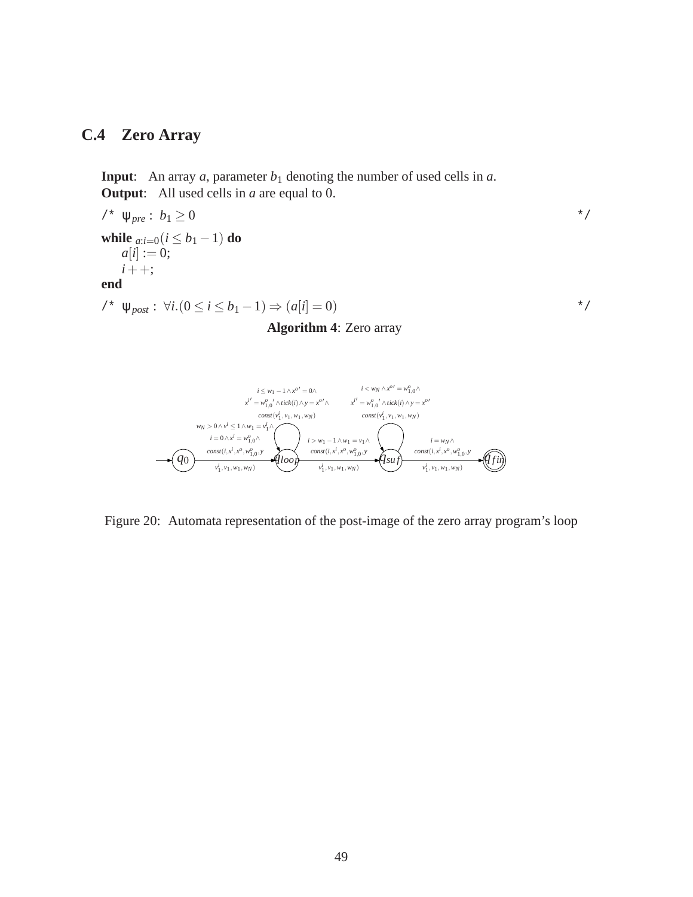## C.4 Zero Array

**Input**: An array $a$, parameter $b_1$ denoting the number of used cells in $a$.
**Output**: All used cells in $a$ are equal to 0.

```
/* ψ_pre : b_1 ≥ 0                                                    */
while_{a:i=0}(i ≤ b_1 − 1) do
    a[i] := 0;
    i++;
end
/* ψ_post : ∀i.(0 ≤ i ≤ b_1 − 1) ⇒ (a[i] = 0)                         */
```

**Algorithm 4**: Zero array

$q_0$

$w_N > 0 \wedge v^i \leq 1 \wedge w_1 = v_1^i \wedge$
$i = 0 \wedge x^i = w_{1,0}^o \wedge$
$const(i, x^i, x^o, w_{1,0}^o, y$
$v_1^i, v_1, w_1, w_N)$

$q_{loop}$

$i \leq w_1 - 1 \wedge x^{o\prime} = 0 \wedge$
$x^{i\prime} = w_{1,0}^{o}{}' \wedge tick(i) \wedge y = x^{o\prime} \wedge$
$const(v_1^i, v_1, w_1, w_N)$

$i > w_1 - 1 \wedge w_1 = v_1 \wedge$
$const(i, x^i, x^o, w_{1,0}^o, y$
$v_1^i, v_1, w_1, w_N)$

$q_{suf}$

$i < w_N \wedge x^{o\prime} = w_{1,0}^o \wedge$
$x^{i\prime} = w_{1,0}^{o}{}' \wedge tick(i) \wedge y = x^{o\prime}$
$const(v_1^i, v_1, w_1, w_N)$

$i = w_N \wedge$
$const(i, x^i, x^o, w_{1,0}^o, y$
$v_1^i, v_1, w_1, w_N)$

$q_{fin}$

Figure 20: Automata representation of the post-image of the zero array program's loop